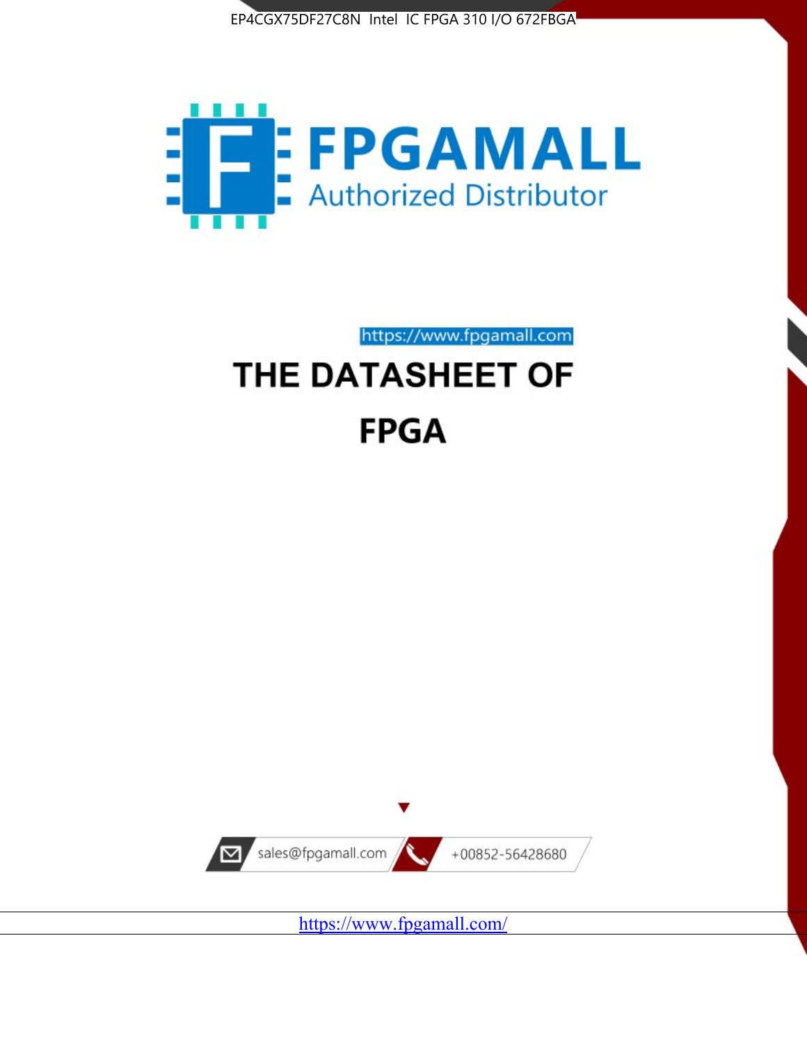EP4CGX75DF27C8N Intel IC FPGA 310 I/O 672FBGA

FPGAMALL

Authorized Distributor

https://www.fpgamall.com

# THE DATASHEET OF

# FPGA

sales@fpgamall.com

+00852-56428680

https://www.fpgamall.com/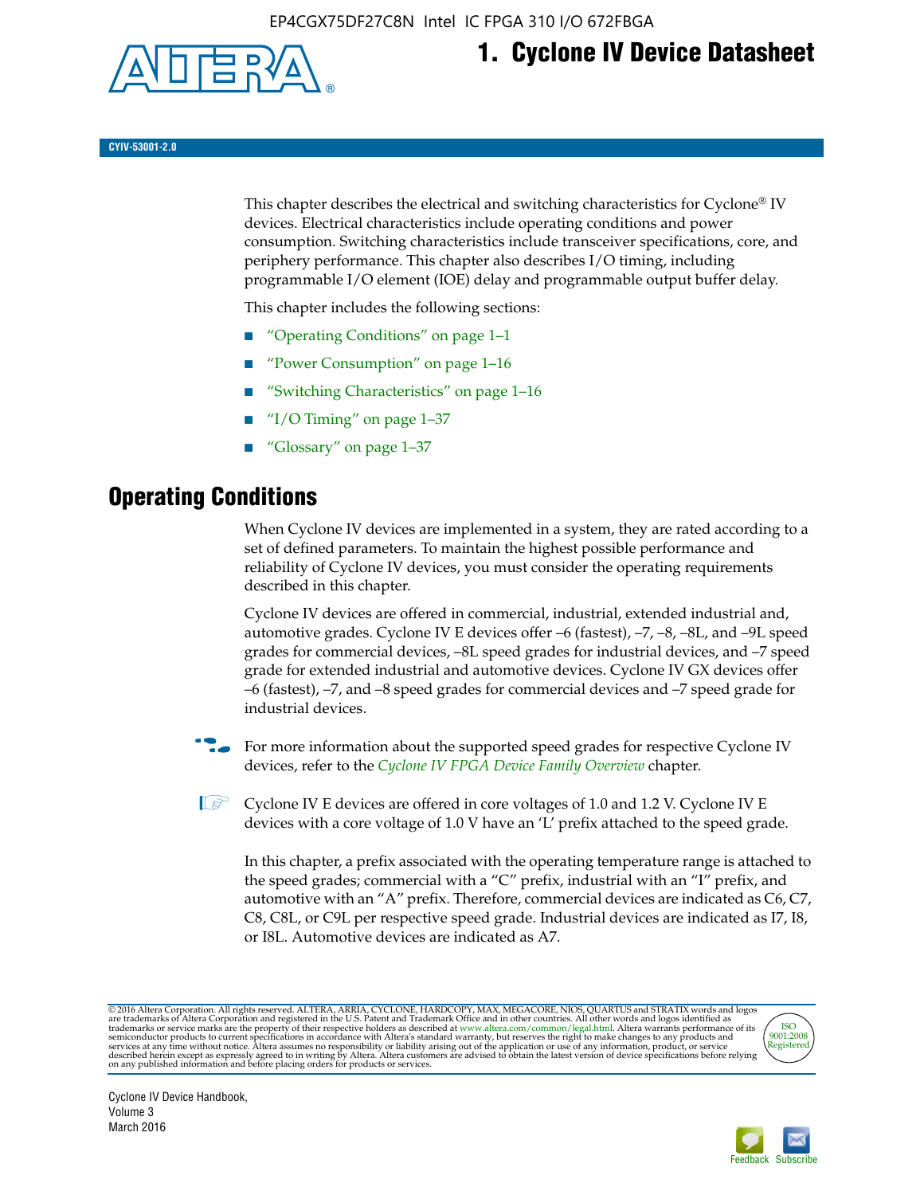# 1. Cyclone IV Device Datasheet

CYIV-53001-2.0

This chapter describes the electrical and switching characteristics for Cyclone® IV devices. Electrical characteristics include operating conditions and power consumption. Switching characteristics include transceiver specifications, core, and periphery performance. This chapter also describes I/O timing, including programmable I/O element (IOE) delay and programmable output buffer delay.

This chapter includes the following sections:

- "Operating Conditions" on page 1–1
- "Power Consumption" on page 1–16
- "Switching Characteristics" on page 1–16
- "I/O Timing" on page 1–37
- "Glossary" on page 1–37

## Operating Conditions

When Cyclone IV devices are implemented in a system, they are rated according to a set of defined parameters. To maintain the highest possible performance and reliability of Cyclone IV devices, you must consider the operating requirements described in this chapter.

Cyclone IV devices are offered in commercial, industrial, extended industrial and, automotive grades. Cyclone IV E devices offer –6 (fastest), –7, –8, –8L, and –9L speed grades for commercial devices, –8L speed grades for industrial devices, and –7 speed grade for extended industrial and automotive devices. Cyclone IV GX devices offer –6 (fastest), –7, and –8 speed grades for commercial devices and –7 speed grade for industrial devices.

For more information about the supported speed grades for respective Cyclone IV devices, refer to the *Cyclone IV FPGA Device Family Overview* chapter.

Cyclone IV E devices are offered in core voltages of 1.0 and 1.2 V. Cyclone IV E devices with a core voltage of 1.0 V have an 'L' prefix attached to the speed grade.

In this chapter, a prefix associated with the operating temperature range is attached to the speed grades; commercial with a "C" prefix, industrial with an "I" prefix, and automotive with an "A" prefix. Therefore, commercial devices are indicated as C6, C7, C8, C8L, or C9L per respective speed grade. Industrial devices are indicated as I7, I8, or I8L. Automotive devices are indicated as A7.

© 2016 Altera Corporation. All rights reserved. ALTERA, ARRIA, CYCLONE, HARDCOPY, MAX, MEGACORE, NIOS, QUARTUS and STRATIX words and logos are trademarks of Altera Corporation and registered in the U.S. Patent and Trademark Office and in other countries. All other words and logos identified as trademarks or service marks are the property of their respective holders as described at www.altera.com/common/legal.html. Altera warrants performance of its semiconductor products to current specifications in accordance with Altera's standard warranty, but reserves the right to make changes to any products and services at any time without notice. Altera assumes no responsibility or liability arising out of the application or use of any information, product, or service described herein except as expressly agreed to in writing by Altera. Altera customers are advised to obtain the latest version of device specifications before relying on any published information and before placing orders for products or services.

Cyclone IV Device Handbook,
Volume 3
March 2016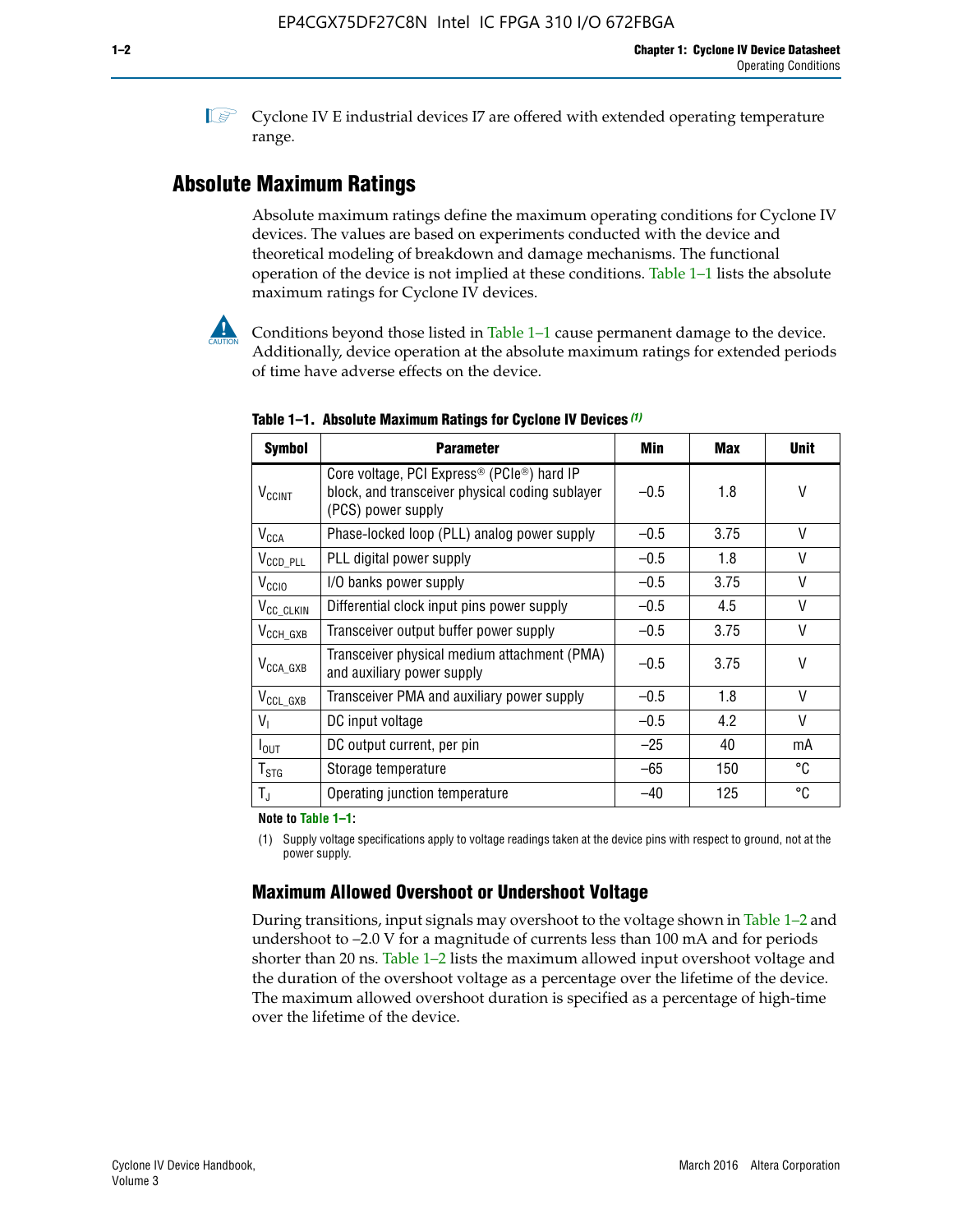Cyclone IV E industrial devices I7 are offered with extended operating temperature range.

## Absolute Maximum Ratings

Absolute maximum ratings define the maximum operating conditions for Cyclone IV devices. The values are based on experiments conducted with the device and theoretical modeling of breakdown and damage mechanisms. The functional operation of the device is not implied at these conditions. Table 1–1 lists the absolute maximum ratings for Cyclone IV devices.

Conditions beyond those listed in Table 1–1 cause permanent damage to the device. Additionally, device operation at the absolute maximum ratings for extended periods of time have adverse effects on the device.

**Table 1–1. Absolute Maximum Ratings for Cyclone IV Devices** *(1)*

| Symbol | Parameter | Min | Max | Unit |
|---|---|---|---|---|
| $V_{CCINT}$ | Core voltage, PCI Express® (PCIe®) hard IP block, and transceiver physical coding sublayer (PCS) power supply | –0.5 | 1.8 | V |
| $V_{CCA}$ | Phase-locked loop (PLL) analog power supply | –0.5 | 3.75 | V |
| $V_{CCD\_PLL}$ | PLL digital power supply | –0.5 | 1.8 | V |
| $V_{CCIO}$ | I/O banks power supply | –0.5 | 3.75 | V |
| $V_{CC\_CLKIN}$ | Differential clock input pins power supply | –0.5 | 4.5 | V |
| $V_{CCH\_GXB}$ | Transceiver output buffer power supply | –0.5 | 3.75 | V |
| $V_{CCA\_GXB}$ | Transceiver physical medium attachment (PMA) and auxiliary power supply | –0.5 | 3.75 | V |
| $V_{CCL\_GXB}$ | Transceiver PMA and auxiliary power supply | –0.5 | 1.8 | V |
| $V_I$ | DC input voltage | –0.5 | 4.2 | V |
| $I_{OUT}$ | DC output current, per pin | –25 | 40 | mA |
| $T_{STG}$ | Storage temperature | –65 | 150 | °C |
| $T_J$ | Operating junction temperature | –40 | 125 | °C |

**Note to Table 1–1:**

(1) Supply voltage specifications apply to voltage readings taken at the device pins with respect to ground, not at the power supply.

### Maximum Allowed Overshoot or Undershoot Voltage

During transitions, input signals may overshoot to the voltage shown in Table 1–2 and undershoot to –2.0 V for a magnitude of currents less than 100 mA and for periods shorter than 20 ns. Table 1–2 lists the maximum allowed input overshoot voltage and the duration of the overshoot voltage as a percentage over the lifetime of the device. The maximum allowed overshoot duration is specified as a percentage of high-time over the lifetime of the device.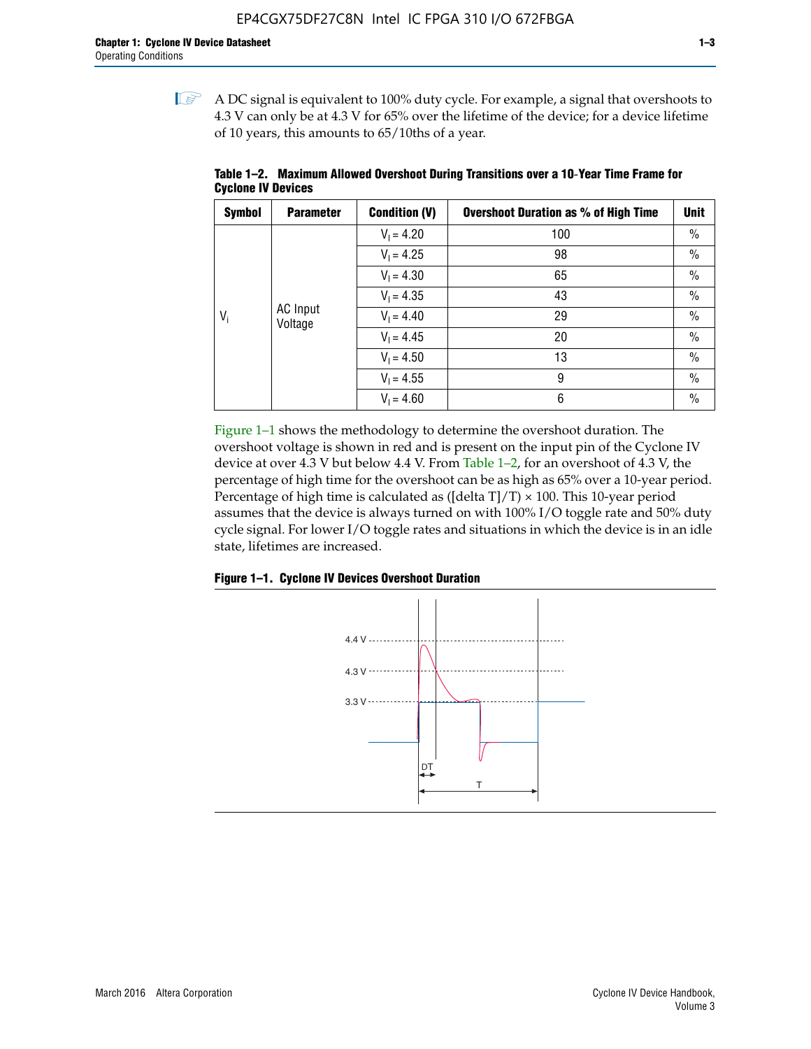A DC signal is equivalent to 100% duty cycle. For example, a signal that overshoots to 4.3 V can only be at 4.3 V for 65% over the lifetime of the device; for a device lifetime of 10 years, this amounts to 65/10ths of a year.

**Table 1–2. Maximum Allowed Overshoot During Transitions over a 10-Year Time Frame for Cyclone IV Devices**

| Symbol | Parameter | Condition (V) | Overshoot Duration as % of High Time | Unit |
|---|---|---|---|---|
| $V_i$ | AC Input Voltage | $V_I = 4.20$ | 100 | % |
| | | $V_I = 4.25$ | 98 | % |
| | | $V_I = 4.30$ | 65 | % |
| | | $V_I = 4.35$ | 43 | % |
| | | $V_I = 4.40$ | 29 | % |
| | | $V_I = 4.45$ | 20 | % |
| | | $V_I = 4.50$ | 13 | % |
| | | $V_I = 4.55$ | 9 | % |
| | | $V_I = 4.60$ | 6 | % |

Figure 1–1 shows the methodology to determine the overshoot duration. The overshoot voltage is shown in red and is present on the input pin of the Cyclone IV device at over 4.3 V but below 4.4 V. From Table 1–2, for an overshoot of 4.3 V, the percentage of high time for the overshoot can be as high as 65% over a 10-year period. Percentage of high time is calculated as ([delta T]/T) × 100. This 10-year period assumes that the device is always turned on with 100% I/O toggle rate and 50% duty cycle signal. For lower I/O toggle rates and situations in which the device is in an idle state, lifetimes are increased.

**Figure 1–1. Cyclone IV Devices Overshoot Duration**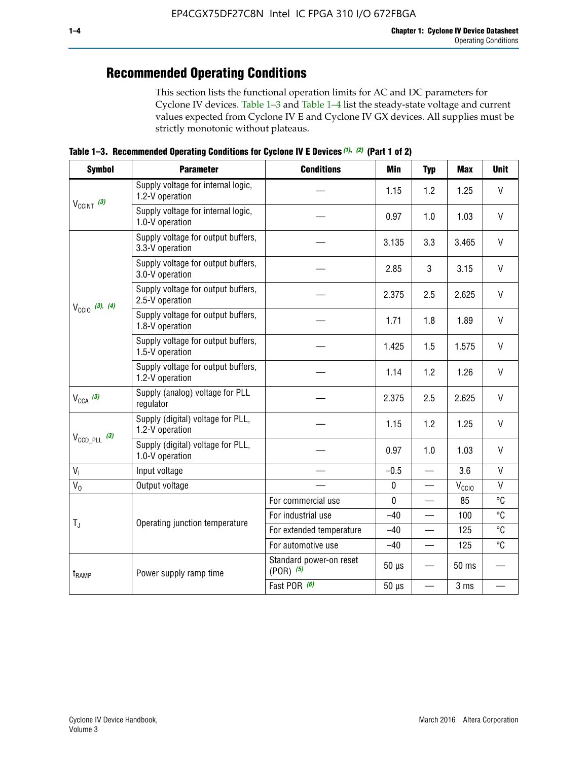## Recommended Operating Conditions

This section lists the functional operation limits for AC and DC parameters for Cyclone IV devices. Table 1–3 and Table 1–4 list the steady-state voltage and current values expected from Cyclone IV E and Cyclone IV GX devices. All supplies must be strictly monotonic without plateaus.

**Table 1–3. Recommended Operating Conditions for Cyclone IV E Devices (1), (2) (Part 1 of 2)**

| Symbol | Parameter | Conditions | Min | Typ | Max | Unit |
|---|---|---|---|---|---|---|
| $V_{CCINT}$ (3) | Supply voltage for internal logic, 1.2-V operation | — | 1.15 | 1.2 | 1.25 | V |
| | Supply voltage for internal logic, 1.0-V operation | — | 0.97 | 1.0 | 1.03 | V |
| $V_{CCIO}$ (3), (4) | Supply voltage for output buffers, 3.3-V operation | — | 3.135 | 3.3 | 3.465 | V |
| | Supply voltage for output buffers, 3.0-V operation | — | 2.85 | 3 | 3.15 | V |
| | Supply voltage for output buffers, 2.5-V operation | — | 2.375 | 2.5 | 2.625 | V |
| | Supply voltage for output buffers, 1.8-V operation | — | 1.71 | 1.8 | 1.89 | V |
| | Supply voltage for output buffers, 1.5-V operation | — | 1.425 | 1.5 | 1.575 | V |
| | Supply voltage for output buffers, 1.2-V operation | — | 1.14 | 1.2 | 1.26 | V |
| $V_{CCA}$ (3) | Supply (analog) voltage for PLL regulator | — | 2.375 | 2.5 | 2.625 | V |
| $V_{CCD\_PLL}$ (3) | Supply (digital) voltage for PLL, 1.2-V operation | — | 1.15 | 1.2 | 1.25 | V |
| | Supply (digital) voltage for PLL, 1.0-V operation | — | 0.97 | 1.0 | 1.03 | V |
| $V_I$ | Input voltage | — | –0.5 | — | 3.6 | V |
| $V_O$ | Output voltage | — | 0 | — | $V_{CCIO}$ | V |
| $T_J$ | Operating junction temperature | For commercial use | 0 | — | 85 | °C |
| | | For industrial use | –40 | — | 100 | °C |
| | | For extended temperature | –40 | — | 125 | °C |
| | | For automotive use | –40 | — | 125 | °C |
| $t_{RAMP}$ | Power supply ramp time | Standard power-on reset (POR) (5) | 50 µs | — | 50 ms | — |
| | | Fast POR (6) | 50 µs | — | 3 ms | — |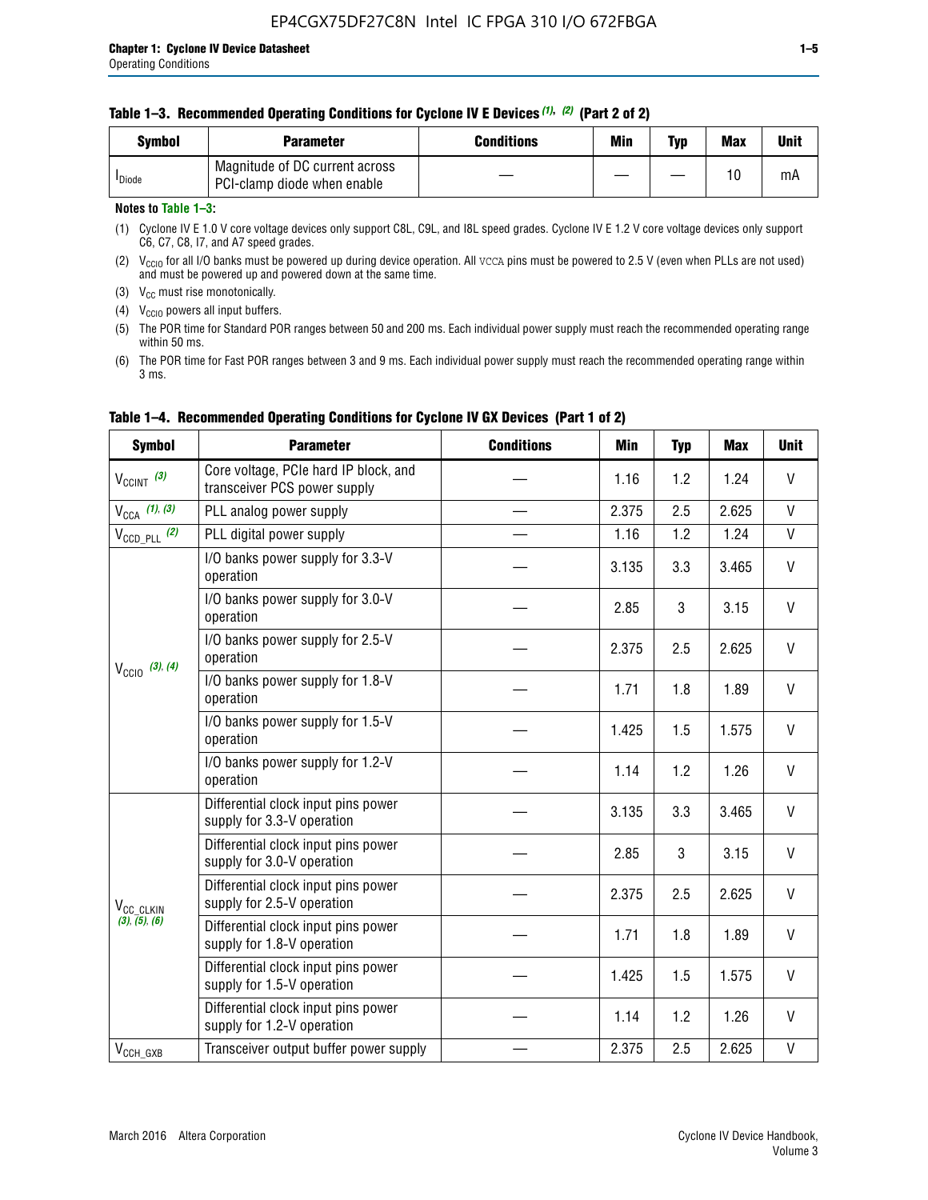**Table 1–3. Recommended Operating Conditions for Cyclone IV E Devices (1), (2) (Part 2 of 2)**

| Symbol | Parameter | Conditions | Min | Typ | Max | Unit |
|---|---|---|---|---|---|---|
| $I_{Diode}$ | Magnitude of DC current across PCI-clamp diode when enable | — | — | — | 10 | mA |

**Notes to Table 1–3:**

(1) Cyclone IV E 1.0 V core voltage devices only support C8L, C9L, and I8L speed grades. Cyclone IV E 1.2 V core voltage devices only support C6, C7, C8, I7, and A7 speed grades.

(2) $V_{CCIO}$ for all I/O banks must be powered up during device operation. All VCCA pins must be powered to 2.5 V (even when PLLs are not used) and must be powered up and powered down at the same time.

(3) $V_{CC}$ must rise monotonically.

(4) $V_{CCIO}$ powers all input buffers.

(5) The POR time for Standard POR ranges between 50 and 200 ms. Each individual power supply must reach the recommended operating range within 50 ms.

(6) The POR time for Fast POR ranges between 3 and 9 ms. Each individual power supply must reach the recommended operating range within 3 ms.

**Table 1–4. Recommended Operating Conditions for Cyclone IV GX Devices (Part 1 of 2)**

| Symbol | Parameter | Conditions | Min | Typ | Max | Unit |
|---|---|---|---|---|---|---|
| $V_{CCINT}$ (3) | Core voltage, PCIe hard IP block, and transceiver PCS power supply | — | 1.16 | 1.2 | 1.24 | V |
| $V_{CCA}$ (1), (3) | PLL analog power supply | — | 2.375 | 2.5 | 2.625 | V |
| $V_{CCD\_PLL}$ (2) | PLL digital power supply | — | 1.16 | 1.2 | 1.24 | V |
| $V_{CCIO}$ (3), (4) | I/O banks power supply for 3.3-V operation | — | 3.135 | 3.3 | 3.465 | V |
| | I/O banks power supply for 3.0-V operation | — | 2.85 | 3 | 3.15 | V |
| | I/O banks power supply for 2.5-V operation | — | 2.375 | 2.5 | 2.625 | V |
| | I/O banks power supply for 1.8-V operation | — | 1.71 | 1.8 | 1.89 | V |
| | I/O banks power supply for 1.5-V operation | — | 1.425 | 1.5 | 1.575 | V |
| | I/O banks power supply for 1.2-V operation | — | 1.14 | 1.2 | 1.26 | V |
| $V_{CC\_CLKIN}$ (3), (5), (6) | Differential clock input pins power supply for 3.3-V operation | — | 3.135 | 3.3 | 3.465 | V |
| | Differential clock input pins power supply for 3.0-V operation | — | 2.85 | 3 | 3.15 | V |
| | Differential clock input pins power supply for 2.5-V operation | — | 2.375 | 2.5 | 2.625 | V |
| | Differential clock input pins power supply for 1.8-V operation | — | 1.71 | 1.8 | 1.89 | V |
| | Differential clock input pins power supply for 1.5-V operation | — | 1.425 | 1.5 | 1.575 | V |
| | Differential clock input pins power supply for 1.2-V operation | — | 1.14 | 1.2 | 1.26 | V |
| $V_{CCH\_GXB}$ | Transceiver output buffer power supply | — | 2.375 | 2.5 | 2.625 | V |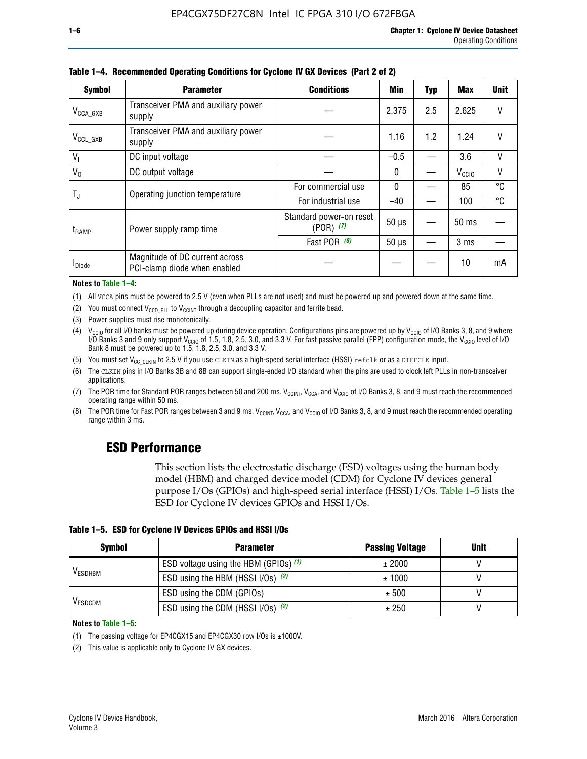**Table 1–4. Recommended Operating Conditions for Cyclone IV GX Devices (Part 2 of 2)**

| Symbol | Parameter | Conditions | Min | Typ | Max | Unit |
|---|---|---|---|---|---|---|
| $V_{CCA\_GXB}$ | Transceiver PMA and auxiliary power supply | — | 2.375 | 2.5 | 2.625 | V |
| $V_{CCL\_GXB}$ | Transceiver PMA and auxiliary power supply | — | 1.16 | 1.2 | 1.24 | V |
| $V_I$ | DC input voltage | — | –0.5 | — | 3.6 | V |
| $V_O$ | DC output voltage | — | 0 | — | $V_{CCIO}$ | V |
| $T_J$ | Operating junction temperature | For commercial use | 0 | — | 85 | °C |
| | | For industrial use | –40 | — | 100 | °C |
| $t_{RAMP}$ | Power supply ramp time | Standard power-on reset (POR) *(7)* | 50 µs | — | 50 ms | — |
| | | Fast POR *(8)* | 50 µs | — | 3 ms | — |
| $I_{Diode}$ | Magnitude of DC current across PCI-clamp diode when enabled | — | — | — | 10 | mA |

**Notes to Table 1–4:**

(1) All VCCA pins must be powered to 2.5 V (even when PLLs are not used) and must be powered up and powered down at the same time.

(2) You must connect $V_{CCD\_PLL}$ to $V_{CCINT}$ through a decoupling capacitor and ferrite bead.

(3) Power supplies must rise monotonically.

(4) $V_{CCIO}$ for all I/O banks must be powered up during device operation. Configurations pins are powered up by $V_{CCIO}$ of I/O Banks 3, 8, and 9 where I/O Banks 3 and 9 only support $V_{CCIO}$ of 1.5, 1.8, 2.5, 3.0, and 3.3 V. For fast passive parallel (FPP) configuration mode, the $V_{CCIO}$ level of I/O Bank 8 must be powered up to 1.5, 1.8, 2.5, 3.0, and 3.3 V.

(5) You must set $V_{CC\_CLKIN}$ to 2.5 V if you use CLKIN as a high-speed serial interface (HSSI) refclk or as a DIFFCLK input.

(6) The CLKIN pins in I/O Banks 3B and 8B can support single-ended I/O standard when the pins are used to clock left PLLs in non-transceiver applications.

(7) The POR time for Standard POR ranges between 50 and 200 ms. $V_{CCINT}$, $V_{CCA}$, and $V_{CCIO}$ of I/O Banks 3, 8, and 9 must reach the recommended operating range within 50 ms.

(8) The POR time for Fast POR ranges between 3 and 9 ms. $V_{CCINT}$, $V_{CCA}$, and $V_{CCIO}$ of I/O Banks 3, 8, and 9 must reach the recommended operating range within 3 ms.

## ESD Performance

This section lists the electrostatic discharge (ESD) voltages using the human body model (HBM) and charged device model (CDM) for Cyclone IV devices general purpose I/Os (GPIOs) and high-speed serial interface (HSSI) I/Os. Table 1–5 lists the ESD for Cyclone IV devices GPIOs and HSSI I/Os.

**Table 1–5. ESD for Cyclone IV Devices GPIOs and HSSI I/Os**

| Symbol | Parameter | Passing Voltage | Unit |
|---|---|---|---|
| $V_{ESDHBM}$ | ESD voltage using the HBM (GPIOs) *(1)* | ± 2000 | V |
| | ESD using the HBM (HSSI I/Os) *(2)* | ± 1000 | V |
| $V_{ESDCDM}$ | ESD using the CDM (GPIOs) | ± 500 | V |
| | ESD using the CDM (HSSI I/Os) *(2)* | ± 250 | V |

**Notes to Table 1–5:**

(1) The passing voltage for EP4CGX15 and EP4CGX30 row I/Os is ±1000V.

(2) This value is applicable only to Cyclone IV GX devices.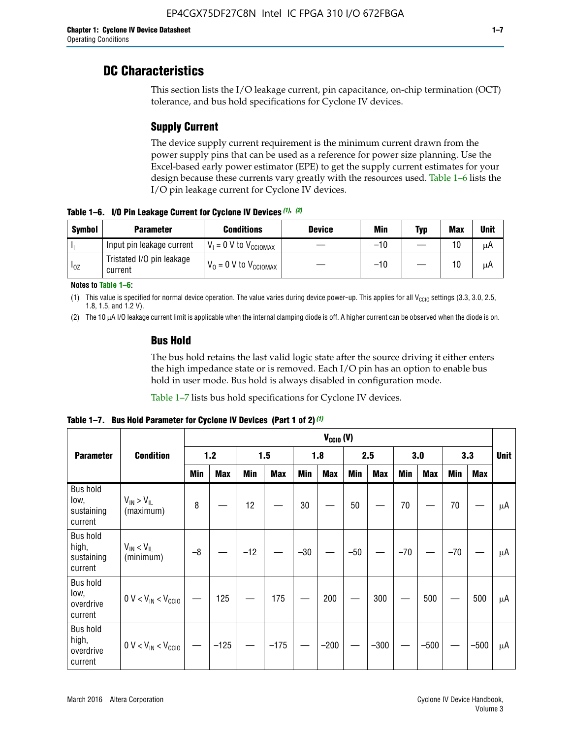## DC Characteristics

This section lists the I/O leakage current, pin capacitance, on-chip termination (OCT) tolerance, and bus hold specifications for Cyclone IV devices.

### Supply Current

The device supply current requirement is the minimum current drawn from the power supply pins that can be used as a reference for power size planning. Use the Excel-based early power estimator (EPE) to get the supply current estimates for your design because these currents vary greatly with the resources used. Table 1–6 lists the I/O pin leakage current for Cyclone IV devices.

**Table 1–6. I/O Pin Leakage Current for Cyclone IV Devices (1), (2)**

| Symbol | Parameter | Conditions | Device | Min | Typ | Max | Unit |
|---|---|---|---|---|---|---|---|
| $I_I$ | Input pin leakage current | $V_I$ = 0 V to $V_{CCIOMAX}$ | — | –10 | — | 10 | μA |
| $I_{OZ}$ | Tristated I/O pin leakage current | $V_O$ = 0 V to $V_{CCIOMAX}$ | — | –10 | — | 10 | μA |

**Notes to Table 1–6:**

(1) This value is specified for normal device operation. The value varies during device power-up. This applies for all $V_{CCIO}$ settings (3.3, 3.0, 2.5, 1.8, 1.5, and 1.2 V).

(2) The 10 μA I/O leakage current limit is applicable when the internal clamping diode is off. A higher current can be observed when the diode is on.

### Bus Hold

The bus hold retains the last valid logic state after the source driving it either enters the high impedance state or is removed. Each I/O pin has an option to enable bus hold in user mode. Bus hold is always disabled in configuration mode.

Table 1–7 lists bus hold specifications for Cyclone IV devices.

**Table 1–7. Bus Hold Parameter for Cyclone IV Devices (Part 1 of 2) (1)**

| Parameter | Condition | $V_{CCIO}$ (V) | | | | | | | | | | | | Unit |
|---|---|---|---|---|---|---|---|---|---|---|---|---|---|---|
| | | 1.2 | | 1.5 | | 1.8 | | 2.5 | | 3.0 | | 3.3 | | |
| | | Min | Max | Min | Max | Min | Max | Min | Max | Min | Max | Min | Max | |
| Bus hold low, sustaining current | $V_{IN} > V_{IL}$ (maximum) | 8 | — | 12 | — | 30 | — | 50 | — | 70 | — | 70 | — | μA |
| Bus hold high, sustaining current | $V_{IN} < V_{IL}$ (minimum) | –8 | — | –12 | — | –30 | — | –50 | — | –70 | — | –70 | — | μA |
| Bus hold low, overdrive current | 0 V < $V_{IN}$ < $V_{CCIO}$ | — | 125 | — | 175 | — | 200 | — | 300 | — | 500 | — | 500 | μA |
| Bus hold high, overdrive current | 0 V < $V_{IN}$ < $V_{CCIO}$ | — | –125 | — | –175 | — | –200 | — | –300 | — | –500 | — | –500 | μA |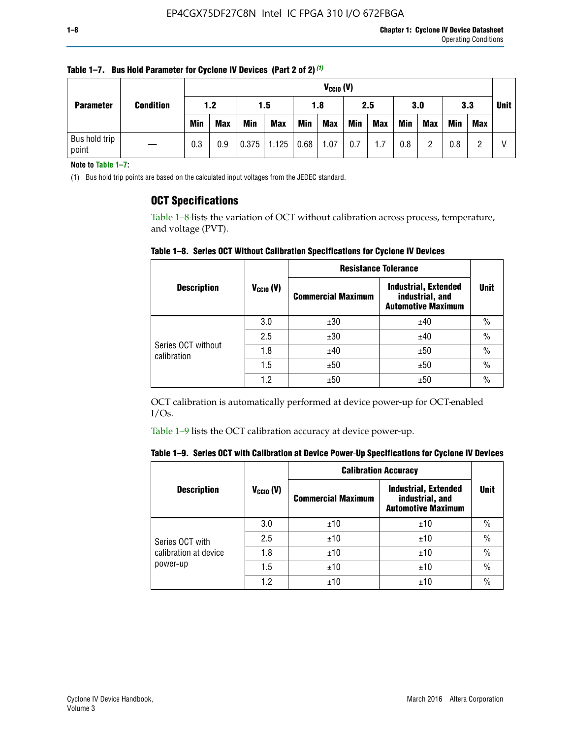**Table 1–7. Bus Hold Parameter for Cyclone IV Devices (Part 2 of 2)** (1)

| Parameter | Condition | $V_{CCIO}$ (V) | | | | | | | | | | | | Unit |
|---|---|---|---|---|---|---|---|---|---|---|---|---|---|---|
| | | 1.2 | | 1.5 | | 1.8 | | 2.5 | | 3.0 | | 3.3 | | |
| | | Min | Max | Min | Max | Min | Max | Min | Max | Min | Max | Min | Max | |
| Bus hold trip point | — | 0.3 | 0.9 | 0.375 | 1.125 | 0.68 | 1.07 | 0.7 | 1.7 | 0.8 | 2 | 0.8 | 2 | V |

**Note to Table 1–7:**

(1) Bus hold trip points are based on the calculated input voltages from the JEDEC standard.

## OCT Specifications

Table 1–8 lists the variation of OCT without calibration across process, temperature, and voltage (PVT).

**Table 1–8. Series OCT Without Calibration Specifications for Cyclone IV Devices**

| Description | $V_{CCIO}$ (V) | Resistance Tolerance | | Unit |
|---|---|---|---|---|
| | | Commercial Maximum | Industrial, Extended industrial, and Automotive Maximum | |
| Series OCT without calibration | 3.0 | ±30 | ±40 | % |
| | 2.5 | ±30 | ±40 | % |
| | 1.8 | ±40 | ±50 | % |
| | 1.5 | ±50 | ±50 | % |
| | 1.2 | ±50 | ±50 | % |

OCT calibration is automatically performed at device power-up for OCT-enabled I/Os.

Table 1–9 lists the OCT calibration accuracy at device power-up.

**Table 1–9. Series OCT with Calibration at Device Power-Up Specifications for Cyclone IV Devices**

| Description | $V_{CCIO}$ (V) | Calibration Accuracy | | Unit |
|---|---|---|---|---|
| | | Commercial Maximum | Industrial, Extended industrial, and Automotive Maximum | |
| Series OCT with calibration at device power-up | 3.0 | ±10 | ±10 | % |
| | 2.5 | ±10 | ±10 | % |
| | 1.8 | ±10 | ±10 | % |
| | 1.5 | ±10 | ±10 | % |
| | 1.2 | ±10 | ±10 | % |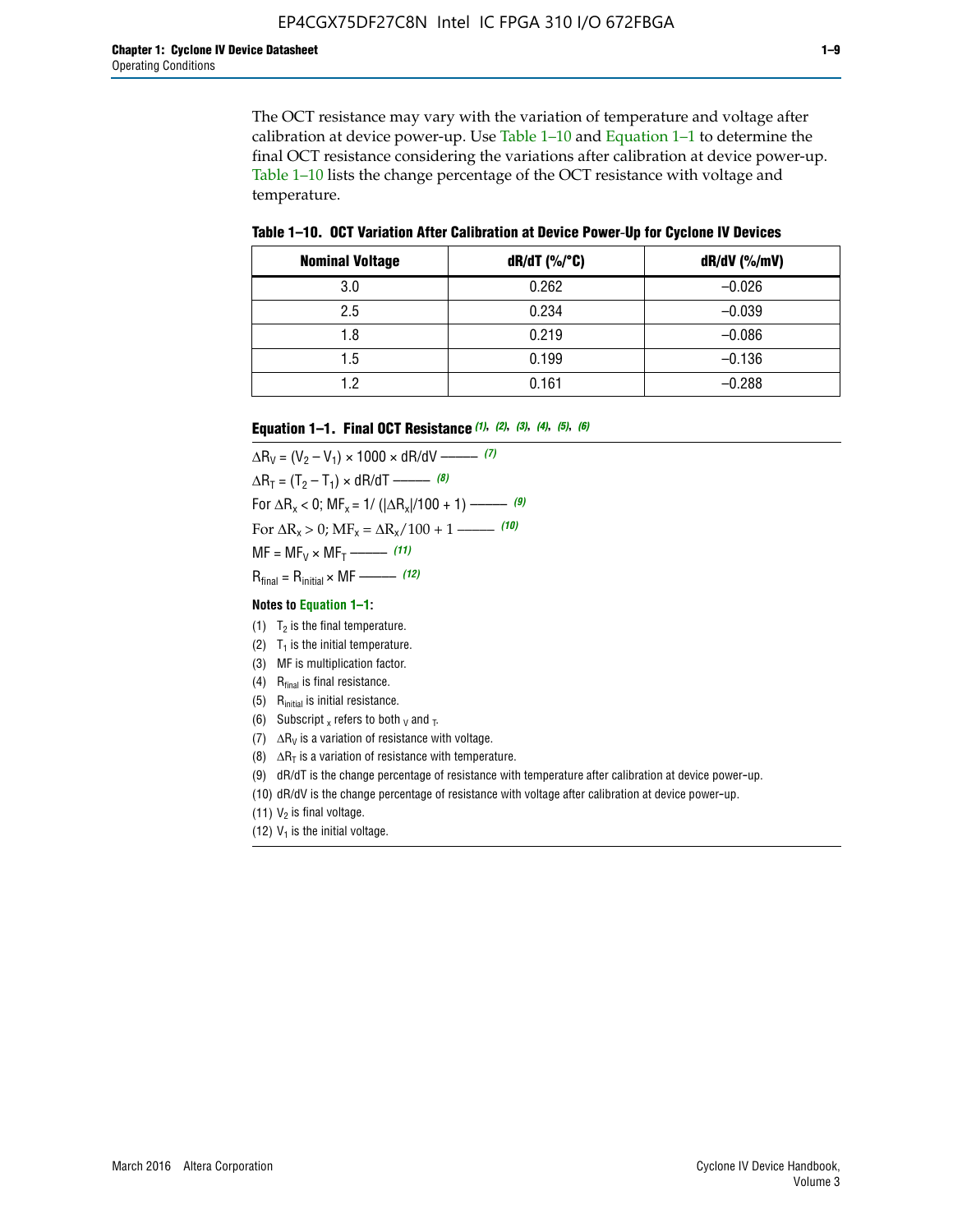The OCT resistance may vary with the variation of temperature and voltage after calibration at device power-up. Use Table 1–10 and Equation 1–1 to determine the final OCT resistance considering the variations after calibration at device power-up. Table 1–10 lists the change percentage of the OCT resistance with voltage and temperature.

**Table 1–10. OCT Variation After Calibration at Device Power-Up for Cyclone IV Devices**

| Nominal Voltage | dR/dT (%/°C) | dR/dV (%/mV) |
|---|---|---|
| 3.0 | 0.262 | –0.026 |
| 2.5 | 0.234 | –0.039 |
| 1.8 | 0.219 | –0.086 |
| 1.5 | 0.199 | –0.136 |
| 1.2 | 0.161 | –0.288 |

**Equation 1–1. Final OCT Resistance** *(1), (2), (3), (4), (5), (6)*

$$\Delta R_V = (V_2 - V_1) \times 1000 \times dR/dV \text{ ——— } (7)$$

$$\Delta R_T = (T_2 - T_1) \times dR/dT \text{ ——— } (8)$$

$$\text{For } \Delta R_x < 0;\ MF_x = 1/\ (|\Delta R_x|/100 + 1) \text{ ——— } (9)$$

$$\text{For } \Delta R_x > 0;\ MF_x = \Delta R_x/100 + 1 \text{ ——— } (10)$$

$$MF = MF_V \times MF_T \text{ ——— } (11)$$

$$R_{final} = R_{initial} \times MF \text{ ——— } (12)$$

**Notes to Equation 1–1:**

(1) $T_2$ is the final temperature.
(2) $T_1$ is the initial temperature.
(3) MF is multiplication factor.
(4) $R_{final}$ is final resistance.
(5) $R_{initial}$ is initial resistance.
(6) Subscript $_x$ refers to both $_V$ and $_T$.
(7) $\Delta R_V$ is a variation of resistance with voltage.
(8) $\Delta R_T$ is a variation of resistance with temperature.
(9) dR/dT is the change percentage of resistance with temperature after calibration at device power-up.
(10) dR/dV is the change percentage of resistance with voltage after calibration at device power-up.
(11) $V_2$ is final voltage.
(12) $V_1$ is the initial voltage.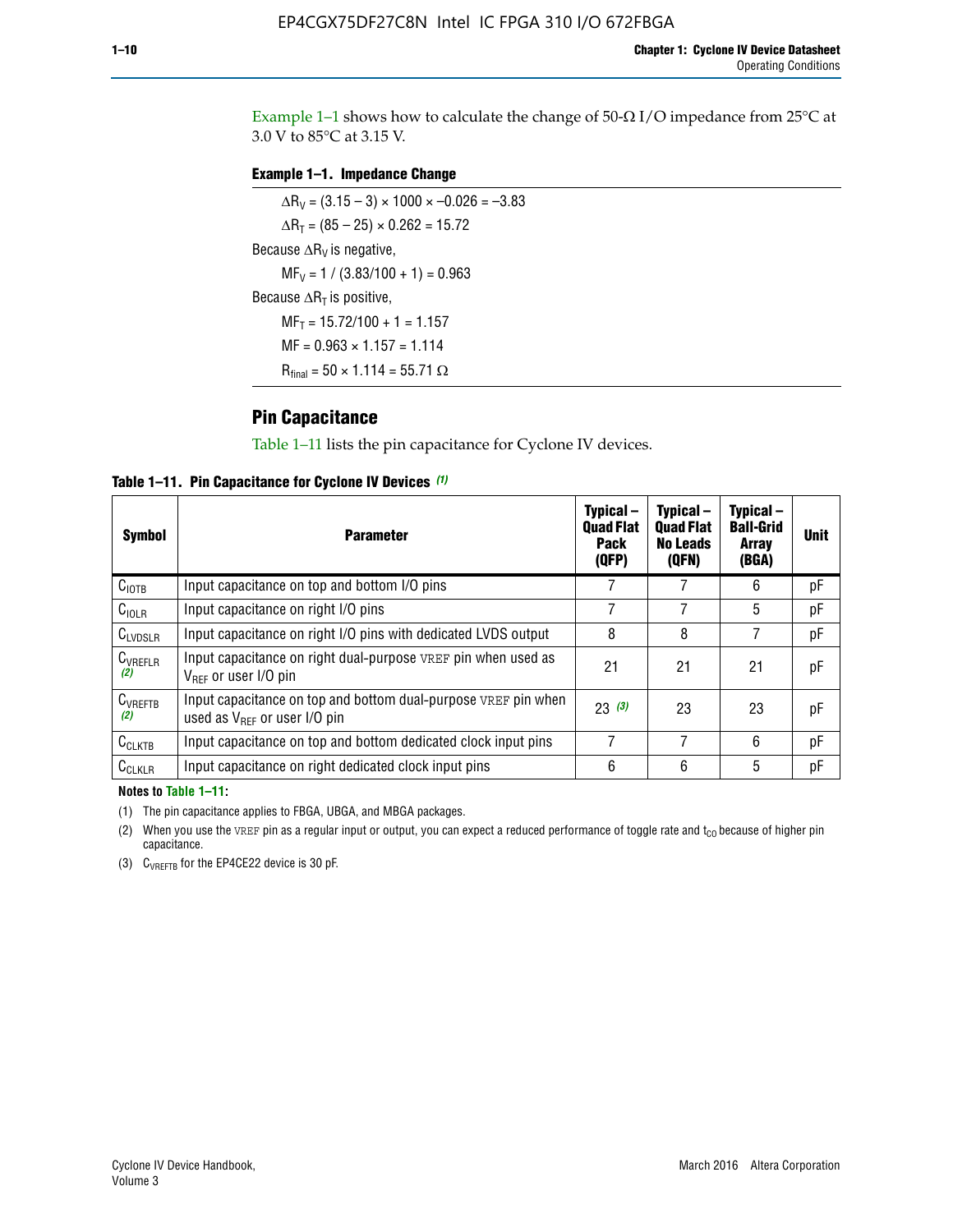Example 1–1 shows how to calculate the change of 50-Ω I/O impedance from 25°C at 3.0 V to 85°C at 3.15 V.

**Example 1–1. Impedance Change**

$\Delta R_V = (3.15 - 3) \times 1000 \times -0.026 = -3.83$

$\Delta R_T = (85 - 25) \times 0.262 = 15.72$

Because $\Delta R_V$ is negative,

$MF_V = 1 / (3.83/100 + 1) = 0.963$

Because $\Delta R_T$ is positive,

$MF_T = 15.72/100 + 1 = 1.157$

$MF = 0.963 \times 1.157 = 1.114$

$R_{final} = 50 \times 1.114 = 55.71\ \Omega$

## Pin Capacitance

Table 1–11 lists the pin capacitance for Cyclone IV devices.

**Table 1–11. Pin Capacitance for Cyclone IV Devices (1)**

| Symbol | Parameter | Typical – Quad Flat Pack (QFP) | Typical – Quad Flat No Leads (QFN) | Typical – Ball-Grid Array (BGA) | Unit |
|---|---|---|---|---|---|
| $C_{IOTB}$ | Input capacitance on top and bottom I/O pins | 7 | 7 | 6 | pF |
| $C_{IOLR}$ | Input capacitance on right I/O pins | 7 | 7 | 5 | pF |
| $C_{LVDSLR}$ | Input capacitance on right I/O pins with dedicated LVDS output | 8 | 8 | 7 | pF |
| $C_{VREFLR}$ (2) | Input capacitance on right dual-purpose VREF pin when used as $V_{REF}$ or user I/O pin | 21 | 21 | 21 | pF |
| $C_{VREFTB}$ (2) | Input capacitance on top and bottom dual-purpose VREF pin when used as $V_{REF}$ or user I/O pin | 23 (3) | 23 | 23 | pF |
| $C_{CLKTB}$ | Input capacitance on top and bottom dedicated clock input pins | 7 | 7 | 6 | pF |
| $C_{CLKLR}$ | Input capacitance on right dedicated clock input pins | 6 | 6 | 5 | pF |

**Notes to Table 1–11:**

(1) The pin capacitance applies to FBGA, UBGA, and MBGA packages.

(2) When you use the VREF pin as a regular input or output, you can expect a reduced performance of toggle rate and $t_{CO}$ because of higher pin capacitance.

(3) $C_{VREFTB}$ for the EP4CE22 device is 30 pF.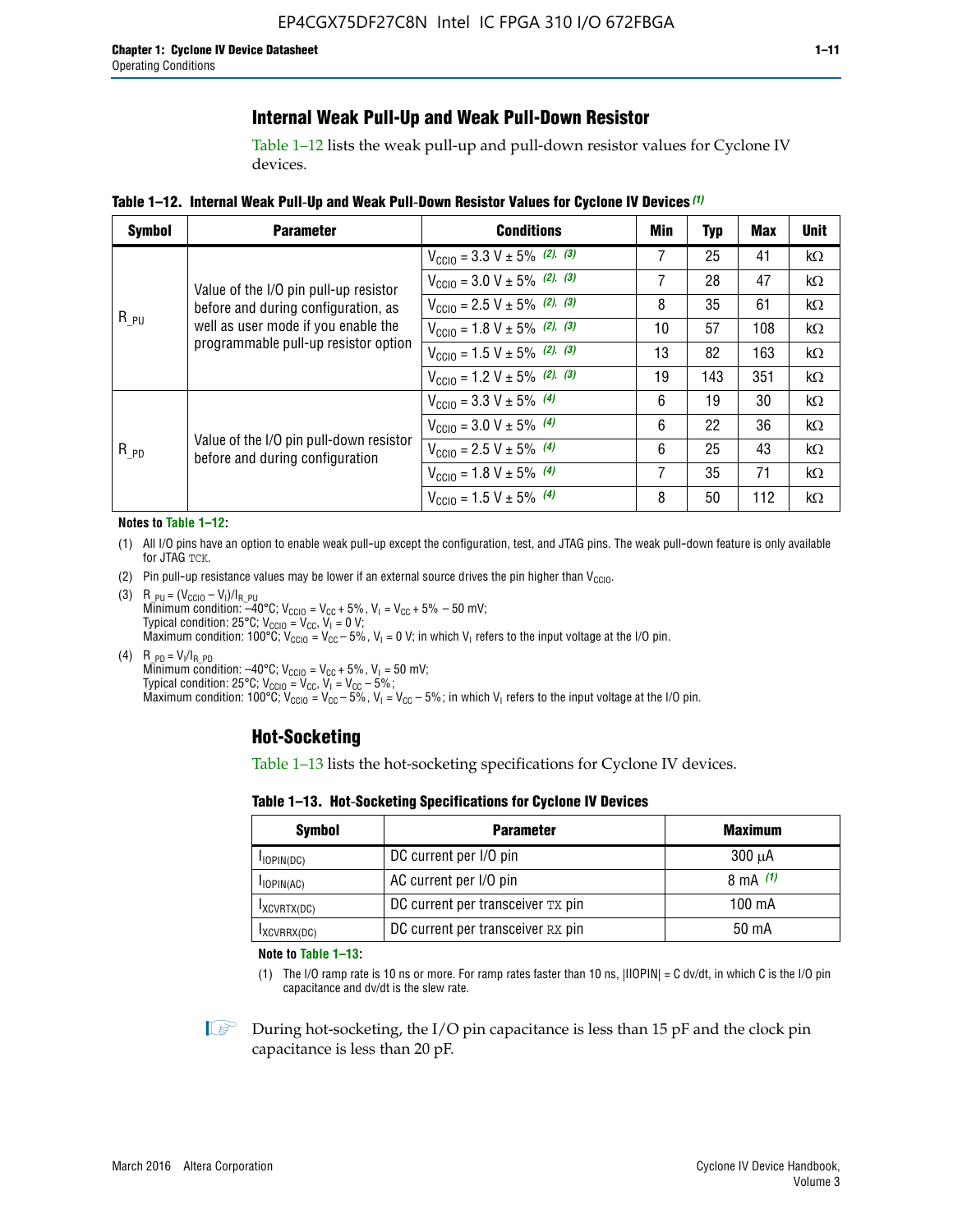## Internal Weak Pull-Up and Weak Pull-Down Resistor

Table 1–12 lists the weak pull-up and pull-down resistor values for Cyclone IV devices.

**Table 1–12. Internal Weak Pull-Up and Weak Pull-Down Resistor Values for Cyclone IV Devices (1)**

| Symbol | Parameter | Conditions | Min | Typ | Max | Unit |
|---|---|---|---|---|---|---|
| $R_{\_PU}$ | Value of the I/O pin pull-up resistor before and during configuration, as well as user mode if you enable the programmable pull-up resistor option | $V_{CCIO}$ = 3.3 V ± 5% (2), (3) | 7 | 25 | 41 | kΩ |
| | | $V_{CCIO}$ = 3.0 V ± 5% (2), (3) | 7 | 28 | 47 | kΩ |
| | | $V_{CCIO}$ = 2.5 V ± 5% (2), (3) | 8 | 35 | 61 | kΩ |
| | | $V_{CCIO}$ = 1.8 V ± 5% (2), (3) | 10 | 57 | 108 | kΩ |
| | | $V_{CCIO}$ = 1.5 V ± 5% (2), (3) | 13 | 82 | 163 | kΩ |
| | | $V_{CCIO}$ = 1.2 V ± 5% (2), (3) | 19 | 143 | 351 | kΩ |
| $R_{\_PD}$ | Value of the I/O pin pull-down resistor before and during configuration | $V_{CCIO}$ = 3.3 V ± 5% (4) | 6 | 19 | 30 | kΩ |
| | | $V_{CCIO}$ = 3.0 V ± 5% (4) | 6 | 22 | 36 | kΩ |
| | | $V_{CCIO}$ = 2.5 V ± 5% (4) | 6 | 25 | 43 | kΩ |
| | | $V_{CCIO}$ = 1.8 V ± 5% (4) | 7 | 35 | 71 | kΩ |
| | | $V_{CCIO}$ = 1.5 V ± 5% (4) | 8 | 50 | 112 | kΩ |

**Notes to Table 1–12:**

(1) All I/O pins have an option to enable weak pull-up except the configuration, test, and JTAG pins. The weak pull-down feature is only available for JTAG TCK.

(2) Pin pull-up resistance values may be lower if an external source drives the pin higher than $V_{CCIO}$.

(3) $R_{\_PU} = (V_{CCIO} - V_I)/I_{R\_PU}$
Minimum condition: –40°C; $V_{CCIO} = V_{CC} + 5\%$, $V_I = V_{CC} + 5\% - 50$ mV;
Typical condition: 25°C; $V_{CCIO} = V_{CC}$, $V_I = 0$ V;
Maximum condition: 100°C; $V_{CCIO} = V_{CC} - 5\%$, $V_I = 0$ V; in which $V_I$ refers to the input voltage at the I/O pin.

(4) $R_{\_PD} = V_I/I_{R\_PD}$
Minimum condition: –40°C; $V_{CCIO} = V_{CC} + 5\%$, $V_I = 50$ mV;
Typical condition: 25°C; $V_{CCIO} = V_{CC}$, $V_I = V_{CC} - 5\%$;
Maximum condition: 100°C; $V_{CCIO} = V_{CC} - 5\%$, $V_I = V_{CC} - 5\%$; in which $V_I$ refers to the input voltage at the I/O pin.

## Hot-Socketing

Table 1–13 lists the hot-socketing specifications for Cyclone IV devices.

**Table 1–13. Hot-Socketing Specifications for Cyclone IV Devices**

| Symbol | Parameter | Maximum |
|---|---|---|
| $I_{IOPIN(DC)}$ | DC current per I/O pin | 300 μA |
| $I_{IOPIN(AC)}$ | AC current per I/O pin | 8 mA (1) |
| $I_{XCVRTX(DC)}$ | DC current per transceiver TX pin | 100 mA |
| $I_{XCVRRX(DC)}$ | DC current per transceiver RX pin | 50 mA |

**Note to Table 1–13:**

(1) The I/O ramp rate is 10 ns or more. For ramp rates faster than 10 ns, |IIOPIN| = C dv/dt, in which C is the I/O pin capacitance and dv/dt is the slew rate.

During hot-socketing, the I/O pin capacitance is less than 15 pF and the clock pin capacitance is less than 20 pF.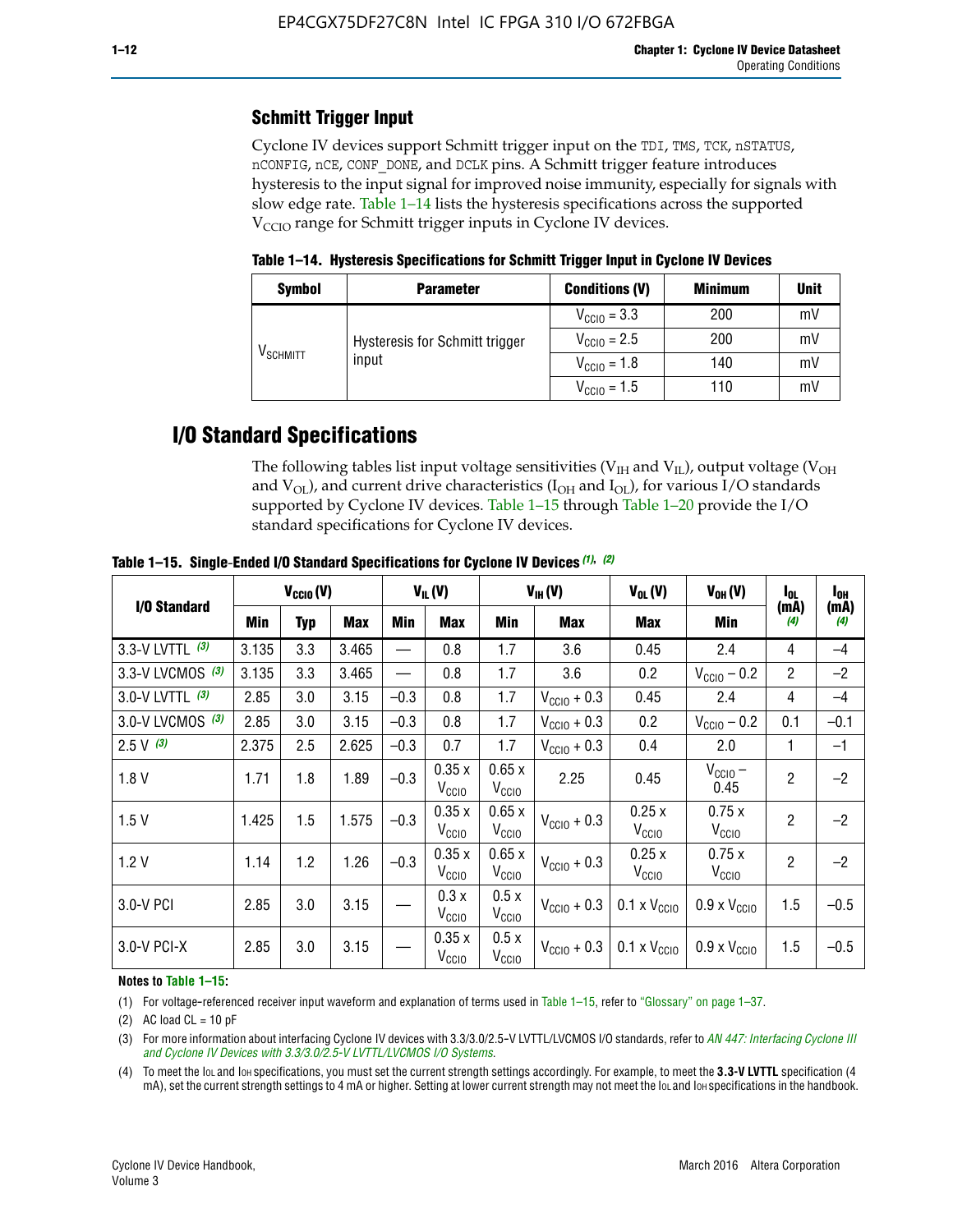### Schmitt Trigger Input

Cyclone IV devices support Schmitt trigger input on the TDI, TMS, TCK, nSTATUS, nCONFIG, nCE, CONF_DONE, and DCLK pins. A Schmitt trigger feature introduces hysteresis to the input signal for improved noise immunity, especially for signals with slow edge rate. Table 1–14 lists the hysteresis specifications across the supported $V_{CCIO}$ range for Schmitt trigger inputs in Cyclone IV devices.

**Table 1–14. Hysteresis Specifications for Schmitt Trigger Input in Cyclone IV Devices**

| Symbol | Parameter | Conditions (V) | Minimum | Unit |
|---|---|---|---|---|
| $V_{SCHMITT}$ | Hysteresis for Schmitt trigger input | $V_{CCIO}$ = 3.3 | 200 | mV |
| | | $V_{CCIO}$ = 2.5 | 200 | mV |
| | | $V_{CCIO}$ = 1.8 | 140 | mV |
| | | $V_{CCIO}$ = 1.5 | 110 | mV |

## I/O Standard Specifications

The following tables list input voltage sensitivities ($V_{IH}$ and $V_{IL}$), output voltage ($V_{OH}$ and $V_{OL}$), and current drive characteristics ($I_{OH}$ and $I_{OL}$), for various I/O standards supported by Cyclone IV devices. Table 1–15 through Table 1–20 provide the I/O standard specifications for Cyclone IV devices.

**Table 1–15. Single-Ended I/O Standard Specifications for Cyclone IV Devices (1), (2)**

| I/O Standard | $V_{CCIO}$ (V) | | | $V_{IL}$ (V) | | $V_{IH}$ (V) | | $V_{OL}$ (V) | $V_{OH}$ (V) | $I_{OL}$ (mA) (4) | $I_{OH}$ (mA) (4) |
|---|---|---|---|---|---|---|---|---|---|---|---|
| | Min | Typ | Max | Min | Max | Min | Max | Max | Min | | |
| 3.3-V LVTTL (3) | 3.135 | 3.3 | 3.465 | — | 0.8 | 1.7 | 3.6 | 0.45 | 2.4 | 4 | –4 |
| 3.3-V LVCMOS (3) | 3.135 | 3.3 | 3.465 | — | 0.8 | 1.7 | 3.6 | 0.2 | $V_{CCIO}$ – 0.2 | 2 | –2 |
| 3.0-V LVTTL (3) | 2.85 | 3.0 | 3.15 | –0.3 | 0.8 | 1.7 | $V_{CCIO}$ + 0.3 | 0.45 | 2.4 | 4 | –4 |
| 3.0-V LVCMOS (3) | 2.85 | 3.0 | 3.15 | –0.3 | 0.8 | 1.7 | $V_{CCIO}$ + 0.3 | 0.2 | $V_{CCIO}$ – 0.2 | 0.1 | –0.1 |
| 2.5 V (3) | 2.375 | 2.5 | 2.625 | –0.3 | 0.7 | 1.7 | $V_{CCIO}$ + 0.3 | 0.4 | 2.0 | 1 | –1 |
| 1.8 V | 1.71 | 1.8 | 1.89 | –0.3 | 0.35 x $V_{CCIO}$ | 0.65 x $V_{CCIO}$ | 2.25 | 0.45 | $V_{CCIO}$ – 0.45 | 2 | –2 |
| 1.5 V | 1.425 | 1.5 | 1.575 | –0.3 | 0.35 x $V_{CCIO}$ | 0.65 x $V_{CCIO}$ | $V_{CCIO}$ + 0.3 | 0.25 x $V_{CCIO}$ | 0.75 x $V_{CCIO}$ | 2 | –2 |
| 1.2 V | 1.14 | 1.2 | 1.26 | –0.3 | 0.35 x $V_{CCIO}$ | 0.65 x $V_{CCIO}$ | $V_{CCIO}$ + 0.3 | 0.25 x $V_{CCIO}$ | 0.75 x $V_{CCIO}$ | 2 | –2 |
| 3.0-V PCI | 2.85 | 3.0 | 3.15 | — | 0.3 x $V_{CCIO}$ | 0.5 x $V_{CCIO}$ | $V_{CCIO}$ + 0.3 | 0.1 x $V_{CCIO}$ | 0.9 x $V_{CCIO}$ | 1.5 | –0.5 |
| 3.0-V PCI-X | 2.85 | 3.0 | 3.15 | — | 0.35 x $V_{CCIO}$ | 0.5 x $V_{CCIO}$ | $V_{CCIO}$ + 0.3 | 0.1 x $V_{CCIO}$ | 0.9 x $V_{CCIO}$ | 1.5 | –0.5 |

**Notes to Table 1–15:**

(1) For voltage-referenced receiver input waveform and explanation of terms used in Table 1–15, refer to "Glossary" on page 1–37.

(2) AC load CL = 10 pF

(3) For more information about interfacing Cyclone IV devices with 3.3/3.0/2.5-V LVTTL/LVCMOS I/O standards, refer to *AN 447: Interfacing Cyclone III and Cyclone IV Devices with 3.3/3.0/2.5-V LVTTL/LVCMOS I/O Systems*.

(4) To meet the $I_{OL}$ and $I_{OH}$ specifications, you must set the current strength settings accordingly. For example, to meet the **3.3-V LVTTL** specification (4 mA), set the current strength settings to 4 mA or higher. Setting at lower current strength may not meet the $I_{OL}$ and $I_{OH}$ specifications in the handbook.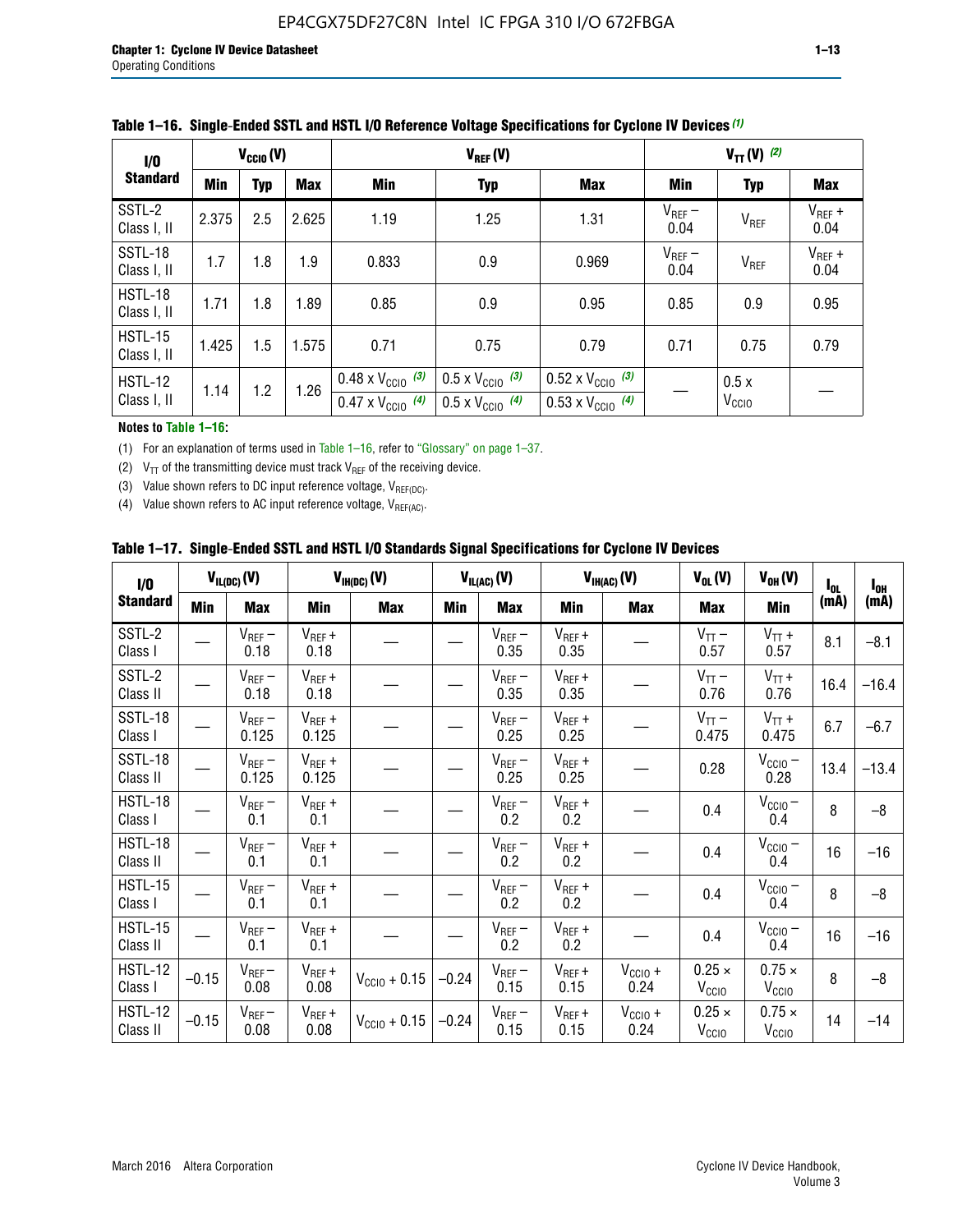**Table 1–16. Single-Ended SSTL and HSTL I/O Reference Voltage Specifications for Cyclone IV Devices (1)**

| I/O Standard | $V_{CCIO}$ (V) | | | $V_{REF}$ (V) | | | $V_{TT}$ (V) (2) | | |
|---|---|---|---|---|---|---|---|---|---|
| | Min | Typ | Max | Min | Typ | Max | Min | Typ | Max |
| SSTL-2 Class I, II | 2.375 | 2.5 | 2.625 | 1.19 | 1.25 | 1.31 | $V_{REF}$ – 0.04 | $V_{REF}$ | $V_{REF}$ + 0.04 |
| SSTL-18 Class I, II | 1.7 | 1.8 | 1.9 | 0.833 | 0.9 | 0.969 | $V_{REF}$ – 0.04 | $V_{REF}$ | $V_{REF}$ + 0.04 |
| HSTL-18 Class I, II | 1.71 | 1.8 | 1.89 | 0.85 | 0.9 | 0.95 | 0.85 | 0.9 | 0.95 |
| HSTL-15 Class I, II | 1.425 | 1.5 | 1.575 | 0.71 | 0.75 | 0.79 | 0.71 | 0.75 | 0.79 |
| HSTL-12 Class I, II | 1.14 | 1.2 | 1.26 | 0.48 x $V_{CCIO}$ (3) / 0.47 x $V_{CCIO}$ (4) | 0.5 x $V_{CCIO}$ (3) / 0.5 x $V_{CCIO}$ (4) | 0.52 x $V_{CCIO}$ (3) / 0.53 x $V_{CCIO}$ (4) | — | 0.5 x $V_{CCIO}$ | — |

**Notes to Table 1–16:**

(1) For an explanation of terms used in Table 1–16, refer to "Glossary" on page 1–37.

(2) $V_{TT}$ of the transmitting device must track $V_{REF}$ of the receiving device.

(3) Value shown refers to DC input reference voltage, $V_{REF(DC)}$.

(4) Value shown refers to AC input reference voltage, $V_{REF(AC)}$.

**Table 1–17. Single-Ended SSTL and HSTL I/O Standards Signal Specifications for Cyclone IV Devices**

| I/O Standard | $V_{IL(DC)}$ (V) | | $V_{IH(DC)}$ (V) | | $V_{IL(AC)}$ (V) | | $V_{IH(AC)}$ (V) | | $V_{OL}$ (V) | $V_{OH}$ (V) | $I_{OL}$ (mA) | $I_{OH}$ (mA) |
|---|---|---|---|---|---|---|---|---|---|---|---|---|
| | Min | Max | Min | Max | Min | Max | Min | Max | Max | Min | | |
| SSTL-2 Class I | — | $V_{REF}$ – 0.18 | $V_{REF}$ + 0.18 | — | — | $V_{REF}$ – 0.35 | $V_{REF}$ + 0.35 | — | $V_{TT}$ – 0.57 | $V_{TT}$ + 0.57 | 8.1 | –8.1 |
| SSTL-2 Class II | — | $V_{REF}$ – 0.18 | $V_{REF}$ + 0.18 | — | — | $V_{REF}$ – 0.35 | $V_{REF}$ + 0.35 | — | $V_{TT}$ – 0.76 | $V_{TT}$ + 0.76 | 16.4 | –16.4 |
| SSTL-18 Class I | — | $V_{REF}$ – 0.125 | $V_{REF}$ + 0.125 | — | — | $V_{REF}$ – 0.25 | $V_{REF}$ + 0.25 | — | $V_{TT}$ – 0.475 | $V_{TT}$ + 0.475 | 6.7 | –6.7 |
| SSTL-18 Class II | — | $V_{REF}$ – 0.125 | $V_{REF}$ + 0.125 | — | — | $V_{REF}$ – 0.25 | $V_{REF}$ + 0.25 | — | 0.28 | $V_{CCIO}$ – 0.28 | 13.4 | –13.4 |
| HSTL-18 Class I | — | $V_{REF}$ – 0.1 | $V_{REF}$ + 0.1 | — | — | $V_{REF}$ – 0.2 | $V_{REF}$ + 0.2 | — | 0.4 | $V_{CCIO}$ – 0.4 | 8 | –8 |
| HSTL-18 Class II | — | $V_{REF}$ – 0.1 | $V_{REF}$ + 0.1 | — | — | $V_{REF}$ – 0.2 | $V_{REF}$ + 0.2 | — | 0.4 | $V_{CCIO}$ – 0.4 | 16 | –16 |
| HSTL-15 Class I | — | $V_{REF}$ – 0.1 | $V_{REF}$ + 0.1 | — | — | $V_{REF}$ – 0.2 | $V_{REF}$ + 0.2 | — | 0.4 | $V_{CCIO}$ – 0.4 | 8 | –8 |
| HSTL-15 Class II | — | $V_{REF}$ – 0.1 | $V_{REF}$ + 0.1 | — | — | $V_{REF}$ – 0.2 | $V_{REF}$ + 0.2 | — | 0.4 | $V_{CCIO}$ – 0.4 | 16 | –16 |
| HSTL-12 Class I | –0.15 | $V_{REF}$ – 0.08 | $V_{REF}$ + 0.08 | $V_{CCIO}$ + 0.15 | –0.24 | $V_{REF}$ – 0.15 | $V_{REF}$ + 0.15 | $V_{CCIO}$ + 0.24 | 0.25 × $V_{CCIO}$ | 0.75 × $V_{CCIO}$ | 8 | –8 |
| HSTL-12 Class II | –0.15 | $V_{REF}$ – 0.08 | $V_{REF}$ + 0.08 | $V_{CCIO}$ + 0.15 | –0.24 | $V_{REF}$ – 0.15 | $V_{REF}$ + 0.15 | $V_{CCIO}$ + 0.24 | 0.25 × $V_{CCIO}$ | 0.75 × $V_{CCIO}$ | 14 | –14 |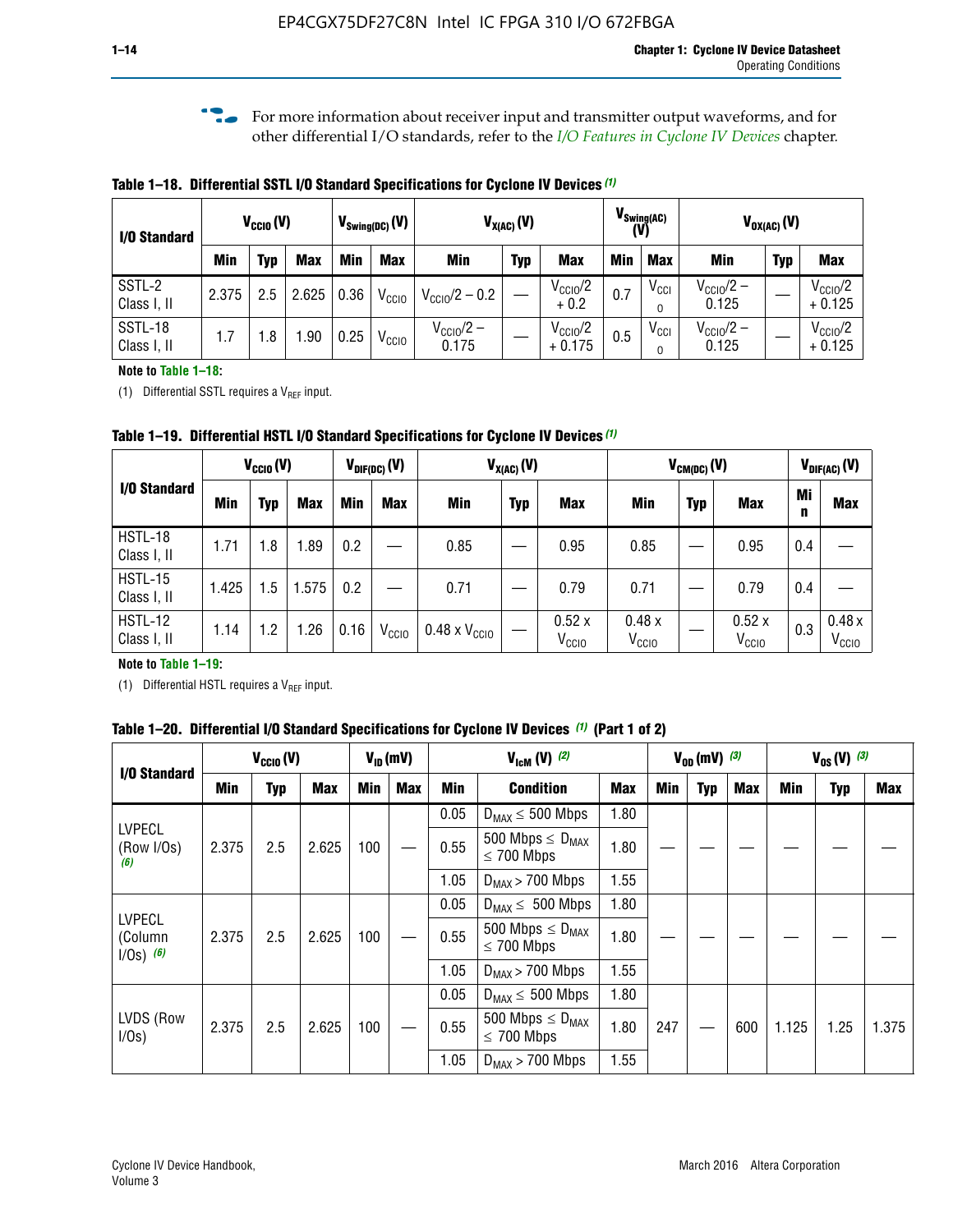For more information about receiver input and transmitter output waveforms, and for other differential I/O standards, refer to the *I/O Features in Cyclone IV Devices* chapter.

**Table 1–18. Differential SSTL I/O Standard Specifications for Cyclone IV Devices (1)**

| I/O Standard | $V_{CCIO}$ (V) | | | $V_{Swing(DC)}$ (V) | | $V_{X(AC)}$ (V) | | | $V_{Swing(AC)}$ (V) | | $V_{OX(AC)}$ (V) | | |
|---|---|---|---|---|---|---|---|---|---|---|---|---|---|
| | Min | Typ | Max | Min | Max | Min | Typ | Max | Min | Max | Min | Typ | Max |
| SSTL-2 Class I, II | 2.375 | 2.5 | 2.625 | 0.36 | $V_{CCIO}$ | $V_{CCIO}/2 - 0.2$ | — | $V_{CCIO}/2 + 0.2$ | 0.7 | $V_{CCIO}$ | $V_{CCIO}/2 - 0.125$ | — | $V_{CCIO}/2 + 0.125$ |
| SSTL-18 Class I, II | 1.7 | 1.8 | 1.90 | 0.25 | $V_{CCIO}$ | $V_{CCIO}/2 - 0.175$ | — | $V_{CCIO}/2 + 0.175$ | 0.5 | $V_{CCIO}$ | $V_{CCIO}/2 - 0.125$ | — | $V_{CCIO}/2 + 0.125$ |

**Note to Table 1–18:**

(1) Differential SSTL requires a $V_{REF}$ input.

**Table 1–19. Differential HSTL I/O Standard Specifications for Cyclone IV Devices (1)**

| I/O Standard | $V_{CCIO}$ (V) | | | $V_{DIF(DC)}$ (V) | | $V_{X(AC)}$ (V) | | | $V_{CM(DC)}$ (V) | | | $V_{DIF(AC)}$ (V) | |
|---|---|---|---|---|---|---|---|---|---|---|---|---|---|
| | Min | Typ | Max | Min | Max | Min | Typ | Max | Min | Typ | Max | Min | Max |
| HSTL-18 Class I, II | 1.71 | 1.8 | 1.89 | 0.2 | — | 0.85 | — | 0.95 | 0.85 | — | 0.95 | 0.4 | — |
| HSTL-15 Class I, II | 1.425 | 1.5 | 1.575 | 0.2 | — | 0.71 | — | 0.79 | 0.71 | — | 0.79 | 0.4 | — |
| HSTL-12 Class I, II | 1.14 | 1.2 | 1.26 | 0.16 | $V_{CCIO}$ | 0.48 x $V_{CCIO}$ | — | 0.52 x $V_{CCIO}$ | 0.48 x $V_{CCIO}$ | — | 0.52 x $V_{CCIO}$ | 0.3 | 0.48 x $V_{CCIO}$ |

**Note to Table 1–19:**

(1) Differential HSTL requires a $V_{REF}$ input.

**Table 1–20. Differential I/O Standard Specifications for Cyclone IV Devices (1) (Part 1 of 2)**

| I/O Standard | $V_{CCIO}$ (V) | | | $V_{ID}$ (mV) | | $V_{IcM}$ (V) (2) | | | $V_{OD}$ (mV) (3) | | | $V_{OS}$ (V) (3) | | |
|---|---|---|---|---|---|---|---|---|---|---|---|---|---|---|
| | Min | Typ | Max | Min | Max | Min | Condition | Max | Min | Typ | Max | Min | Typ | Max |
| LVPECL (Row I/Os) (6) | 2.375 | 2.5 | 2.625 | 100 | — | 0.05 | $D_{MAX} \leq 500$ Mbps | 1.80 | — | — | — | — | — | — |
| | | | | | | 0.55 | 500 Mbps $\leq D_{MAX} \leq$ 700 Mbps | 1.80 | | | | | | |
| | | | | | | 1.05 | $D_{MAX} > 700$ Mbps | 1.55 | | | | | | |
| LVPECL (Column I/Os) (6) | 2.375 | 2.5 | 2.625 | 100 | — | 0.05 | $D_{MAX} \leq 500$ Mbps | 1.80 | — | — | — | — | — | — |
| | | | | | | 0.55 | 500 Mbps $\leq D_{MAX} \leq$ 700 Mbps | 1.80 | | | | | | |
| | | | | | | 1.05 | $D_{MAX} > 700$ Mbps | 1.55 | | | | | | |
| LVDS (Row I/Os) | 2.375 | 2.5 | 2.625 | 100 | — | 0.05 | $D_{MAX} \leq 500$ Mbps | 1.80 | 247 | — | 600 | 1.125 | 1.25 | 1.375 |
| | | | | | | 0.55 | 500 Mbps $\leq D_{MAX} \leq$ 700 Mbps | 1.80 | | | | | | |
| | | | | | | 1.05 | $D_{MAX} > 700$ Mbps | 1.55 | | | | | | |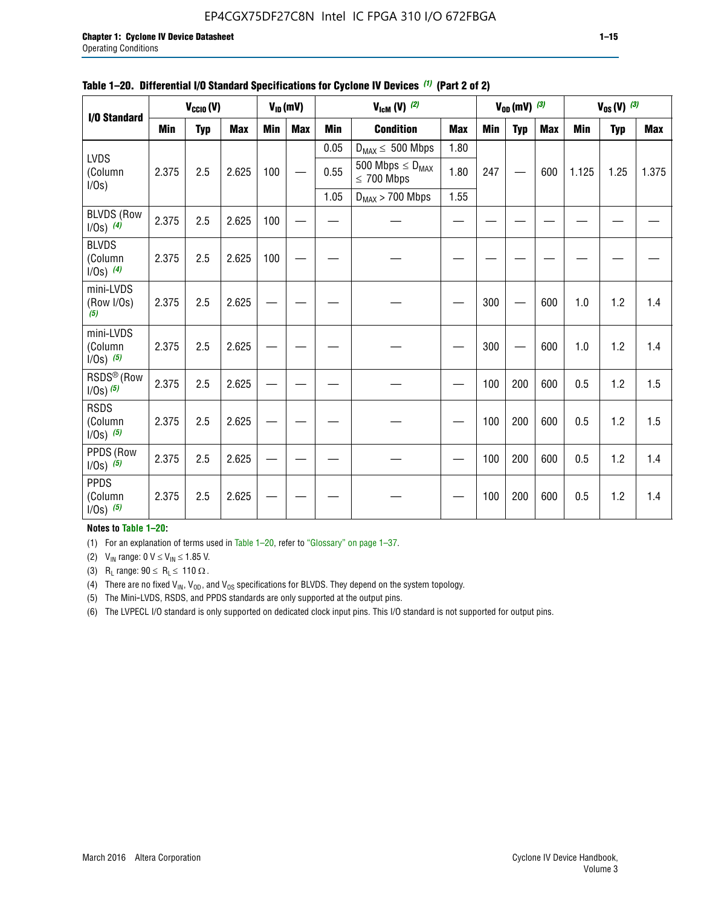**Table 1–20. Differential I/O Standard Specifications for Cyclone IV Devices (1) (Part 2 of 2)**

| I/O Standard | $V_{CCIO}$ (V) | | | $V_{ID}$ (mV) | | $V_{IcM}$ (V) (2) | | | $V_{OD}$ (mV) (3) | | | $V_{OS}$ (V) (3) | | |
|---|---|---|---|---|---|---|---|---|---|---|---|---|---|---|
| | Min | Typ | Max | Min | Max | Min | Condition | Max | Min | Typ | Max | Min | Typ | Max |
| LVDS (Column I/Os) | 2.375 | 2.5 | 2.625 | 100 | — | 0.05 | $D_{MAX} \leq$ 500 Mbps | 1.80 | 247 | — | 600 | 1.125 | 1.25 | 1.375 |
| | | | | | | 0.55 | 500 Mbps $\leq D_{MAX} \leq$ 700 Mbps | 1.80 | | | | | | |
| | | | | | | 1.05 | $D_{MAX}$ > 700 Mbps | 1.55 | | | | | | |
| BLVDS (Row I/Os) (4) | 2.375 | 2.5 | 2.625 | 100 | — | — | — | — | — | — | — | — | — | — |
| BLVDS (Column I/Os) (4) | 2.375 | 2.5 | 2.625 | 100 | — | — | — | — | — | — | — | — | — | — |
| mini-LVDS (Row I/Os) (5) | 2.375 | 2.5 | 2.625 | — | — | — | — | — | 300 | — | 600 | 1.0 | 1.2 | 1.4 |
| mini-LVDS (Column I/Os) (5) | 2.375 | 2.5 | 2.625 | — | — | — | — | — | 300 | — | 600 | 1.0 | 1.2 | 1.4 |
| RSDS® (Row I/Os) (5) | 2.375 | 2.5 | 2.625 | — | — | — | — | — | 100 | 200 | 600 | 0.5 | 1.2 | 1.5 |
| RSDS (Column I/Os) (5) | 2.375 | 2.5 | 2.625 | — | — | — | — | — | 100 | 200 | 600 | 0.5 | 1.2 | 1.5 |
| PPDS (Row I/Os) (5) | 2.375 | 2.5 | 2.625 | — | — | — | — | — | 100 | 200 | 600 | 0.5 | 1.2 | 1.4 |
| PPDS (Column I/Os) (5) | 2.375 | 2.5 | 2.625 | — | — | — | — | — | 100 | 200 | 600 | 0.5 | 1.2 | 1.4 |

**Notes to Table 1–20:**

(1) For an explanation of terms used in Table 1–20, refer to "Glossary" on page 1–37.

(2) $V_{IN}$ range: 0 V $\leq V_{IN} \leq$ 1.85 V.

(3) $R_L$ range: 90 $\leq R_L \leq$ 110 Ω.

(4) There are no fixed $V_{IN}$, $V_{OD}$, and $V_{OS}$ specifications for BLVDS. They depend on the system topology.

(5) The Mini-LVDS, RSDS, and PPDS standards are only supported at the output pins.

(6) The LVPECL I/O standard is only supported on dedicated clock input pins. This I/O standard is not supported for output pins.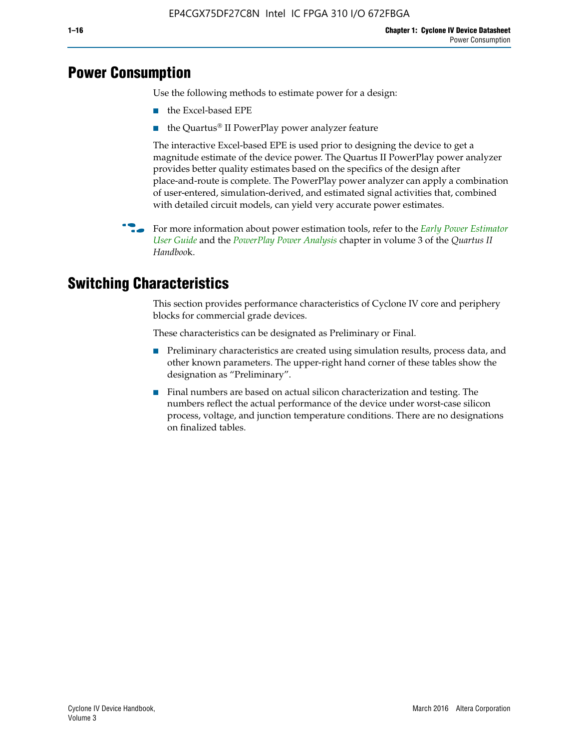# Power Consumption

Use the following methods to estimate power for a design:

- the Excel-based EPE
- the Quartus® II PowerPlay power analyzer feature

The interactive Excel-based EPE is used prior to designing the device to get a magnitude estimate of the device power. The Quartus II PowerPlay power analyzer provides better quality estimates based on the specifics of the design after place-and-route is complete. The PowerPlay power analyzer can apply a combination of user-entered, simulation-derived, and estimated signal activities that, combined with detailed circuit models, can yield very accurate power estimates.

For more information about power estimation tools, refer to the *Early Power Estimator User Guide* and the *PowerPlay Power Analysis* chapter in volume 3 of the *Quartus II Handbook*.

# Switching Characteristics

This section provides performance characteristics of Cyclone IV core and periphery blocks for commercial grade devices.

These characteristics can be designated as Preliminary or Final.

- Preliminary characteristics are created using simulation results, process data, and other known parameters. The upper-right hand corner of these tables show the designation as "Preliminary".
- Final numbers are based on actual silicon characterization and testing. The numbers reflect the actual performance of the device under worst-case silicon process, voltage, and junction temperature conditions. There are no designations on finalized tables.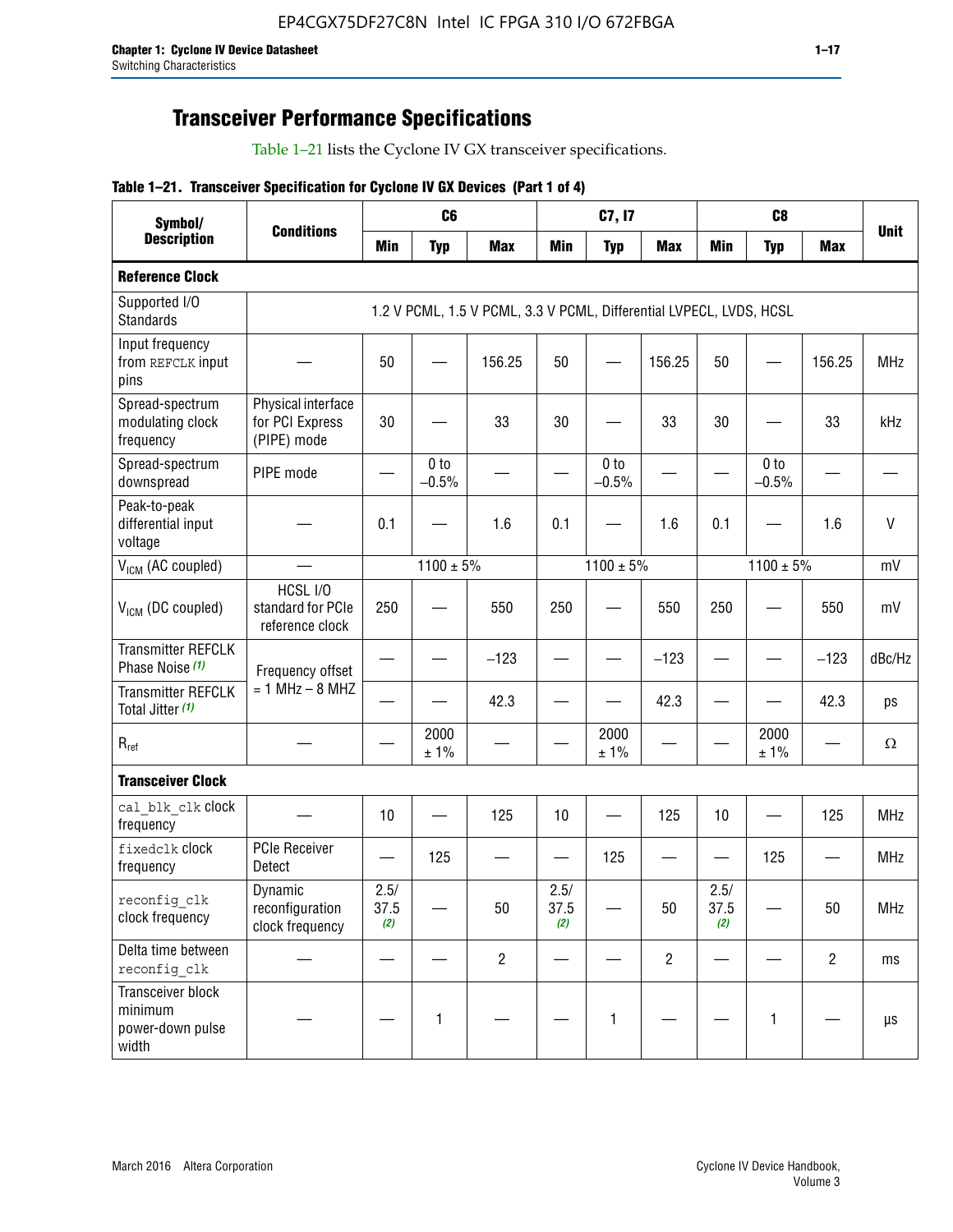## Transceiver Performance Specifications

Table 1–21 lists the Cyclone IV GX transceiver specifications.

**Table 1–21. Transceiver Specification for Cyclone IV GX Devices (Part 1 of 4)**

| Symbol/ Description | Conditions | C6 | | | C7, I7 | | | C8 | | | Unit |
|---|---|---|---|---|---|---|---|---|---|---|---|
| | | Min | Typ | Max | Min | Typ | Max | Min | Typ | Max | |
| **Reference Clock** | | | | | | | | | | | |
| Supported I/O Standards | 1.2 V PCML, 1.5 V PCML, 3.3 V PCML, Differential LVPECL, LVDS, HCSL | | | | | | | | | | |
| Input frequency from REFCLK input pins | — | 50 | — | 156.25 | 50 | — | 156.25 | 50 | — | 156.25 | MHz |
| Spread-spectrum modulating clock frequency | Physical interface for PCI Express (PIPE) mode | 30 | — | 33 | 30 | — | 33 | 30 | — | 33 | kHz |
| Spread-spectrum downspread | PIPE mode | — | 0 to −0.5% | — | — | 0 to −0.5% | — | — | 0 to −0.5% | — | — |
| Peak-to-peak differential input voltage | — | 0.1 | — | 1.6 | 0.1 | — | 1.6 | 0.1 | — | 1.6 | V |
| $V_{ICM}$ (AC coupled) | — | 1100 ± 5% | | | 1100 ± 5% | | | 1100 ± 5% | | | mV |
| $V_{ICM}$ (DC coupled) | HCSL I/O standard for PCIe reference clock | 250 | — | 550 | 250 | — | 550 | 250 | — | 550 | mV |
| Transmitter REFCLK Phase Noise (1) | Frequency offset = 1 MHz – 8 MHZ | — | — | −123 | — | — | −123 | — | — | −123 | dBc/Hz |
| Transmitter REFCLK Total Jitter (1) | | — | — | 42.3 | — | — | 42.3 | — | — | 42.3 | ps |
| $R_{ref}$ | — | — | 2000 ± 1% | — | — | 2000 ± 1% | — | — | 2000 ± 1% | — | Ω |
| **Transceiver Clock** | | | | | | | | | | | |
| cal_blk_clk clock frequency | — | 10 | — | 125 | 10 | — | 125 | 10 | — | 125 | MHz |
| fixedclk clock frequency | PCIe Receiver Detect | — | 125 | — | — | 125 | — | — | 125 | — | MHz |
| reconfig_clk clock frequency | Dynamic reconfiguration clock frequency | 2.5/ 37.5 (2) | — | 50 | 2.5/ 37.5 (2) | — | 50 | 2.5/ 37.5 (2) | — | 50 | MHz |
| Delta time between reconfig_clk | — | — | — | 2 | — | — | 2 | — | — | 2 | ms |
| Transceiver block minimum power-down pulse width | — | — | 1 | — | — | 1 | — | — | 1 | — | µs |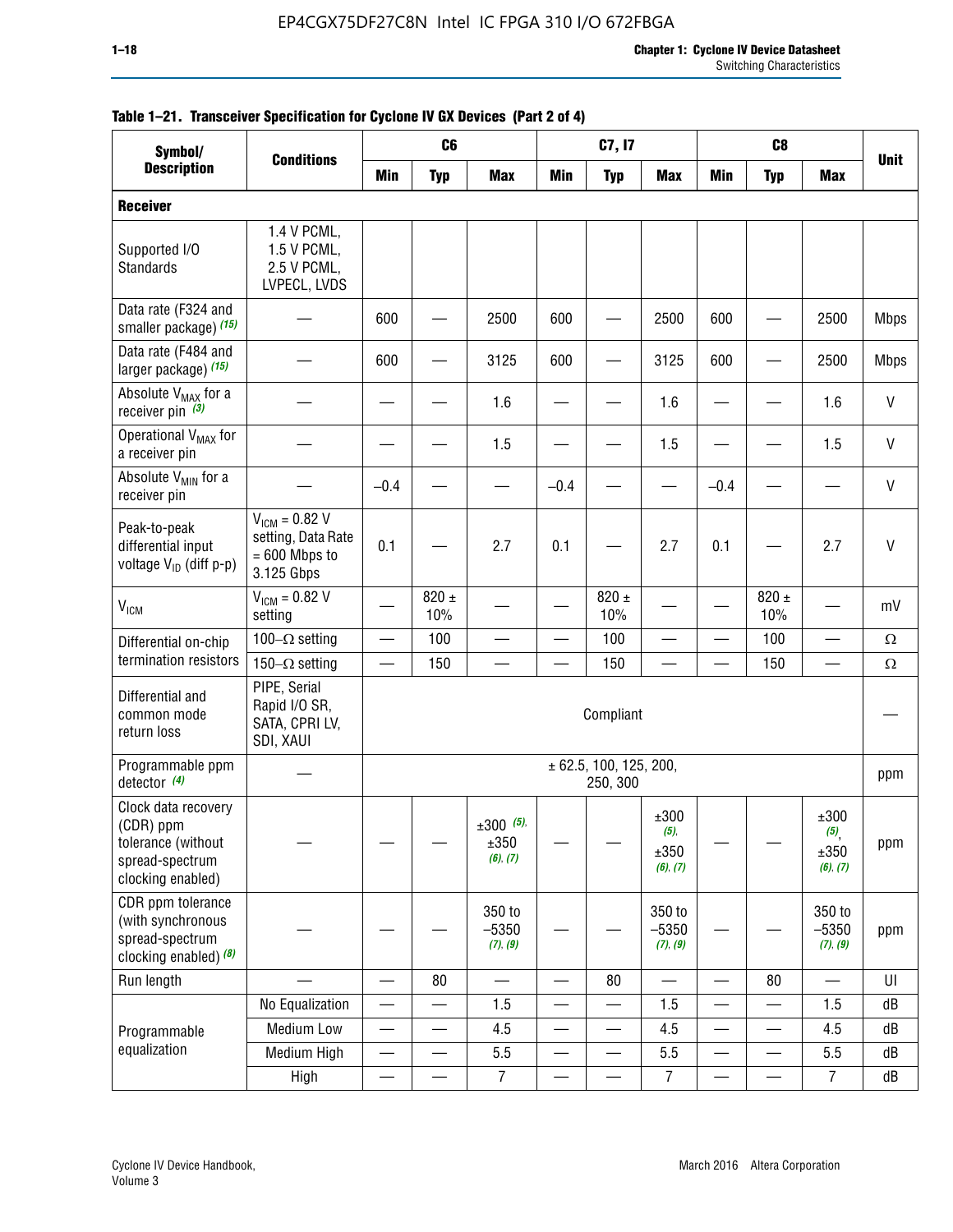**Table 1–21. Transceiver Specification for Cyclone IV GX Devices (Part 2 of 4)**

| Symbol/ Description | Conditions | C6 | | | C7, I7 | | | C8 | | | Unit |
|---|---|---|---|---|---|---|---|---|---|---|---|
| | | Min | Typ | Max | Min | Typ | Max | Min | Typ | Max | |
| **Receiver** | | | | | | | | | | | |
| Supported I/O Standards | 1.4 V PCML, 1.5 V PCML, 2.5 V PCML, LVPECL, LVDS | | | | | | | | | | |
| Data rate (F324 and smaller package) *(15)* | — | 600 | — | 2500 | 600 | — | 2500 | 600 | — | 2500 | Mbps |
| Data rate (F484 and larger package) *(15)* | — | 600 | — | 3125 | 600 | — | 3125 | 600 | — | 2500 | Mbps |
| Absolute $V_{MAX}$ for a receiver pin *(3)* | — | — | — | 1.6 | — | — | 1.6 | — | — | 1.6 | V |
| Operational $V_{MAX}$ for a receiver pin | — | — | — | 1.5 | — | — | 1.5 | — | — | 1.5 | V |
| Absolute $V_{MIN}$ for a receiver pin | — | –0.4 | — | — | –0.4 | — | — | –0.4 | — | — | V |
| Peak-to-peak differential input voltage $V_{ID}$ (diff p-p) | $V_{ICM}$ = 0.82 V setting, Data Rate = 600 Mbps to 3.125 Gbps | 0.1 | — | 2.7 | 0.1 | — | 2.7 | 0.1 | — | 2.7 | V |
| $V_{ICM}$ | $V_{ICM}$ = 0.82 V setting | — | 820 ± 10% | — | — | 820 ± 10% | — | — | 820 ± 10% | — | mV |
| Differential on-chip termination resistors | 100–Ω setting | — | 100 | — | — | 100 | — | — | 100 | — | Ω |
| | 150–Ω setting | — | 150 | — | — | 150 | — | — | 150 | — | Ω |
| Differential and common mode return loss | PIPE, Serial Rapid I/O SR, SATA, CPRI LV, SDI, XAUI | Compliant | | | | | | | | | — |
| Programmable ppm detector *(4)* | — | ± 62.5, 100, 125, 200, 250, 300 | | | | | | | | | ppm |
| Clock data recovery (CDR) ppm tolerance (without spread-spectrum clocking enabled) | — | — | — | ±300 *(5)*, ±350 *(6)*, *(7)* | — | — | ±300 *(5)*, ±350 *(6)*, *(7)* | — | — | ±300 *(5)*, ±350 *(6)*, *(7)* | ppm |
| CDR ppm tolerance (with synchronous spread-spectrum clocking enabled) *(8)* | — | — | — | 350 to –5350 *(7)*, *(9)* | — | — | 350 to –5350 *(7)*, *(9)* | — | — | 350 to –5350 *(7)*, *(9)* | ppm |
| Run length | — | — | 80 | — | — | 80 | — | — | 80 | — | UI |
| Programmable equalization | No Equalization | — | — | 1.5 | — | — | 1.5 | — | — | 1.5 | dB |
| | Medium Low | — | — | 4.5 | — | — | 4.5 | — | — | 4.5 | dB |
| | Medium High | — | — | 5.5 | — | — | 5.5 | — | — | 5.5 | dB |
| | High | — | — | 7 | — | — | 7 | — | — | 7 | dB |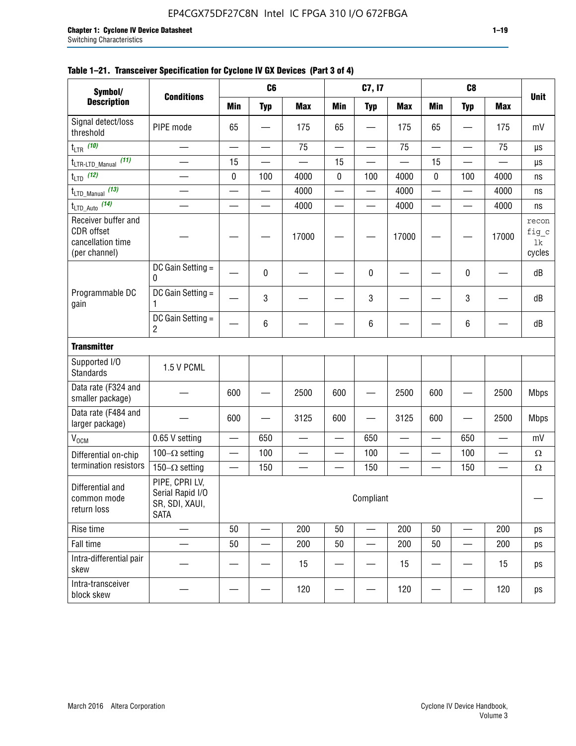**Table 1–21. Transceiver Specification for Cyclone IV GX Devices (Part 3 of 4)**

| Symbol/ Description | Conditions | C6 | | | C7, I7 | | | C8 | | | Unit |
|---|---|---|---|---|---|---|---|---|---|---|---|
| | | Min | Typ | Max | Min | Typ | Max | Min | Typ | Max | |
| Signal detect/loss threshold | PIPE mode | 65 | — | 175 | 65 | — | 175 | 65 | — | 175 | mV |
| $t_{LTR}$ (10) | — | — | — | 75 | — | — | 75 | — | — | 75 | µs |
| $t_{LTR\text{-}LTD\_Manual}$ (11) | — | 15 | — | — | 15 | — | — | 15 | — | — | µs |
| $t_{LTD}$ (12) | — | 0 | 100 | 4000 | 0 | 100 | 4000 | 0 | 100 | 4000 | ns |
| $t_{LTD\_Manual}$ (13) | — | — | — | 4000 | — | — | 4000 | — | — | 4000 | ns |
| $t_{LTD\_Auto}$ (14) | — | — | — | 4000 | — | — | 4000 | — | — | 4000 | ns |
| Receiver buffer and CDR offset cancellation time (per channel) | — | — | — | 17000 | — | — | 17000 | — | — | 17000 | reconfig_clk cycles |
| Programmable DC gain | DC Gain Setting = 0 | — | 0 | — | — | 0 | — | — | 0 | — | dB |
| | DC Gain Setting = 1 | — | 3 | — | — | 3 | — | — | 3 | — | dB |
| | DC Gain Setting = 2 | — | 6 | — | — | 6 | — | — | 6 | — | dB |
| **Transmitter** | | | | | | | | | | | |
| Supported I/O Standards | 1.5 V PCML | | | | | | | | | | |
| Data rate (F324 and smaller package) | — | 600 | — | 2500 | 600 | — | 2500 | 600 | — | 2500 | Mbps |
| Data rate (F484 and larger package) | — | 600 | — | 3125 | 600 | — | 3125 | 600 | — | 2500 | Mbps |
| $V_{OCM}$ | 0.65 V setting | — | 650 | — | — | 650 | — | — | 650 | — | mV |
| Differential on-chip termination resistors | 100–Ω setting | — | 100 | — | — | 100 | — | — | 100 | — | Ω |
| | 150–Ω setting | — | 150 | — | — | 150 | — | — | 150 | — | Ω |
| Differential and common mode return loss | PIPE, CPRI LV, Serial Rapid I/O SR, SDI, XAUI, SATA | Compliant | | | | | | | | | — |
| Rise time | — | 50 | — | 200 | 50 | — | 200 | 50 | — | 200 | ps |
| Fall time | — | 50 | — | 200 | 50 | — | 200 | 50 | — | 200 | ps |
| Intra-differential pair skew | — | — | — | 15 | — | — | 15 | — | — | 15 | ps |
| Intra-transceiver block skew | — | — | — | 120 | — | — | 120 | — | — | 120 | ps |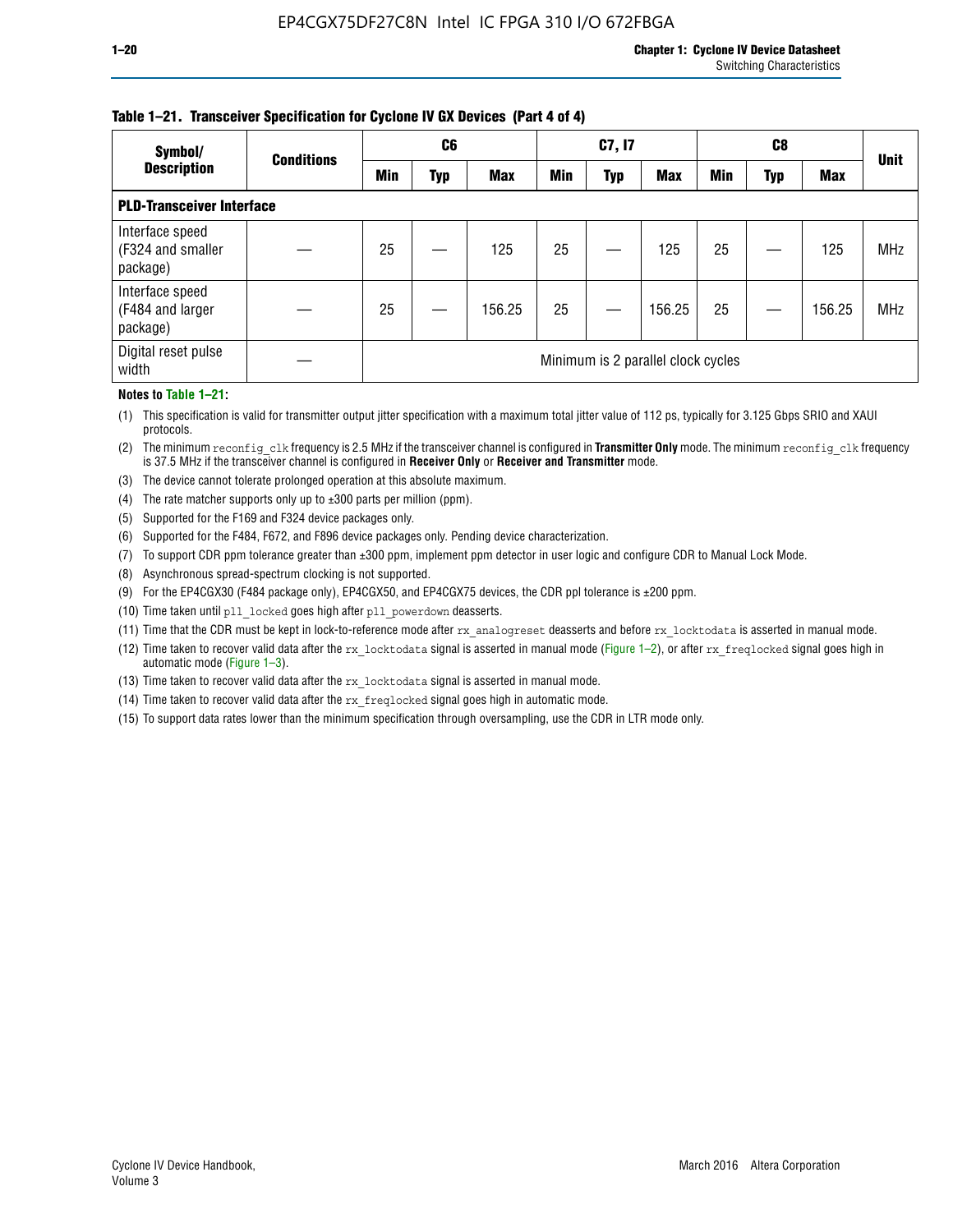**Table 1–21. Transceiver Specification for Cyclone IV GX Devices (Part 4 of 4)**

| Symbol/ Description | Conditions | C6 | | | C7, I7 | | | C8 | | | Unit |
|---|---|---|---|---|---|---|---|---|---|---|---|
| | | Min | Typ | Max | Min | Typ | Max | Min | Typ | Max | |
| **PLD-Transceiver Interface** | | | | | | | | | | | |
| Interface speed (F324 and smaller package) | — | 25 | — | 125 | 25 | — | 125 | 25 | — | 125 | MHz |
| Interface speed (F484 and larger package) | — | 25 | — | 156.25 | 25 | — | 156.25 | 25 | — | 156.25 | MHz |
| Digital reset pulse width | — | Minimum is 2 parallel clock cycles | | | | | | | | | |

**Notes to Table 1–21:**

(1) This specification is valid for transmitter output jitter specification with a maximum total jitter value of 112 ps, typically for 3.125 Gbps SRIO and XAUI protocols.

(2) The minimum `reconfig_clk` frequency is 2.5 MHz if the transceiver channel is configured in **Transmitter Only** mode. The minimum `reconfig_clk` frequency is 37.5 MHz if the transceiver channel is configured in **Receiver Only** or **Receiver and Transmitter** mode.

(3) The device cannot tolerate prolonged operation at this absolute maximum.

(4) The rate matcher supports only up to ±300 parts per million (ppm).

(5) Supported for the F169 and F324 device packages only.

(6) Supported for the F484, F672, and F896 device packages only. Pending device characterization.

(7) To support CDR ppm tolerance greater than ±300 ppm, implement ppm detector in user logic and configure CDR to Manual Lock Mode.

(8) Asynchronous spread-spectrum clocking is not supported.

(9) For the EP4CGX30 (F484 package only), EP4CGX50, and EP4CGX75 devices, the CDR ppl tolerance is ±200 ppm.

(10) Time taken until `pll_locked` goes high after `pll_powerdown` deasserts.

(11) Time that the CDR must be kept in lock-to-reference mode after `rx_analogreset` deasserts and before `rx_locktodata` is asserted in manual mode.

(12) Time taken to recover valid data after the `rx_locktodata` signal is asserted in manual mode (Figure 1–2), or after `rx_freqlocked` signal goes high in automatic mode (Figure 1–3).

(13) Time taken to recover valid data after the `rx_locktodata` signal is asserted in manual mode.

(14) Time taken to recover valid data after the `rx_freqlocked` signal goes high in automatic mode.

(15) To support data rates lower than the minimum specification through oversampling, use the CDR in LTR mode only.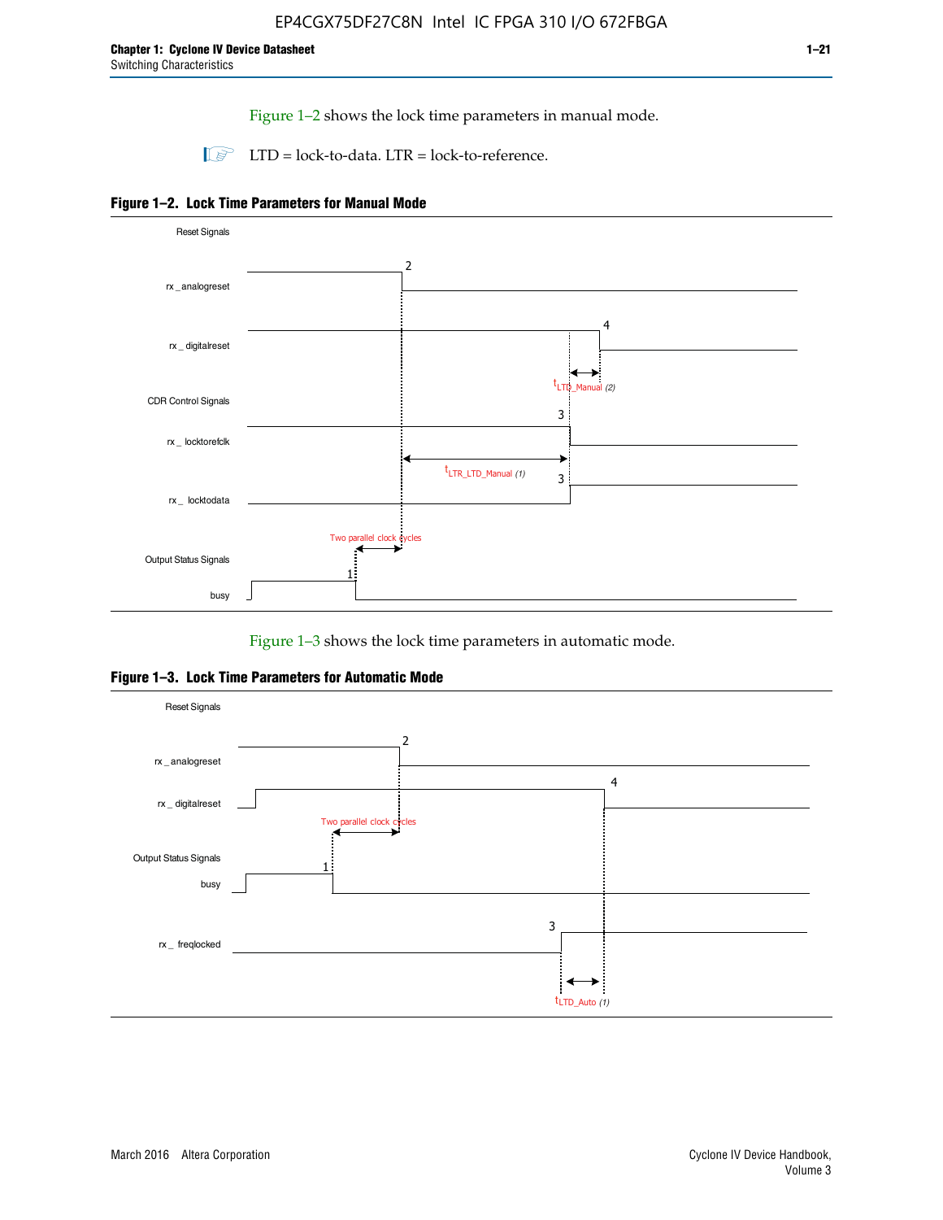Figure 1–2 shows the lock time parameters in manual mode.

LTD = lock-to-data. LTR = lock-to-reference.

**Figure 1–2. Lock Time Parameters for Manual Mode**

Reset Signals

rx_analogreset

rx_digitalreset

CDR Control Signals

rx_locktorefclk

rx_locktodata

Output Status Signals

busy

Two parallel clock cycles

$t_{LTD\_Manual}$ (2)

$t_{LTR\_LTD\_Manual}$ (1)

Figure 1–3 shows the lock time parameters in automatic mode.

**Figure 1–3. Lock Time Parameters for Automatic Mode**

Reset Signals

rx_analogreset

rx_digitalreset

Output Status Signals

busy

rx_freqlocked

Two parallel clock cycles

$t_{LTD\_Auto}$ (1)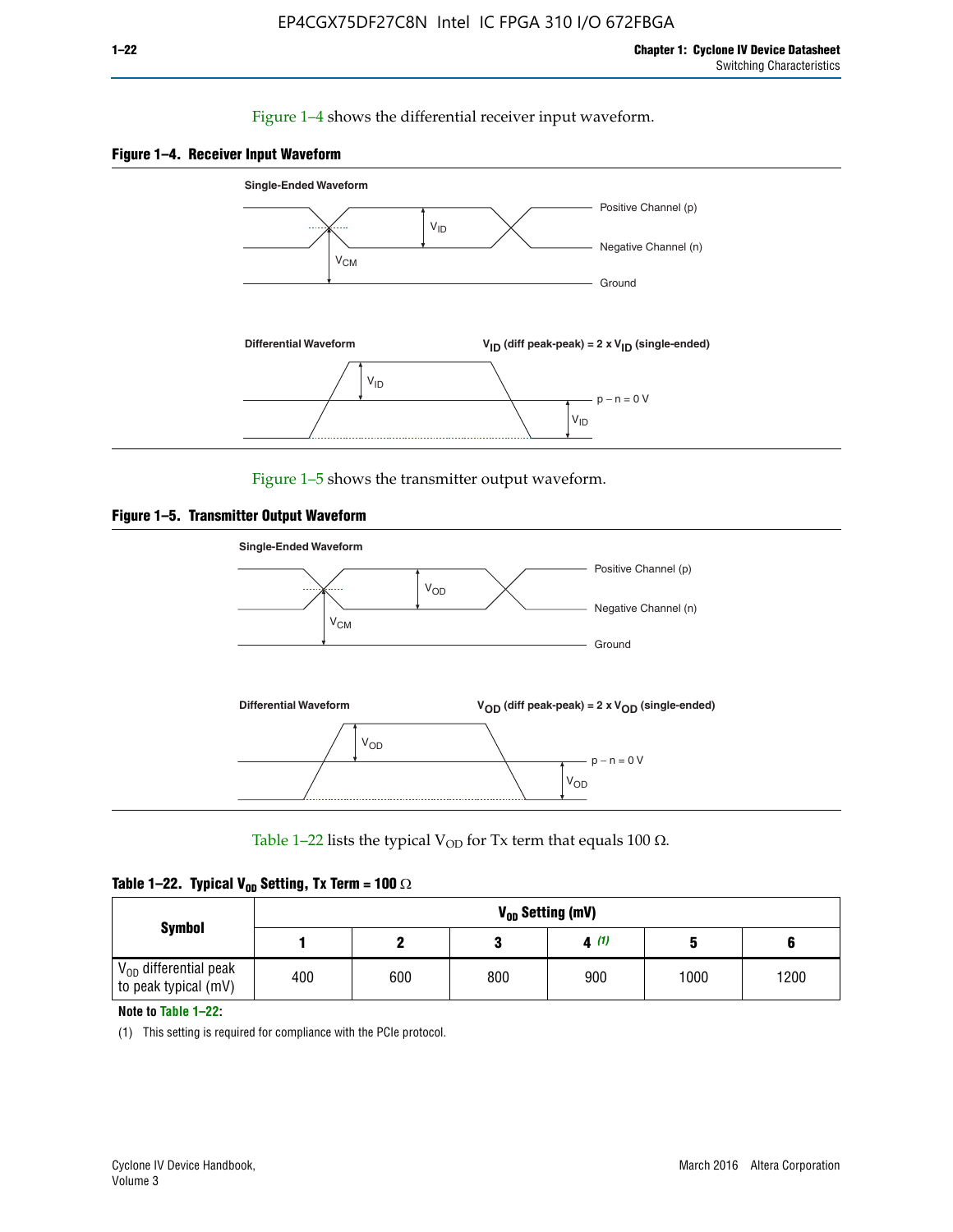Figure 1–4 shows the differential receiver input waveform.

**Figure 1–4. Receiver Input Waveform**

Single-Ended Waveform

Positive Channel (p)

Negative Channel (n)

Ground

$V_{ID}$

$V_{CM}$

Differential Waveform

$V_{ID}$ (diff peak-peak) = 2 x $V_{ID}$ (single-ended)

$V_{ID}$

p − n = 0 V

$V_{ID}$

Figure 1–5 shows the transmitter output waveform.

**Figure 1–5. Transmitter Output Waveform**

Single-Ended Waveform

Positive Channel (p)

Negative Channel (n)

Ground

$V_{OD}$

$V_{CM}$

Differential Waveform

$V_{OD}$ (diff peak-peak) = 2 x $V_{OD}$ (single-ended)

$V_{OD}$

p − n = 0 V

$V_{OD}$

Table 1–22 lists the typical $V_{OD}$ for Tx term that equals 100 Ω.

**Table 1–22. Typical $V_{OD}$ Setting, Tx Term = 100 Ω**

| Symbol | $V_{OD}$ Setting (mV) | | | | | |
|---|---|---|---|---|---|---|
| | 1 | 2 | 3 | 4 (1) | 5 | 6 |
| $V_{OD}$ differential peak to peak typical (mV) | 400 | 600 | 800 | 900 | 1000 | 1200 |

**Note to Table 1–22:**

(1) This setting is required for compliance with the PCIe protocol.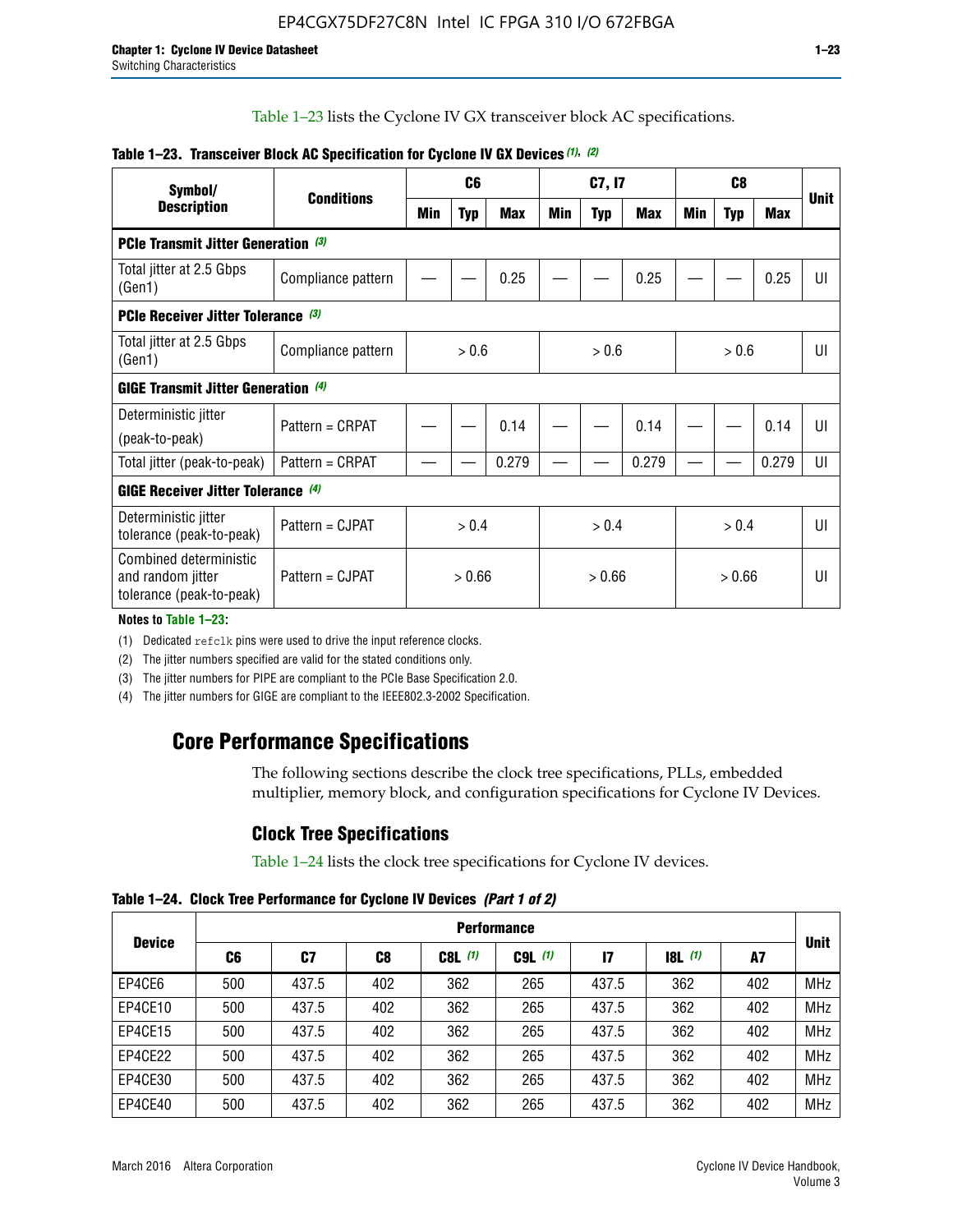Table 1–23 lists the Cyclone IV GX transceiver block AC specifications.

**Table 1–23. Transceiver Block AC Specification for Cyclone IV GX Devices** *(1)*, *(2)*

| Symbol/ Description | Conditions | C6 | | | C7, I7 | | | C8 | | | Unit |
|---|---|---|---|---|---|---|---|---|---|---|---|
| | | Min | Typ | Max | Min | Typ | Max | Min | Typ | Max | |
| **PCIe Transmit Jitter Generation** *(3)* | | | | | | | | | | | |
| Total jitter at 2.5 Gbps (Gen1) | Compliance pattern | — | — | 0.25 | — | — | 0.25 | — | — | 0.25 | UI |
| **PCIe Receiver Jitter Tolerance** *(3)* | | | | | | | | | | | |
| Total jitter at 2.5 Gbps (Gen1) | Compliance pattern | > 0.6 | | | > 0.6 | | | > 0.6 | | | UI |
| **GIGE Transmit Jitter Generation** *(4)* | | | | | | | | | | | |
| Deterministic jitter (peak-to-peak) | Pattern = CRPAT | — | — | 0.14 | — | — | 0.14 | — | — | 0.14 | UI |
| Total jitter (peak-to-peak) | Pattern = CRPAT | — | — | 0.279 | — | — | 0.279 | — | — | 0.279 | UI |
| **GIGE Receiver Jitter Tolerance** *(4)* | | | | | | | | | | | |
| Deterministic jitter tolerance (peak-to-peak) | Pattern = CJPAT | > 0.4 | | | > 0.4 | | | > 0.4 | | | UI |
| Combined deterministic and random jitter tolerance (peak-to-peak) | Pattern = CJPAT | > 0.66 | | | > 0.66 | | | > 0.66 | | | UI |

**Notes to Table 1–23:**

(1) Dedicated refclk pins were used to drive the input reference clocks.

(2) The jitter numbers specified are valid for the stated conditions only.

(3) The jitter numbers for PIPE are compliant to the PCIe Base Specification 2.0.

(4) The jitter numbers for GIGE are compliant to the IEEE802.3-2002 Specification.

## Core Performance Specifications

The following sections describe the clock tree specifications, PLLs, embedded multiplier, memory block, and configuration specifications for Cyclone IV Devices.

### Clock Tree Specifications

Table 1–24 lists the clock tree specifications for Cyclone IV devices.

**Table 1–24. Clock Tree Performance for Cyclone IV Devices** *(Part 1 of 2)*

| Device | Performance | | | | | | | | Unit |
|---|---|---|---|---|---|---|---|---|---|
| | C6 | C7 | C8 | C8L *(1)* | C9L *(1)* | I7 | I8L *(1)* | A7 | |
| EP4CE6 | 500 | 437.5 | 402 | 362 | 265 | 437.5 | 362 | 402 | MHz |
| EP4CE10 | 500 | 437.5 | 402 | 362 | 265 | 437.5 | 362 | 402 | MHz |
| EP4CE15 | 500 | 437.5 | 402 | 362 | 265 | 437.5 | 362 | 402 | MHz |
| EP4CE22 | 500 | 437.5 | 402 | 362 | 265 | 437.5 | 362 | 402 | MHz |
| EP4CE30 | 500 | 437.5 | 402 | 362 | 265 | 437.5 | 362 | 402 | MHz |
| EP4CE40 | 500 | 437.5 | 402 | 362 | 265 | 437.5 | 362 | 402 | MHz |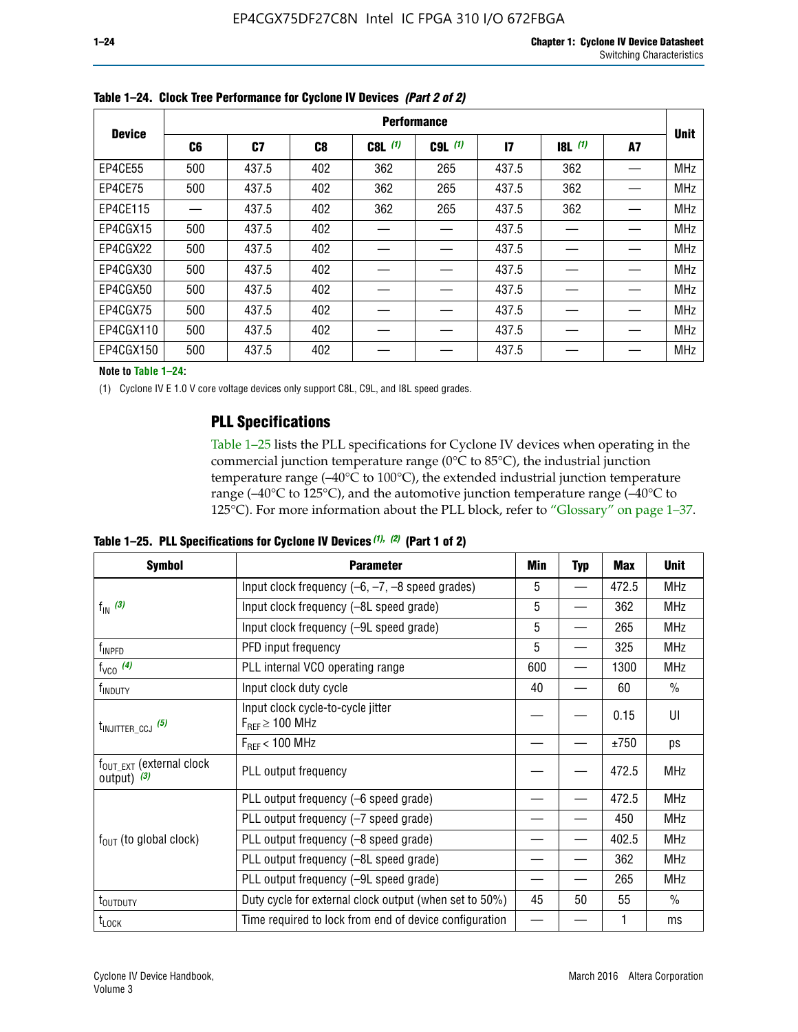**Table 1–24. Clock Tree Performance for Cyclone IV Devices *(Part 2 of 2)***

| Device | Performance | | | | | | | | Unit |
|---|---|---|---|---|---|---|---|---|---|
| | C6 | C7 | C8 | C8L (1) | C9L (1) | I7 | I8L (1) | A7 | |
| EP4CE55 | 500 | 437.5 | 402 | 362 | 265 | 437.5 | 362 | — | MHz |
| EP4CE75 | 500 | 437.5 | 402 | 362 | 265 | 437.5 | 362 | — | MHz |
| EP4CE115 | — | 437.5 | 402 | 362 | 265 | 437.5 | 362 | — | MHz |
| EP4CGX15 | 500 | 437.5 | 402 | — | — | 437.5 | — | — | MHz |
| EP4CGX22 | 500 | 437.5 | 402 | — | — | 437.5 | — | — | MHz |
| EP4CGX30 | 500 | 437.5 | 402 | — | — | 437.5 | — | — | MHz |
| EP4CGX50 | 500 | 437.5 | 402 | — | — | 437.5 | — | — | MHz |
| EP4CGX75 | 500 | 437.5 | 402 | — | — | 437.5 | — | — | MHz |
| EP4CGX110 | 500 | 437.5 | 402 | — | — | 437.5 | — | — | MHz |
| EP4CGX150 | 500 | 437.5 | 402 | — | — | 437.5 | — | — | MHz |

**Note to Table 1–24:**

(1) Cyclone IV E 1.0 V core voltage devices only support C8L, C9L, and I8L speed grades.

## PLL Specifications

Table 1–25 lists the PLL specifications for Cyclone IV devices when operating in the commercial junction temperature range (0°C to 85°C), the industrial junction temperature range (–40°C to 100°C), the extended industrial junction temperature range (–40°C to 125°C), and the automotive junction temperature range (–40°C to 125°C). For more information about the PLL block, refer to "Glossary" on page 1–37.

**Table 1–25. PLL Specifications for Cyclone IV Devices *(1), (2)* (Part 1 of 2)**

| Symbol | Parameter | Min | Typ | Max | Unit |
|---|---|---|---|---|---|
| $f_{IN}$ (3) | Input clock frequency (–6, –7, –8 speed grades) | 5 | — | 472.5 | MHz |
| | Input clock frequency (–8L speed grade) | 5 | — | 362 | MHz |
| | Input clock frequency (–9L speed grade) | 5 | — | 265 | MHz |
| $f_{INPFD}$ | PFD input frequency | 5 | — | 325 | MHz |
| $f_{VCO}$ (4) | PLL internal VCO operating range | 600 | — | 1300 | MHz |
| $f_{INDUTY}$ | Input clock duty cycle | 40 | — | 60 | % |
| $t_{INJITTER\_CCJ}$ (5) | Input clock cycle-to-cycle jitter $F_{REF} \geq 100$ MHz | — | — | 0.15 | UI |
| | $F_{REF} < 100$ MHz | — | — | ±750 | ps |
| $f_{OUT\_EXT}$ (external clock output) (3) | PLL output frequency | — | — | 472.5 | MHz |
| $f_{OUT}$ (to global clock) | PLL output frequency (–6 speed grade) | — | — | 472.5 | MHz |
| | PLL output frequency (–7 speed grade) | — | — | 450 | MHz |
| | PLL output frequency (–8 speed grade) | — | — | 402.5 | MHz |
| | PLL output frequency (–8L speed grade) | — | — | 362 | MHz |
| | PLL output frequency (–9L speed grade) | — | — | 265 | MHz |
| $t_{OUTDUTY}$ | Duty cycle for external clock output (when set to 50%) | 45 | 50 | 55 | % |
| $t_{LOCK}$ | Time required to lock from end of device configuration | — | — | 1 | ms |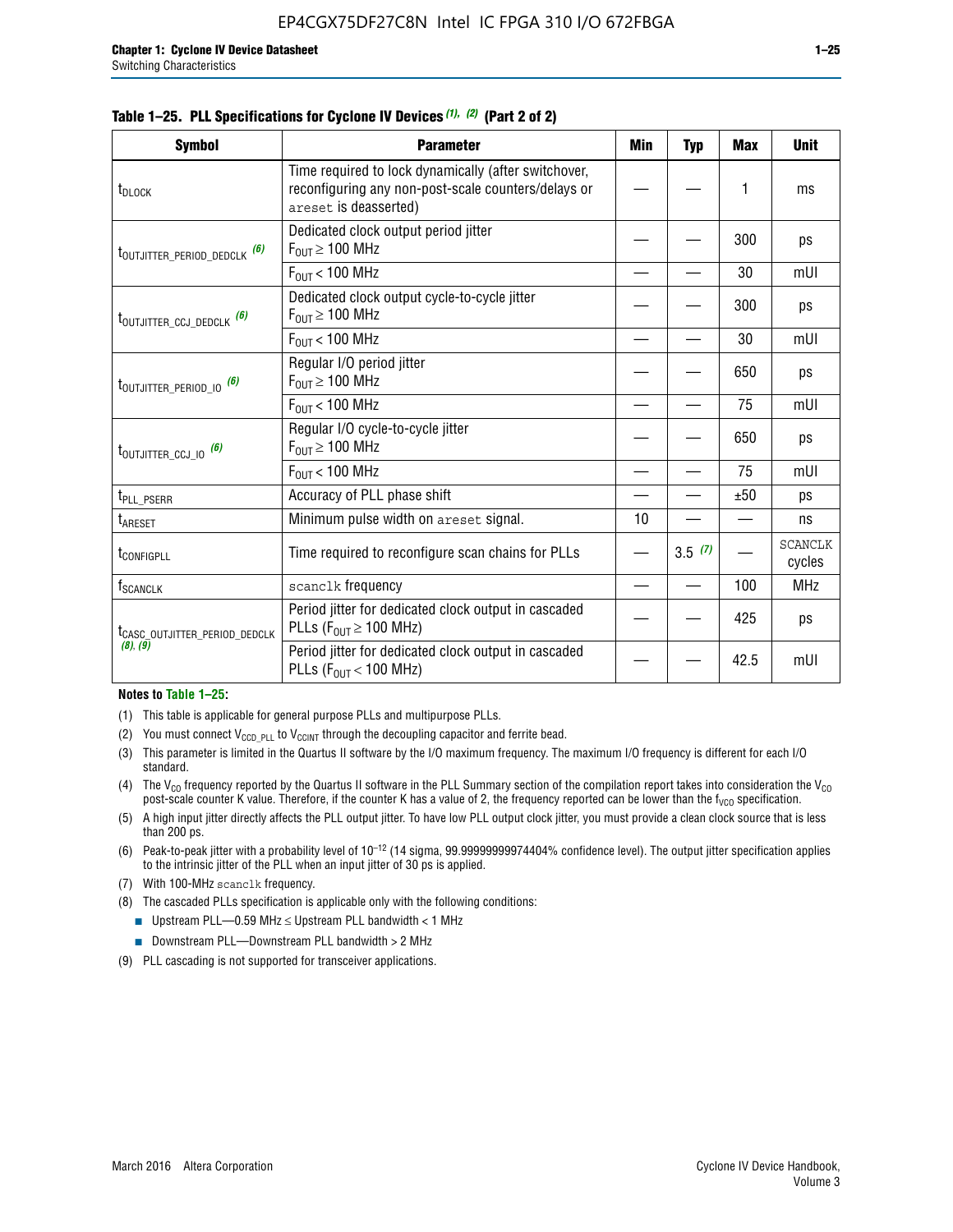**Table 1–25. PLL Specifications for Cyclone IV Devices (1), (2) (Part 2 of 2)**

| Symbol | Parameter | Min | Typ | Max | Unit |
|---|---|---|---|---|---|
| $t_{DLOCK}$ | Time required to lock dynamically (after switchover, reconfiguring any non-post-scale counters/delays or areset is deasserted) | — | — | 1 | ms |
| $t_{OUTJITTER\_PERIOD\_DEDCLK}$ (6) | Dedicated clock output period jitter $F_{OUT} \geq 100$ MHz | — | — | 300 | ps |
| | $F_{OUT} < 100$ MHz | — | — | 30 | mUI |
| $t_{OUTJITTER\_CCJ\_DEDCLK}$ (6) | Dedicated clock output cycle-to-cycle jitter $F_{OUT} \geq 100$ MHz | — | — | 300 | ps |
| | $F_{OUT} < 100$ MHz | — | — | 30 | mUI |
| $t_{OUTJITTER\_PERIOD\_IO}$ (6) | Regular I/O period jitter $F_{OUT} \geq 100$ MHz | — | — | 650 | ps |
| | $F_{OUT} < 100$ MHz | — | — | 75 | mUI |
| $t_{OUTJITTER\_CCJ\_IO}$ (6) | Regular I/O cycle-to-cycle jitter $F_{OUT} \geq 100$ MHz | — | — | 650 | ps |
| | $F_{OUT} < 100$ MHz | — | — | 75 | mUI |
| $t_{PLL\_PSERR}$ | Accuracy of PLL phase shift | — | — | ±50 | ps |
| $t_{ARESET}$ | Minimum pulse width on areset signal. | 10 | — | — | ns |
| $t_{CONFIGPLL}$ | Time required to reconfigure scan chains for PLLs | — | 3.5 (7) | — | SCANCLK cycles |
| $f_{SCANCLK}$ | scanclk frequency | — | — | 100 | MHz |
| $t_{CASC\_OUTJITTER\_PERIOD\_DEDCLK}$ (8), (9) | Period jitter for dedicated clock output in cascaded PLLs ($F_{OUT} \geq 100$ MHz) | — | — | 425 | ps |
| | Period jitter for dedicated clock output in cascaded PLLs ($F_{OUT} < 100$ MHz) | — | — | 42.5 | mUI |

**Notes to Table 1–25:**

(1) This table is applicable for general purpose PLLs and multipurpose PLLs.

(2) You must connect $V_{CCD\_PLL}$ to $V_{CCINT}$ through the decoupling capacitor and ferrite bead.

(3) This parameter is limited in the Quartus II software by the I/O maximum frequency. The maximum I/O frequency is different for each I/O standard.

(4) The $V_{CO}$ frequency reported by the Quartus II software in the PLL Summary section of the compilation report takes into consideration the $V_{CO}$ post-scale counter K value. Therefore, if the counter K has a value of 2, the frequency reported can be lower than the $f_{VCO}$ specification.

(5) A high input jitter directly affects the PLL output jitter. To have low PLL output clock jitter, you must provide a clean clock source that is less than 200 ps.

(6) Peak-to-peak jitter with a probability level of $10^{-12}$ (14 sigma, 99.99999999974404% confidence level). The output jitter specification applies to the intrinsic jitter of the PLL when an input jitter of 30 ps is applied.

(7) With 100-MHz scanclk frequency.

(8) The cascaded PLLs specification is applicable only with the following conditions:

- Upstream PLL—0.59 MHz ≤ Upstream PLL bandwidth < 1 MHz
- Downstream PLL—Downstream PLL bandwidth > 2 MHz

(9) PLL cascading is not supported for transceiver applications.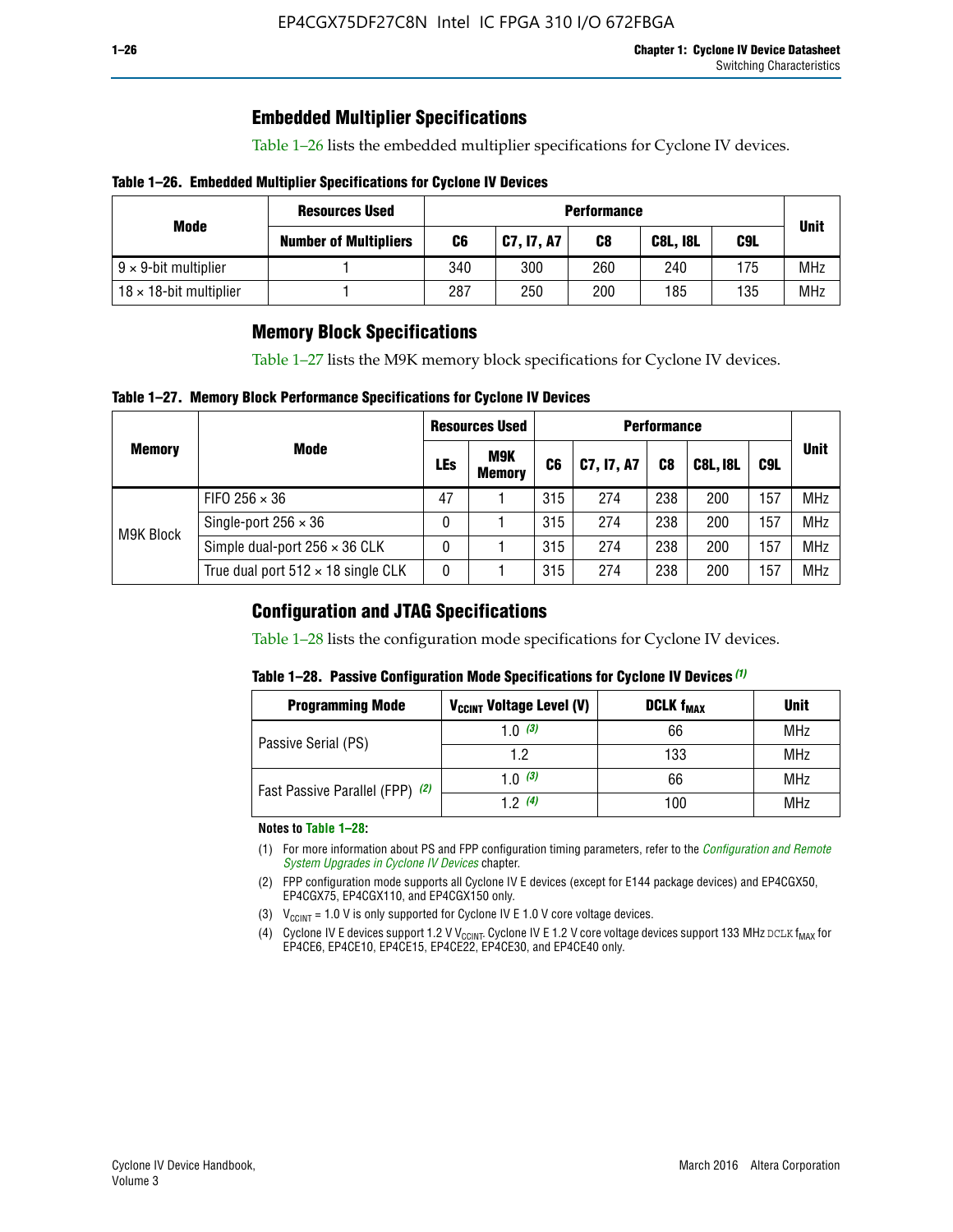## Embedded Multiplier Specifications

Table 1–26 lists the embedded multiplier specifications for Cyclone IV devices.

**Table 1–26. Embedded Multiplier Specifications for Cyclone IV Devices**

| Mode | Resources Used | Performance | | | | | Unit |
|---|---|---|---|---|---|---|---|
| | Number of Multipliers | C6 | C7, I7, A7 | C8 | C8L, I8L | C9L | |
| 9 × 9-bit multiplier | 1 | 340 | 300 | 260 | 240 | 175 | MHz |
| 18 × 18-bit multiplier | 1 | 287 | 250 | 200 | 185 | 135 | MHz |

## Memory Block Specifications

Table 1–27 lists the M9K memory block specifications for Cyclone IV devices.

**Table 1–27. Memory Block Performance Specifications for Cyclone IV Devices**

| Memory | Mode | Resources Used | | Performance | | | | | Unit |
|---|---|---|---|---|---|---|---|---|---|
| | | LEs | M9K Memory | C6 | C7, I7, A7 | C8 | C8L, I8L | C9L | |
| M9K Block | FIFO 256 × 36 | 47 | 1 | 315 | 274 | 238 | 200 | 157 | MHz |
| | Single-port 256 × 36 | 0 | 1 | 315 | 274 | 238 | 200 | 157 | MHz |
| | Simple dual-port 256 × 36 CLK | 0 | 1 | 315 | 274 | 238 | 200 | 157 | MHz |
| | True dual port 512 × 18 single CLK | 0 | 1 | 315 | 274 | 238 | 200 | 157 | MHz |

## Configuration and JTAG Specifications

Table 1–28 lists the configuration mode specifications for Cyclone IV devices.

**Table 1–28. Passive Configuration Mode Specifications for Cyclone IV Devices *(1)***

| Programming Mode | $V_{CCINT}$ Voltage Level (V) | DCLK $f_{MAX}$ | Unit |
|---|---|---|---|
| Passive Serial (PS) | 1.0 *(3)* | 66 | MHz |
| | 1.2 | 133 | MHz |
| Fast Passive Parallel (FPP) *(2)* | 1.0 *(3)* | 66 | MHz |
| | 1.2 *(4)* | 100 | MHz |

**Notes to Table 1–28:**

(1) For more information about PS and FPP configuration timing parameters, refer to the *Configuration and Remote System Upgrades in Cyclone IV Devices* chapter.

(2) FPP configuration mode supports all Cyclone IV E devices (except for E144 package devices) and EP4CGX50, EP4CGX75, EP4CGX110, and EP4CGX150 only.

(3) $V_{CCINT}$ = 1.0 V is only supported for Cyclone IV E 1.0 V core voltage devices.

(4) Cyclone IV E devices support 1.2 V $V_{CCINT}$. Cyclone IV E 1.2 V core voltage devices support 133 MHz DCLK $f_{MAX}$ for EP4CE6, EP4CE10, EP4CE15, EP4CE22, EP4CE30, and EP4CE40 only.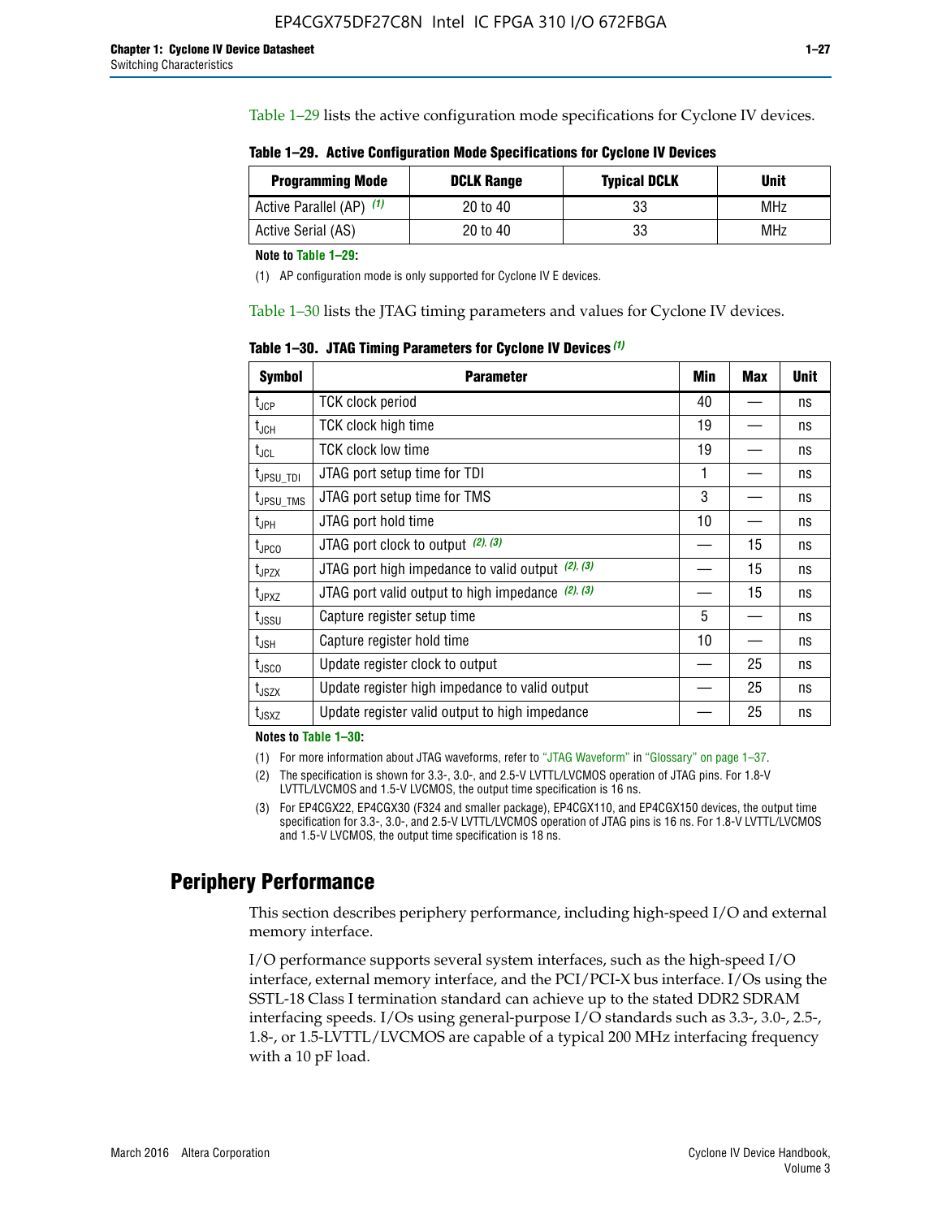Table 1–29 lists the active configuration mode specifications for Cyclone IV devices.

**Table 1–29. Active Configuration Mode Specifications for Cyclone IV Devices**

| Programming Mode | DCLK Range | Typical DCLK | Unit |
|---|---|---|---|
| Active Parallel (AP) (1) | 20 to 40 | 33 | MHz |
| Active Serial (AS) | 20 to 40 | 33 | MHz |

**Note to Table 1–29:**

(1) AP configuration mode is only supported for Cyclone IV E devices.

Table 1–30 lists the JTAG timing parameters and values for Cyclone IV devices.

**Table 1–30. JTAG Timing Parameters for Cyclone IV Devices (1)**

| Symbol | Parameter | Min | Max | Unit |
|---|---|---|---|---|
| $t_{JCP}$ | TCK clock period | 40 | — | ns |
| $t_{JCH}$ | TCK clock high time | 19 | — | ns |
| $t_{JCL}$ | TCK clock low time | 19 | — | ns |
| $t_{JPSU\_TDI}$ | JTAG port setup time for TDI | 1 | — | ns |
| $t_{JPSU\_TMS}$ | JTAG port setup time for TMS | 3 | — | ns |
| $t_{JPH}$ | JTAG port hold time | 10 | — | ns |
| $t_{JPCO}$ | JTAG port clock to output (2), (3) | — | 15 | ns |
| $t_{JPZX}$ | JTAG port high impedance to valid output (2), (3) | — | 15 | ns |
| $t_{JPXZ}$ | JTAG port valid output to high impedance (2), (3) | — | 15 | ns |
| $t_{JSSU}$ | Capture register setup time | 5 | — | ns |
| $t_{JSH}$ | Capture register hold time | 10 | — | ns |
| $t_{JSCO}$ | Update register clock to output | — | 25 | ns |
| $t_{JSZX}$ | Update register high impedance to valid output | — | 25 | ns |
| $t_{JSXZ}$ | Update register valid output to high impedance | — | 25 | ns |

**Notes to Table 1–30:**

(1) For more information about JTAG waveforms, refer to "JTAG Waveform" in "Glossary" on page 1–37.

(2) The specification is shown for 3.3-, 3.0-, and 2.5-V LVTTL/LVCMOS operation of JTAG pins. For 1.8-V LVTTL/LVCMOS and 1.5-V LVCMOS, the output time specification is 16 ns.

(3) For EP4CGX22, EP4CGX30 (F324 and smaller package), EP4CGX110, and EP4CGX150 devices, the output time specification for 3.3-, 3.0-, and 2.5-V LVTTL/LVCMOS operation of JTAG pins is 16 ns. For 1.8-V LVTTL/LVCMOS and 1.5-V LVCMOS, the output time specification is 18 ns.

# Periphery Performance

This section describes periphery performance, including high-speed I/O and external memory interface.

I/O performance supports several system interfaces, such as the high-speed I/O interface, external memory interface, and the PCI/PCI-X bus interface. I/Os using the SSTL-18 Class I termination standard can achieve up to the stated DDR2 SDRAM interfacing speeds. I/Os using general-purpose I/O standards such as 3.3-, 3.0-, 2.5-, 1.8-, or 1.5-LVTTL/LVCMOS are capable of a typical 200 MHz interfacing frequency with a 10 pF load.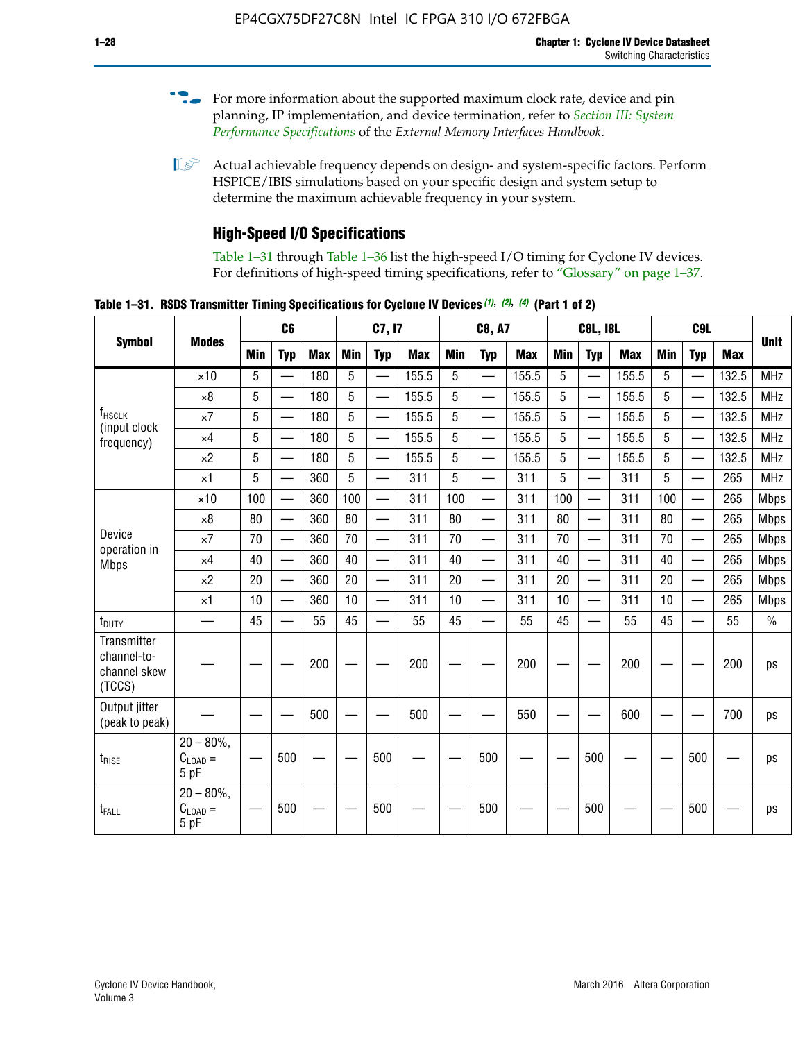For more information about the supported maximum clock rate, device and pin planning, IP implementation, and device termination, refer to *Section III: System Performance Specifications* of the *External Memory Interfaces Handbook*.

Actual achievable frequency depends on design- and system-specific factors. Perform HSPICE/IBIS simulations based on your specific design and system setup to determine the maximum achievable frequency in your system.

## High-Speed I/O Specifications

Table 1–31 through Table 1–36 list the high-speed I/O timing for Cyclone IV devices. For definitions of high-speed timing specifications, refer to "Glossary" on page 1–37.

**Table 1–31. RSDS Transmitter Timing Specifications for Cyclone IV Devices (1), (2), (4) (Part 1 of 2)**

| Symbol | Modes | C6 | | | C7, I7 | | | C8, A7 | | | C8L, I8L | | | C9L | | | Unit |
|---|---|---|---|---|---|---|---|---|---|---|---|---|---|---|---|---|---|
| | | Min | Typ | Max | Min | Typ | Max | Min | Typ | Max | Min | Typ | Max | Min | Typ | Max | |
| $f_{HSCLK}$ (input clock frequency) | ×10 | 5 | — | 180 | 5 | — | 155.5 | 5 | — | 155.5 | 5 | — | 155.5 | 5 | — | 132.5 | MHz |
| | ×8 | 5 | — | 180 | 5 | — | 155.5 | 5 | — | 155.5 | 5 | — | 155.5 | 5 | — | 132.5 | MHz |
| | ×7 | 5 | — | 180 | 5 | — | 155.5 | 5 | — | 155.5 | 5 | — | 155.5 | 5 | — | 132.5 | MHz |
| | ×4 | 5 | — | 180 | 5 | — | 155.5 | 5 | — | 155.5 | 5 | — | 155.5 | 5 | — | 132.5 | MHz |
| | ×2 | 5 | — | 180 | 5 | — | 155.5 | 5 | — | 155.5 | 5 | — | 155.5 | 5 | — | 132.5 | MHz |
| | ×1 | 5 | — | 360 | 5 | — | 311 | 5 | — | 311 | 5 | — | 311 | 5 | — | 265 | MHz |
| Device operation in Mbps | ×10 | 100 | — | 360 | 100 | — | 311 | 100 | — | 311 | 100 | — | 311 | 100 | — | 265 | Mbps |
| | ×8 | 80 | — | 360 | 80 | — | 311 | 80 | — | 311 | 80 | — | 311 | 80 | — | 265 | Mbps |
| | ×7 | 70 | — | 360 | 70 | — | 311 | 70 | — | 311 | 70 | — | 311 | 70 | — | 265 | Mbps |
| | ×4 | 40 | — | 360 | 40 | — | 311 | 40 | — | 311 | 40 | — | 311 | 40 | — | 265 | Mbps |
| | ×2 | 20 | — | 360 | 20 | — | 311 | 20 | — | 311 | 20 | — | 311 | 20 | — | 265 | Mbps |
| | ×1 | 10 | — | 360 | 10 | — | 311 | 10 | — | 311 | 10 | — | 311 | 10 | — | 265 | Mbps |
| $t_{DUTY}$ | — | 45 | — | 55 | 45 | — | 55 | 45 | — | 55 | 45 | — | 55 | 45 | — | 55 | % |
| Transmitter channel-to-channel skew (TCCS) | — | — | — | 200 | — | — | 200 | — | — | 200 | — | — | 200 | — | — | 200 | ps |
| Output jitter (peak to peak) | — | — | — | 500 | — | — | 500 | — | — | 550 | — | — | 600 | — | — | 700 | ps |
| $t_{RISE}$ | 20 – 80%, $C_{LOAD}$ = 5 pF | — | 500 | — | — | 500 | — | — | 500 | — | — | 500 | — | — | 500 | — | ps |
| $t_{FALL}$ | 20 – 80%, $C_{LOAD}$ = 5 pF | — | 500 | — | — | 500 | — | — | 500 | — | — | 500 | — | — | 500 | — | ps |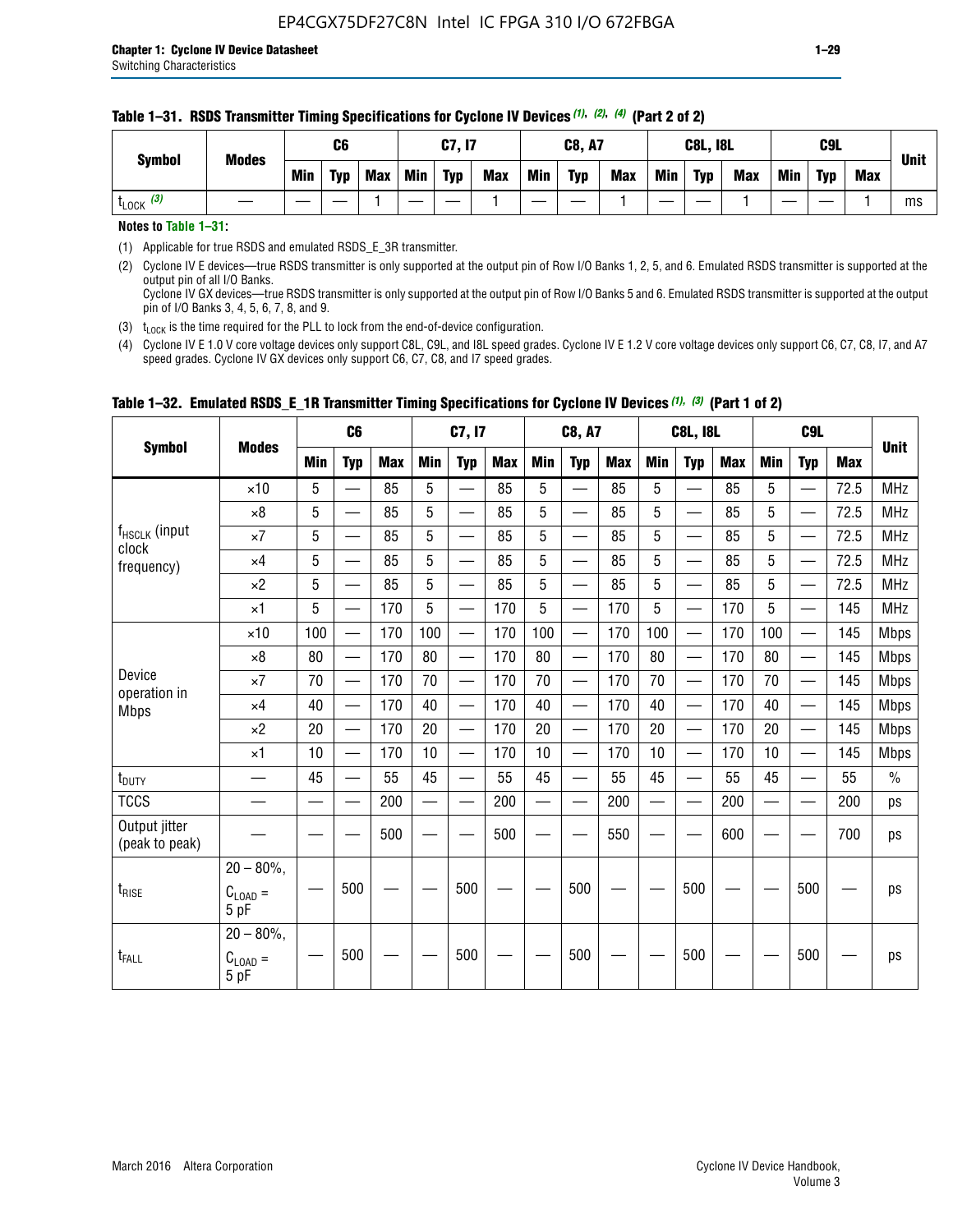**Table 1–31. RSDS Transmitter Timing Specifications for Cyclone IV Devices (1), (2), (4) (Part 2 of 2)**

| Symbol | Modes | C6 | | | C7, I7 | | | C8, A7 | | | C8L, I8L | | | C9L | | | Unit |
|---|---|---|---|---|---|---|---|---|---|---|---|---|---|---|---|---|---|
| | | Min | Typ | Max | Min | Typ | Max | Min | Typ | Max | Min | Typ | Max | Min | Typ | Max | |
| $t_{LOCK}$ (3) | — | — | — | 1 | — | — | 1 | — | — | 1 | — | — | 1 | — | — | 1 | ms |

**Notes to Table 1–31:**

(1) Applicable for true RSDS and emulated RSDS_E_3R transmitter.

(2) Cyclone IV E devices—true RSDS transmitter is only supported at the output pin of Row I/O Banks 1, 2, 5, and 6. Emulated RSDS transmitter is supported at the output pin of all I/O Banks.
Cyclone IV GX devices—true RSDS transmitter is only supported at the output pin of Row I/O Banks 5 and 6. Emulated RSDS transmitter is supported at the output pin of I/O Banks 3, 4, 5, 6, 7, 8, and 9.

(3) $t_{LOCK}$ is the time required for the PLL to lock from the end-of-device configuration.

(4) Cyclone IV E 1.0 V core voltage devices only support C8L, C9L, and I8L speed grades. Cyclone IV E 1.2 V core voltage devices only support C6, C7, C8, I7, and A7 speed grades. Cyclone IV GX devices only support C6, C7, C8, and I7 speed grades.

**Table 1–32. Emulated RSDS_E_1R Transmitter Timing Specifications for Cyclone IV Devices (1), (3) (Part 1 of 2)**

| Symbol | Modes | C6 | | | C7, I7 | | | C8, A7 | | | C8L, I8L | | | C9L | | | Unit |
|---|---|---|---|---|---|---|---|---|---|---|---|---|---|---|---|---|---|
| | | Min | Typ | Max | Min | Typ | Max | Min | Typ | Max | Min | Typ | Max | Min | Typ | Max | |
| $f_{HSCLK}$ (input clock frequency) | ×10 | 5 | — | 85 | 5 | — | 85 | 5 | — | 85 | 5 | — | 85 | 5 | — | 72.5 | MHz |
| | ×8 | 5 | — | 85 | 5 | — | 85 | 5 | — | 85 | 5 | — | 85 | 5 | — | 72.5 | MHz |
| | ×7 | 5 | — | 85 | 5 | — | 85 | 5 | — | 85 | 5 | — | 85 | 5 | — | 72.5 | MHz |
| | ×4 | 5 | — | 85 | 5 | — | 85 | 5 | — | 85 | 5 | — | 85 | 5 | — | 72.5 | MHz |
| | ×2 | 5 | — | 85 | 5 | — | 85 | 5 | — | 85 | 5 | — | 85 | 5 | — | 72.5 | MHz |
| | ×1 | 5 | — | 170 | 5 | — | 170 | 5 | — | 170 | 5 | — | 170 | 5 | — | 145 | MHz |
| Device operation in Mbps | ×10 | 100 | — | 170 | 100 | — | 170 | 100 | — | 170 | 100 | — | 170 | 100 | — | 145 | Mbps |
| | ×8 | 80 | — | 170 | 80 | — | 170 | 80 | — | 170 | 80 | — | 170 | 80 | — | 145 | Mbps |
| | ×7 | 70 | — | 170 | 70 | — | 170 | 70 | — | 170 | 70 | — | 170 | 70 | — | 145 | Mbps |
| | ×4 | 40 | — | 170 | 40 | — | 170 | 40 | — | 170 | 40 | — | 170 | 40 | — | 145 | Mbps |
| | ×2 | 20 | — | 170 | 20 | — | 170 | 20 | — | 170 | 20 | — | 170 | 20 | — | 145 | Mbps |
| | ×1 | 10 | — | 170 | 10 | — | 170 | 10 | — | 170 | 10 | — | 170 | 10 | — | 145 | Mbps |
| $t_{DUTY}$ | — | 45 | — | 55 | 45 | — | 55 | 45 | — | 55 | 45 | — | 55 | 45 | — | 55 | % |
| TCCS | — | — | — | 200 | — | — | 200 | — | — | 200 | — | — | 200 | — | — | 200 | ps |
| Output jitter (peak to peak) | — | — | — | 500 | — | — | 500 | — | — | 550 | — | — | 600 | — | — | 700 | ps |
| $t_{RISE}$ | 20 – 80%, $C_{LOAD}$ = 5 pF | — | 500 | — | — | 500 | — | — | 500 | — | — | 500 | — | — | 500 | — | ps |
| $t_{FALL}$ | 20 – 80%, $C_{LOAD}$ = 5 pF | — | 500 | — | — | 500 | — | — | 500 | — | — | 500 | — | — | 500 | — | ps |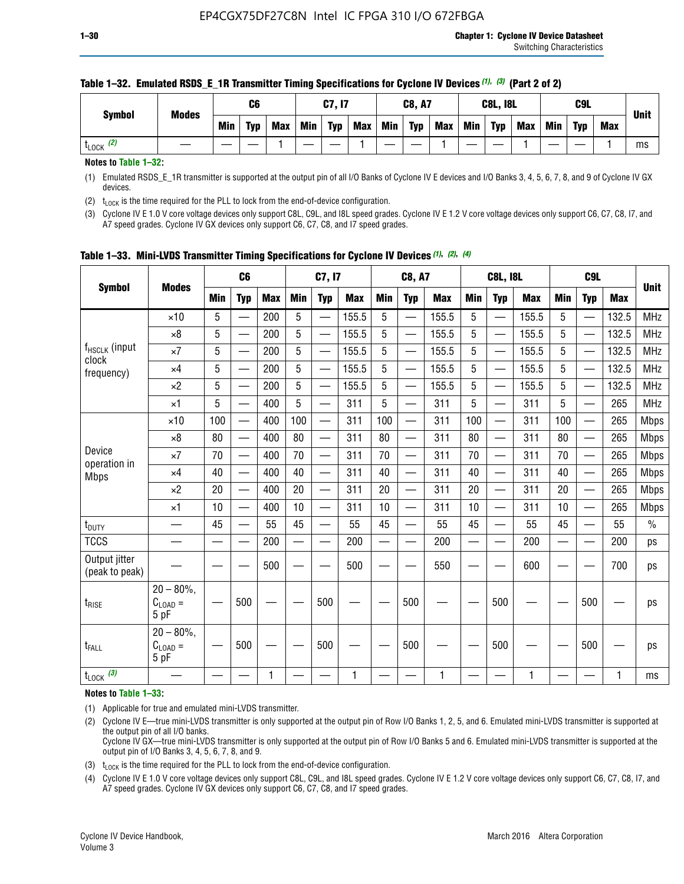**Table 1–32. Emulated RSDS_E_1R Transmitter Timing Specifications for Cyclone IV Devices (1), (3) (Part 2 of 2)**

| Symbol | Modes | C6 | | | C7, I7 | | | C8, A7 | | | C8L, I8L | | | C9L | | | Unit |
|---|---|---|---|---|---|---|---|---|---|---|---|---|---|---|---|---|---|
| | | Min | Typ | Max | Min | Typ | Max | Min | Typ | Max | Min | Typ | Max | Min | Typ | Max | |
| $t_{LOCK}$ (2) | — | — | — | 1 | — | — | 1 | — | — | 1 | — | — | 1 | — | — | 1 | ms |

**Notes to Table 1–32:**

(1) Emulated RSDS_E_1R transmitter is supported at the output pin of all I/O Banks of Cyclone IV E devices and I/O Banks 3, 4, 5, 6, 7, 8, and 9 of Cyclone IV GX devices.

(2) $t_{LOCK}$ is the time required for the PLL to lock from the end-of-device configuration.

(3) Cyclone IV E 1.0 V core voltage devices only support C8L, C9L, and I8L speed grades. Cyclone IV E 1.2 V core voltage devices only support C6, C7, C8, I7, and A7 speed grades. Cyclone IV GX devices only support C6, C7, C8, and I7 speed grades.

**Table 1–33. Mini-LVDS Transmitter Timing Specifications for Cyclone IV Devices (1), (2), (4)**

| Symbol | Modes | C6 | | | C7, I7 | | | C8, A7 | | | C8L, I8L | | | C9L | | | Unit |
|---|---|---|---|---|---|---|---|---|---|---|---|---|---|---|---|---|---|
| | | Min | Typ | Max | Min | Typ | Max | Min | Typ | Max | Min | Typ | Max | Min | Typ | Max | |
| $f_{HSCLK}$ (input clock frequency) | ×10 | 5 | — | 200 | 5 | — | 155.5 | 5 | — | 155.5 | 5 | — | 155.5 | 5 | — | 132.5 | MHz |
| | ×8 | 5 | — | 200 | 5 | — | 155.5 | 5 | — | 155.5 | 5 | — | 155.5 | 5 | — | 132.5 | MHz |
| | ×7 | 5 | — | 200 | 5 | — | 155.5 | 5 | — | 155.5 | 5 | — | 155.5 | 5 | — | 132.5 | MHz |
| | ×4 | 5 | — | 200 | 5 | — | 155.5 | 5 | — | 155.5 | 5 | — | 155.5 | 5 | — | 132.5 | MHz |
| | ×2 | 5 | — | 200 | 5 | — | 155.5 | 5 | — | 155.5 | 5 | — | 155.5 | 5 | — | 132.5 | MHz |
| | ×1 | 5 | — | 400 | 5 | — | 311 | 5 | — | 311 | 5 | — | 311 | 5 | — | 265 | MHz |
| Device operation in Mbps | ×10 | 100 | — | 400 | 100 | — | 311 | 100 | — | 311 | 100 | — | 311 | 100 | — | 265 | Mbps |
| | ×8 | 80 | — | 400 | 80 | — | 311 | 80 | — | 311 | 80 | — | 311 | 80 | — | 265 | Mbps |
| | ×7 | 70 | — | 400 | 70 | — | 311 | 70 | — | 311 | 70 | — | 311 | 70 | — | 265 | Mbps |
| | ×4 | 40 | — | 400 | 40 | — | 311 | 40 | — | 311 | 40 | — | 311 | 40 | — | 265 | Mbps |
| | ×2 | 20 | — | 400 | 20 | — | 311 | 20 | — | 311 | 20 | — | 311 | 20 | — | 265 | Mbps |
| | ×1 | 10 | — | 400 | 10 | — | 311 | 10 | — | 311 | 10 | — | 311 | 10 | — | 265 | Mbps |
| $t_{DUTY}$ | — | 45 | — | 55 | 45 | — | 55 | 45 | — | 55 | 45 | — | 55 | 45 | — | 55 | % |
| TCCS | — | — | — | 200 | — | — | 200 | — | — | 200 | — | — | 200 | — | — | 200 | ps |
| Output jitter (peak to peak) | — | — | — | 500 | — | — | 500 | — | — | 550 | — | — | 600 | — | — | 700 | ps |
| $t_{RISE}$ | 20 – 80%, $C_{LOAD}$ = 5 pF | — | 500 | — | — | 500 | — | — | 500 | — | — | 500 | — | — | 500 | — | ps |
| $t_{FALL}$ | 20 – 80%, $C_{LOAD}$ = 5 pF | — | 500 | — | — | 500 | — | — | 500 | — | — | 500 | — | — | 500 | — | ps |
| $t_{LOCK}$ (3) | — | — | — | 1 | — | — | 1 | — | — | 1 | — | — | 1 | — | — | 1 | ms |

**Notes to Table 1–33:**

(1) Applicable for true and emulated mini-LVDS transmitter.

(2) Cyclone IV E—true mini-LVDS transmitter is only supported at the output pin of Row I/O Banks 1, 2, 5, and 6. Emulated mini-LVDS transmitter is supported at the output pin of all I/O banks.
Cyclone IV GX—true mini-LVDS transmitter is only supported at the output pin of Row I/O Banks 5 and 6. Emulated mini-LVDS transmitter is supported at the output pin of I/O Banks 3, 4, 5, 6, 7, 8, and 9.

(3) $t_{LOCK}$ is the time required for the PLL to lock from the end-of-device configuration.

(4) Cyclone IV E 1.0 V core voltage devices only support C8L, C9L, and I8L speed grades. Cyclone IV E 1.2 V core voltage devices only support C6, C7, C8, I7, and A7 speed grades. Cyclone IV GX devices only support C6, C7, C8, and I7 speed grades.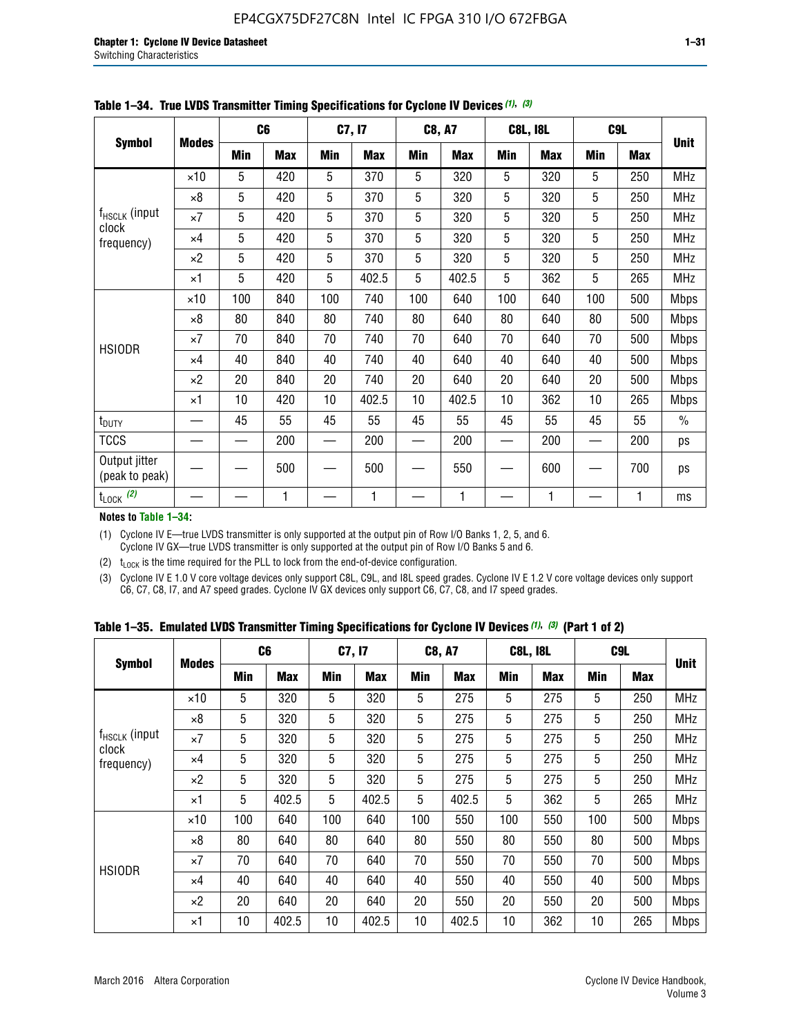**Table 1–34. True LVDS Transmitter Timing Specifications for Cyclone IV Devices (1), (3)**

| Symbol | Modes | C6 | | C7, I7 | | C8, A7 | | C8L, I8L | | C9L | | Unit |
|---|---|---|---|---|---|---|---|---|---|---|---|---|
| | | Min | Max | Min | Max | Min | Max | Min | Max | Min | Max | |
| $f_{HSCLK}$ (input clock frequency) | ×10 | 5 | 420 | 5 | 370 | 5 | 320 | 5 | 320 | 5 | 250 | MHz |
| | ×8 | 5 | 420 | 5 | 370 | 5 | 320 | 5 | 320 | 5 | 250 | MHz |
| | ×7 | 5 | 420 | 5 | 370 | 5 | 320 | 5 | 320 | 5 | 250 | MHz |
| | ×4 | 5 | 420 | 5 | 370 | 5 | 320 | 5 | 320 | 5 | 250 | MHz |
| | ×2 | 5 | 420 | 5 | 370 | 5 | 320 | 5 | 320 | 5 | 250 | MHz |
| | ×1 | 5 | 420 | 5 | 402.5 | 5 | 402.5 | 5 | 362 | 5 | 265 | MHz |
| HSIODR | ×10 | 100 | 840 | 100 | 740 | 100 | 640 | 100 | 640 | 100 | 500 | Mbps |
| | ×8 | 80 | 840 | 80 | 740 | 80 | 640 | 80 | 640 | 80 | 500 | Mbps |
| | ×7 | 70 | 840 | 70 | 740 | 70 | 640 | 70 | 640 | 70 | 500 | Mbps |
| | ×4 | 40 | 840 | 40 | 740 | 40 | 640 | 40 | 640 | 40 | 500 | Mbps |
| | ×2 | 20 | 840 | 20 | 740 | 20 | 640 | 20 | 640 | 20 | 500 | Mbps |
| | ×1 | 10 | 420 | 10 | 402.5 | 10 | 402.5 | 10 | 362 | 10 | 265 | Mbps |
| $t_{DUTY}$ | — | 45 | 55 | 45 | 55 | 45 | 55 | 45 | 55 | 45 | 55 | % |
| TCCS | — | — | 200 | — | 200 | — | 200 | — | 200 | — | 200 | ps |
| Output jitter (peak to peak) | — | — | 500 | — | 500 | — | 550 | — | 600 | — | 700 | ps |
| $t_{LOCK}$ (2) | — | — | 1 | — | 1 | — | 1 | — | 1 | — | 1 | ms |

**Notes to Table 1–34:**

(1) Cyclone IV E—true LVDS transmitter is only supported at the output pin of Row I/O Banks 1, 2, 5, and 6. Cyclone IV GX—true LVDS transmitter is only supported at the output pin of Row I/O Banks 5 and 6.

(2) $t_{LOCK}$ is the time required for the PLL to lock from the end-of-device configuration.

(3) Cyclone IV E 1.0 V core voltage devices only support C8L, C9L, and I8L speed grades. Cyclone IV E 1.2 V core voltage devices only support C6, C7, C8, I7, and A7 speed grades. Cyclone IV GX devices only support C6, C7, C8, and I7 speed grades.

**Table 1–35. Emulated LVDS Transmitter Timing Specifications for Cyclone IV Devices (1), (3) (Part 1 of 2)**

| Symbol | Modes | C6 | | C7, I7 | | C8, A7 | | C8L, I8L | | C9L | | Unit |
|---|---|---|---|---|---|---|---|---|---|---|---|---|
| | | Min | Max | Min | Max | Min | Max | Min | Max | Min | Max | |
| $f_{HSCLK}$ (input clock frequency) | ×10 | 5 | 320 | 5 | 320 | 5 | 275 | 5 | 275 | 5 | 250 | MHz |
| | ×8 | 5 | 320 | 5 | 320 | 5 | 275 | 5 | 275 | 5 | 250 | MHz |
| | ×7 | 5 | 320 | 5 | 320 | 5 | 275 | 5 | 275 | 5 | 250 | MHz |
| | ×4 | 5 | 320 | 5 | 320 | 5 | 275 | 5 | 275 | 5 | 250 | MHz |
| | ×2 | 5 | 320 | 5 | 320 | 5 | 275 | 5 | 275 | 5 | 250 | MHz |
| | ×1 | 5 | 402.5 | 5 | 402.5 | 5 | 402.5 | 5 | 362 | 5 | 265 | MHz |
| HSIODR | ×10 | 100 | 640 | 100 | 640 | 100 | 550 | 100 | 550 | 100 | 500 | Mbps |
| | ×8 | 80 | 640 | 80 | 640 | 80 | 550 | 80 | 550 | 80 | 500 | Mbps |
| | ×7 | 70 | 640 | 70 | 640 | 70 | 550 | 70 | 550 | 70 | 500 | Mbps |
| | ×4 | 40 | 640 | 40 | 640 | 40 | 550 | 40 | 550 | 40 | 500 | Mbps |
| | ×2 | 20 | 640 | 20 | 640 | 20 | 550 | 20 | 550 | 20 | 500 | Mbps |
| | ×1 | 10 | 402.5 | 10 | 402.5 | 10 | 402.5 | 10 | 362 | 10 | 265 | Mbps |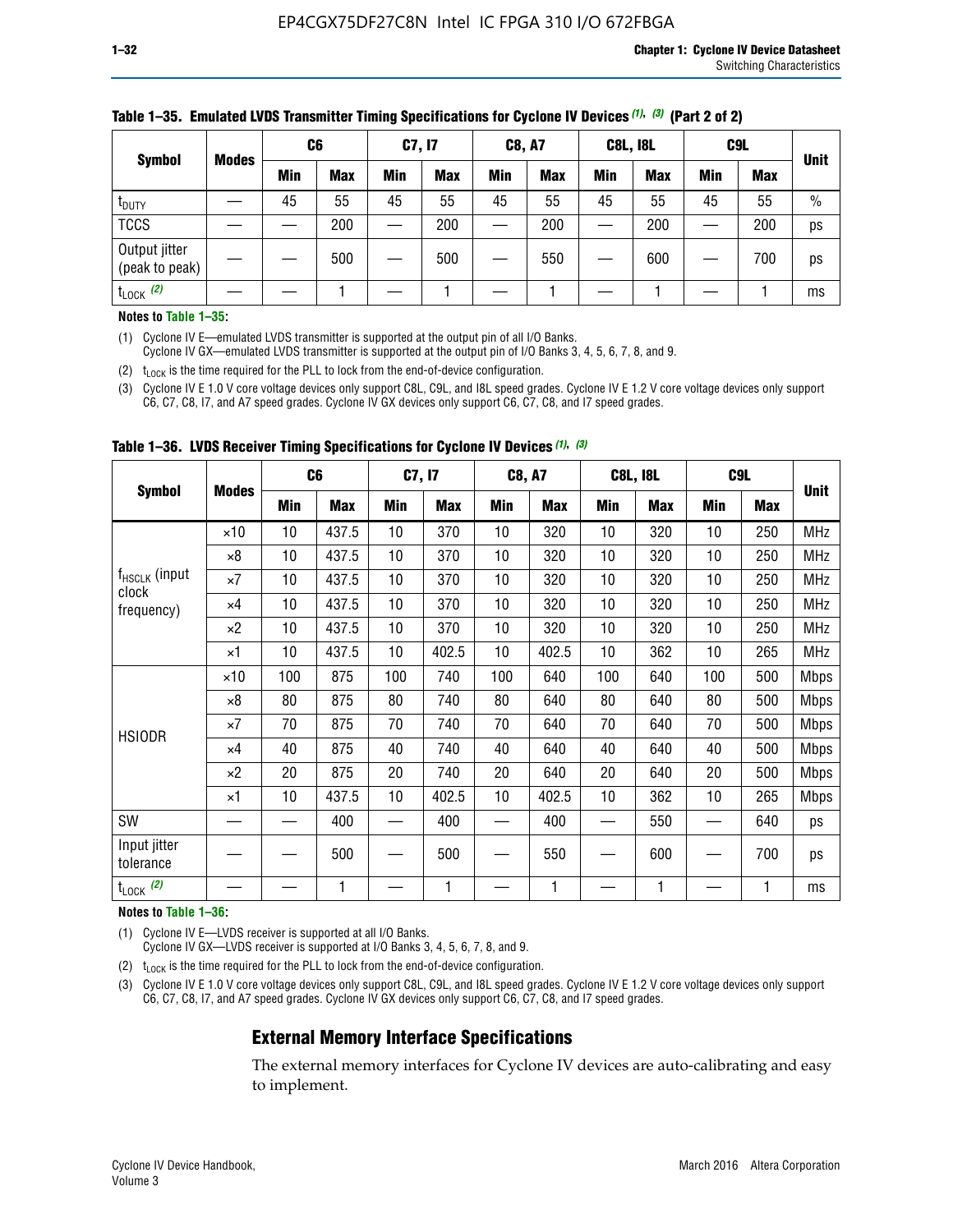**Table 1–35. Emulated LVDS Transmitter Timing Specifications for Cyclone IV Devices (1), (3) (Part 2 of 2)**

| Symbol | Modes | C6 | | C7, I7 | | C8, A7 | | C8L, I8L | | C9L | | Unit |
|---|---|---|---|---|---|---|---|---|---|---|---|---|
| | | Min | Max | Min | Max | Min | Max | Min | Max | Min | Max | |
| $t_{DUTY}$ | — | 45 | 55 | 45 | 55 | 45 | 55 | 45 | 55 | 45 | 55 | % |
| TCCS | — | — | 200 | — | 200 | — | 200 | — | 200 | — | 200 | ps |
| Output jitter (peak to peak) | — | — | 500 | — | 500 | — | 550 | — | 600 | — | 700 | ps |
| $t_{LOCK}$ (2) | — | — | 1 | — | 1 | — | 1 | — | 1 | — | 1 | ms |

**Notes to Table 1–35:**

(1) Cyclone IV E—emulated LVDS transmitter is supported at the output pin of all I/O Banks.
Cyclone IV GX—emulated LVDS transmitter is supported at the output pin of I/O Banks 3, 4, 5, 6, 7, 8, and 9.

(2) $t_{LOCK}$ is the time required for the PLL to lock from the end-of-device configuration.

(3) Cyclone IV E 1.0 V core voltage devices only support C8L, C9L, and I8L speed grades. Cyclone IV E 1.2 V core voltage devices only support C6, C7, C8, I7, and A7 speed grades. Cyclone IV GX devices only support C6, C7, C8, and I7 speed grades.

**Table 1–36. LVDS Receiver Timing Specifications for Cyclone IV Devices (1), (3)**

| Symbol | Modes | C6 | | C7, I7 | | C8, A7 | | C8L, I8L | | C9L | | Unit |
|---|---|---|---|---|---|---|---|---|---|---|---|---|
| | | Min | Max | Min | Max | Min | Max | Min | Max | Min | Max | |
| $f_{HSCLK}$ (input clock frequency) | ×10 | 10 | 437.5 | 10 | 370 | 10 | 320 | 10 | 320 | 10 | 250 | MHz |
| | ×8 | 10 | 437.5 | 10 | 370 | 10 | 320 | 10 | 320 | 10 | 250 | MHz |
| | ×7 | 10 | 437.5 | 10 | 370 | 10 | 320 | 10 | 320 | 10 | 250 | MHz |
| | ×4 | 10 | 437.5 | 10 | 370 | 10 | 320 | 10 | 320 | 10 | 250 | MHz |
| | ×2 | 10 | 437.5 | 10 | 370 | 10 | 320 | 10 | 320 | 10 | 250 | MHz |
| | ×1 | 10 | 437.5 | 10 | 402.5 | 10 | 402.5 | 10 | 362 | 10 | 265 | MHz |
| HSIODR | ×10 | 100 | 875 | 100 | 740 | 100 | 640 | 100 | 640 | 100 | 500 | Mbps |
| | ×8 | 80 | 875 | 80 | 740 | 80 | 640 | 80 | 640 | 80 | 500 | Mbps |
| | ×7 | 70 | 875 | 70 | 740 | 70 | 640 | 70 | 640 | 70 | 500 | Mbps |
| | ×4 | 40 | 875 | 40 | 740 | 40 | 640 | 40 | 640 | 40 | 500 | Mbps |
| | ×2 | 20 | 875 | 20 | 740 | 20 | 640 | 20 | 640 | 20 | 500 | Mbps |
| | ×1 | 10 | 437.5 | 10 | 402.5 | 10 | 402.5 | 10 | 362 | 10 | 265 | Mbps |
| SW | — | — | 400 | — | 400 | — | 400 | — | 550 | — | 640 | ps |
| Input jitter tolerance | — | — | 500 | — | 500 | — | 550 | — | 600 | — | 700 | ps |
| $t_{LOCK}$ (2) | — | — | 1 | — | 1 | — | 1 | — | 1 | — | 1 | ms |

**Notes to Table 1–36:**

(1) Cyclone IV E—LVDS receiver is supported at all I/O Banks.
Cyclone IV GX—LVDS receiver is supported at I/O Banks 3, 4, 5, 6, 7, 8, and 9.

(2) $t_{LOCK}$ is the time required for the PLL to lock from the end-of-device configuration.

(3) Cyclone IV E 1.0 V core voltage devices only support C8L, C9L, and I8L speed grades. Cyclone IV E 1.2 V core voltage devices only support C6, C7, C8, I7, and A7 speed grades. Cyclone IV GX devices only support C6, C7, C8, and I7 speed grades.

## External Memory Interface Specifications

The external memory interfaces for Cyclone IV devices are auto-calibrating and easy to implement.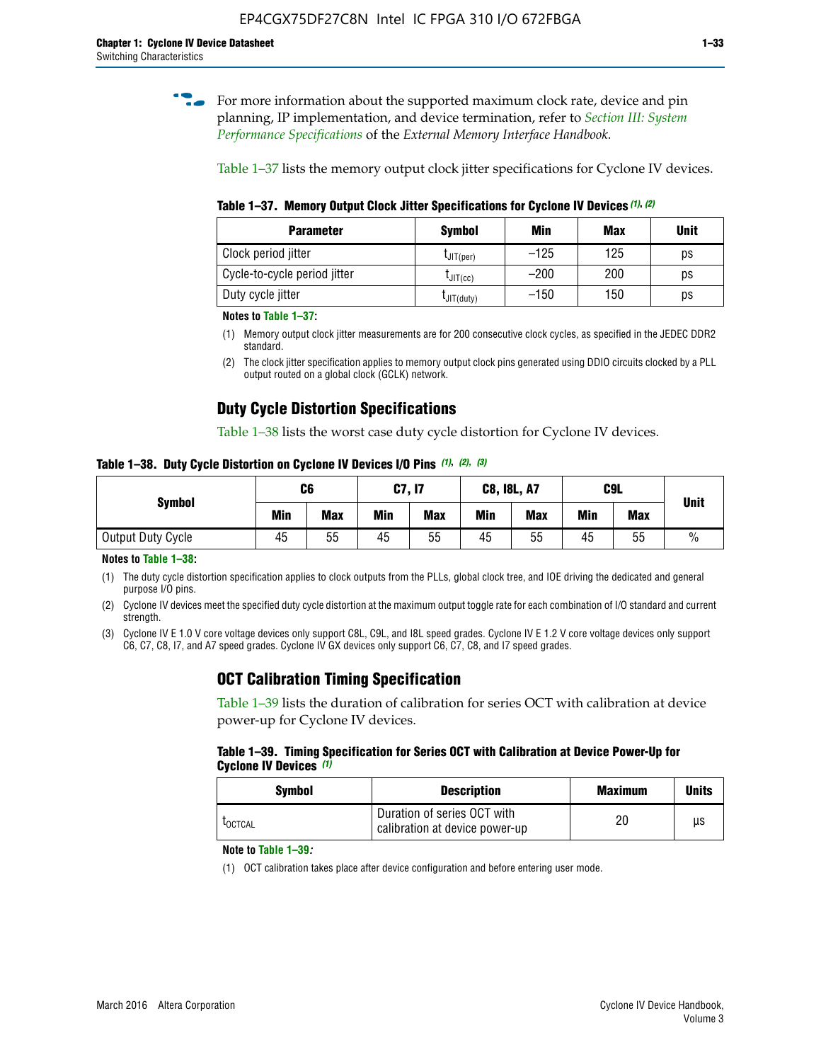For more information about the supported maximum clock rate, device and pin planning, IP implementation, and device termination, refer to *Section III: System Performance Specifications* of the *External Memory Interface Handbook*.

Table 1–37 lists the memory output clock jitter specifications for Cyclone IV devices.

**Table 1–37. Memory Output Clock Jitter Specifications for Cyclone IV Devices (1), (2)**

| Parameter | Symbol | Min | Max | Unit |
|---|---|---|---|---|
| Clock period jitter | $t_{JIT(per)}$ | –125 | 125 | ps |
| Cycle-to-cycle period jitter | $t_{JIT(cc)}$ | –200 | 200 | ps |
| Duty cycle jitter | $t_{JIT(duty)}$ | –150 | 150 | ps |

**Notes to Table 1–37:**

(1) Memory output clock jitter measurements are for 200 consecutive clock cycles, as specified in the JEDEC DDR2 standard.

(2) The clock jitter specification applies to memory output clock pins generated using DDIO circuits clocked by a PLL output routed on a global clock (GCLK) network.

## Duty Cycle Distortion Specifications

Table 1–38 lists the worst case duty cycle distortion for Cyclone IV devices.

**Table 1–38. Duty Cycle Distortion on Cyclone IV Devices I/O Pins (1), (2), (3)**

| Symbol | C6 | | C7, I7 | | C8, I8L, A7 | | C9L | | Unit |
|---|---|---|---|---|---|---|---|---|---|
| | Min | Max | Min | Max | Min | Max | Min | Max | |
| Output Duty Cycle | 45 | 55 | 45 | 55 | 45 | 55 | 45 | 55 | % |

**Notes to Table 1–38:**

(1) The duty cycle distortion specification applies to clock outputs from the PLLs, global clock tree, and IOE driving the dedicated and general purpose I/O pins.

(2) Cyclone IV devices meet the specified duty cycle distortion at the maximum output toggle rate for each combination of I/O standard and current strength.

(3) Cyclone IV E 1.0 V core voltage devices only support C8L, C9L, and I8L speed grades. Cyclone IV E 1.2 V core voltage devices only support C6, C7, C8, I7, and A7 speed grades. Cyclone IV GX devices only support C6, C7, C8, and I7 speed grades.

## OCT Calibration Timing Specification

Table 1–39 lists the duration of calibration for series OCT with calibration at device power-up for Cyclone IV devices.

**Table 1–39. Timing Specification for Series OCT with Calibration at Device Power-Up for Cyclone IV Devices (1)**

| Symbol | Description | Maximum | Units |
|---|---|---|---|
| $t_{OCTCAL}$ | Duration of series OCT with calibration at device power-up | 20 | µs |

**Note to Table 1–39:**

(1) OCT calibration takes place after device configuration and before entering user mode.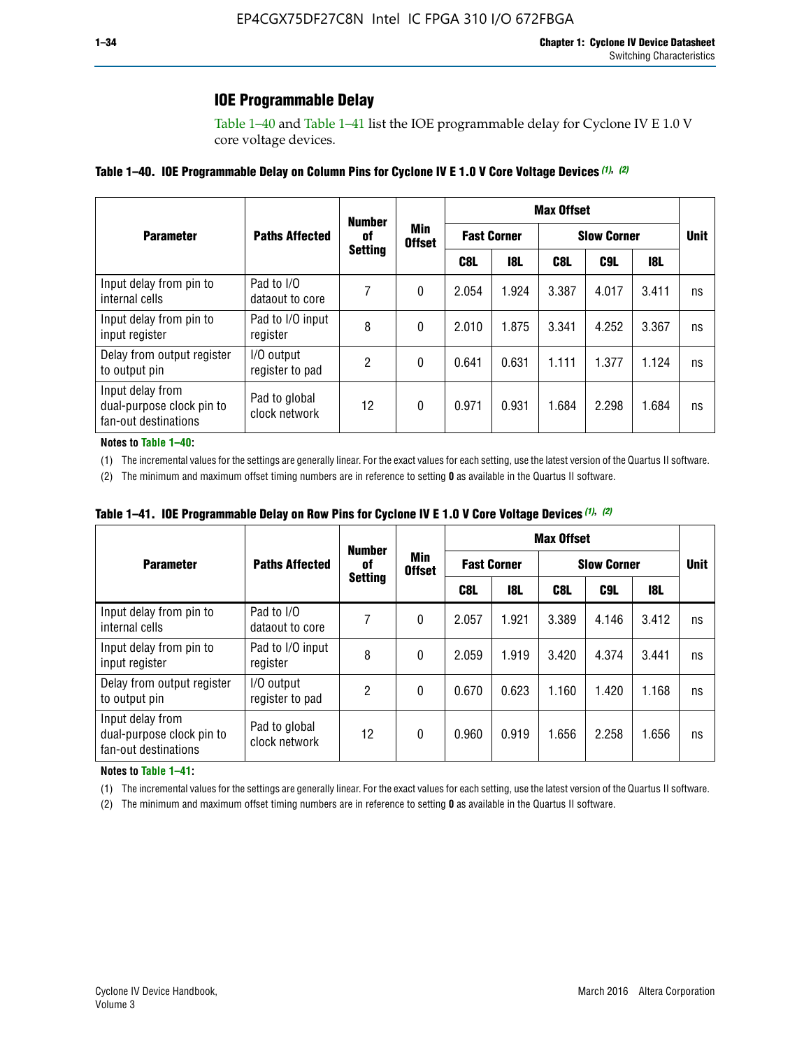## IOE Programmable Delay

Table 1–40 and Table 1–41 list the IOE programmable delay for Cyclone IV E 1.0 V core voltage devices.

**Table 1–40. IOE Programmable Delay on Column Pins for Cyclone IV E 1.0 V Core Voltage Devices (1), (2)**

| Parameter | Paths Affected | Number of Setting | Min Offset | Max Offset | | | | | Unit |
|---|---|---|---|---|---|---|---|---|---|
| | | | | Fast Corner | | Slow Corner | | | |
| | | | | C8L | I8L | C8L | C9L | I8L | |
| Input delay from pin to internal cells | Pad to I/O dataout to core | 7 | 0 | 2.054 | 1.924 | 3.387 | 4.017 | 3.411 | ns |
| Input delay from pin to input register | Pad to I/O input register | 8 | 0 | 2.010 | 1.875 | 3.341 | 4.252 | 3.367 | ns |
| Delay from output register to output pin | I/O output register to pad | 2 | 0 | 0.641 | 0.631 | 1.111 | 1.377 | 1.124 | ns |
| Input delay from dual-purpose clock pin to fan-out destinations | Pad to global clock network | 12 | 0 | 0.971 | 0.931 | 1.684 | 2.298 | 1.684 | ns |

**Notes to Table 1–40:**

(1) The incremental values for the settings are generally linear. For the exact values for each setting, use the latest version of the Quartus II software.

(2) The minimum and maximum offset timing numbers are in reference to setting **0** as available in the Quartus II software.

**Table 1–41. IOE Programmable Delay on Row Pins for Cyclone IV E 1.0 V Core Voltage Devices (1), (2)**

| Parameter | Paths Affected | Number of Setting | Min Offset | Max Offset | | | | | Unit |
|---|---|---|---|---|---|---|---|---|---|
| | | | | Fast Corner | | Slow Corner | | | |
| | | | | C8L | I8L | C8L | C9L | I8L | |
| Input delay from pin to internal cells | Pad to I/O dataout to core | 7 | 0 | 2.057 | 1.921 | 3.389 | 4.146 | 3.412 | ns |
| Input delay from pin to input register | Pad to I/O input register | 8 | 0 | 2.059 | 1.919 | 3.420 | 4.374 | 3.441 | ns |
| Delay from output register to output pin | I/O output register to pad | 2 | 0 | 0.670 | 0.623 | 1.160 | 1.420 | 1.168 | ns |
| Input delay from dual-purpose clock pin to fan-out destinations | Pad to global clock network | 12 | 0 | 0.960 | 0.919 | 1.656 | 2.258 | 1.656 | ns |

**Notes to Table 1–41:**

(1) The incremental values for the settings are generally linear. For the exact values for each setting, use the latest version of the Quartus II software.

(2) The minimum and maximum offset timing numbers are in reference to setting **0** as available in the Quartus II software.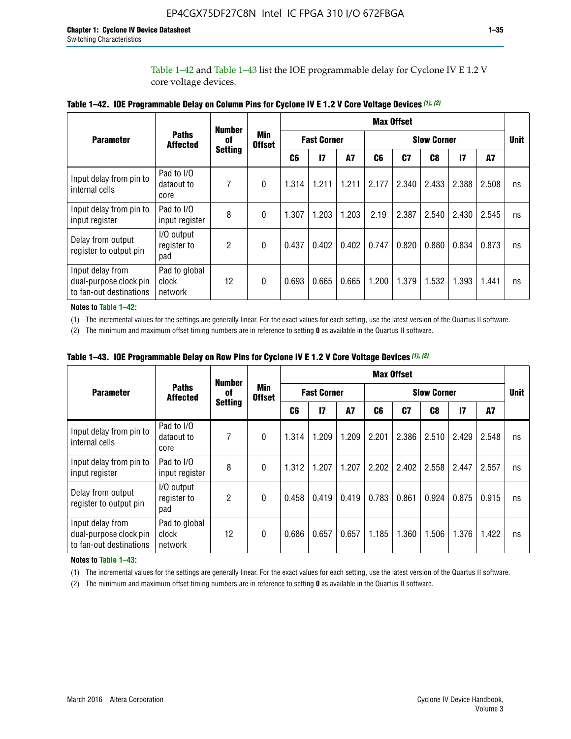Table 1–42 and Table 1–43 list the IOE programmable delay for Cyclone IV E 1.2 V core voltage devices.

**Table 1–42. IOE Programmable Delay on Column Pins for Cyclone IV E 1.2 V Core Voltage Devices (1), (2)**

| Parameter | Paths Affected | Number of Setting | Min Offset | Max Offset | | | | | | | | Unit |
|---|---|---|---|---|---|---|---|---|---|---|---|---|
| | | | | Fast Corner | | | Slow Corner | | | | | |
| | | | | C6 | I7 | A7 | C6 | C7 | C8 | I7 | A7 | |
| Input delay from pin to internal cells | Pad to I/O dataout to core | 7 | 0 | 1.314 | 1.211 | 1.211 | 2.177 | 2.340 | 2.433 | 2.388 | 2.508 | ns |
| Input delay from pin to input register | Pad to I/O input register | 8 | 0 | 1.307 | 1.203 | 1.203 | 2.19 | 2.387 | 2.540 | 2.430 | 2.545 | ns |
| Delay from output register to output pin | I/O output register to pad | 2 | 0 | 0.437 | 0.402 | 0.402 | 0.747 | 0.820 | 0.880 | 0.834 | 0.873 | ns |
| Input delay from dual-purpose clock pin to fan-out destinations | Pad to global clock network | 12 | 0 | 0.693 | 0.665 | 0.665 | 1.200 | 1.379 | 1.532 | 1.393 | 1.441 | ns |

**Notes to Table 1–42:**

(1) The incremental values for the settings are generally linear. For the exact values for each setting, use the latest version of the Quartus II software.

(2) The minimum and maximum offset timing numbers are in reference to setting **0** as available in the Quartus II software.

**Table 1–43. IOE Programmable Delay on Row Pins for Cyclone IV E 1.2 V Core Voltage Devices (1), (2)**

| Parameter | Paths Affected | Number of Setting | Min Offset | Max Offset | | | | | | | | Unit |
|---|---|---|---|---|---|---|---|---|---|---|---|---|
| | | | | Fast Corner | | | Slow Corner | | | | | |
| | | | | C6 | I7 | A7 | C6 | C7 | C8 | I7 | A7 | |
| Input delay from pin to internal cells | Pad to I/O dataout to core | 7 | 0 | 1.314 | 1.209 | 1.209 | 2.201 | 2.386 | 2.510 | 2.429 | 2.548 | ns |
| Input delay from pin to input register | Pad to I/O input register | 8 | 0 | 1.312 | 1.207 | 1.207 | 2.202 | 2.402 | 2.558 | 2.447 | 2.557 | ns |
| Delay from output register to output pin | I/O output register to pad | 2 | 0 | 0.458 | 0.419 | 0.419 | 0.783 | 0.861 | 0.924 | 0.875 | 0.915 | ns |
| Input delay from dual-purpose clock pin to fan-out destinations | Pad to global clock network | 12 | 0 | 0.686 | 0.657 | 0.657 | 1.185 | 1.360 | 1.506 | 1.376 | 1.422 | ns |

**Notes to Table 1–43:**

(1) The incremental values for the settings are generally linear. For the exact values for each setting, use the latest version of the Quartus II software.

(2) The minimum and maximum offset timing numbers are in reference to setting **0** as available in the Quartus II software.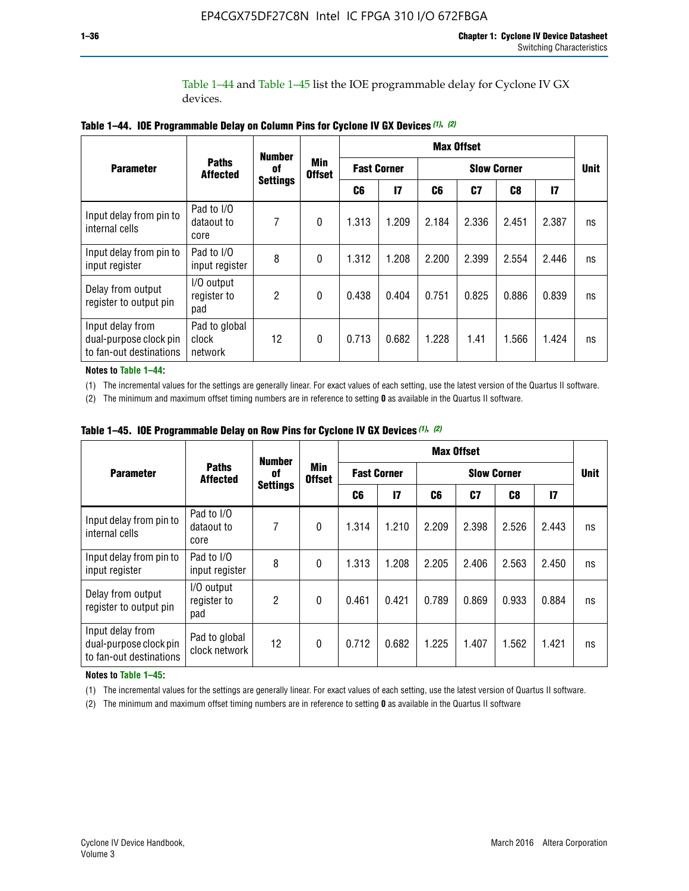Table 1–44 and Table 1–45 list the IOE programmable delay for Cyclone IV GX devices.

**Table 1–44. IOE Programmable Delay on Column Pins for Cyclone IV GX Devices (1), (2)**

| Parameter | Paths Affected | Number of Settings | Min Offset | Max Offset | | | | | | Unit |
|---|---|---|---|---|---|---|---|---|---|---|
| | | | | Fast Corner | | Slow Corner | | | | |
| | | | | C6 | I7 | C6 | C7 | C8 | I7 | |
| Input delay from pin to internal cells | Pad to I/O dataout to core | 7 | 0 | 1.313 | 1.209 | 2.184 | 2.336 | 2.451 | 2.387 | ns |
| Input delay from pin to input register | Pad to I/O input register | 8 | 0 | 1.312 | 1.208 | 2.200 | 2.399 | 2.554 | 2.446 | ns |
| Delay from output register to output pin | I/O output register to pad | 2 | 0 | 0.438 | 0.404 | 0.751 | 0.825 | 0.886 | 0.839 | ns |
| Input delay from dual-purpose clock pin to fan-out destinations | Pad to global clock network | 12 | 0 | 0.713 | 0.682 | 1.228 | 1.41 | 1.566 | 1.424 | ns |

**Notes to Table 1–44:**

(1) The incremental values for the settings are generally linear. For exact values of each setting, use the latest version of the Quartus II software.

(2) The minimum and maximum offset timing numbers are in reference to setting **0** as available in the Quartus II software.

**Table 1–45. IOE Programmable Delay on Row Pins for Cyclone IV GX Devices (1), (2)**

| Parameter | Paths Affected | Number of Settings | Min Offset | Max Offset | | | | | | Unit |
|---|---|---|---|---|---|---|---|---|---|---|
| | | | | Fast Corner | | Slow Corner | | | | |
| | | | | C6 | I7 | C6 | C7 | C8 | I7 | |
| Input delay from pin to internal cells | Pad to I/O dataout to core | 7 | 0 | 1.314 | 1.210 | 2.209 | 2.398 | 2.526 | 2.443 | ns |
| Input delay from pin to input register | Pad to I/O input register | 8 | 0 | 1.313 | 1.208 | 2.205 | 2.406 | 2.563 | 2.450 | ns |
| Delay from output register to output pin | I/O output register to pad | 2 | 0 | 0.461 | 0.421 | 0.789 | 0.869 | 0.933 | 0.884 | ns |
| Input delay from dual-purpose clock pin to fan-out destinations | Pad to global clock network | 12 | 0 | 0.712 | 0.682 | 1.225 | 1.407 | 1.562 | 1.421 | ns |

**Notes to Table 1–45:**

(1) The incremental values for the settings are generally linear. For exact values of each setting, use the latest version of Quartus II software.

(2) The minimum and maximum offset timing numbers are in reference to setting **0** as available in the Quartus II software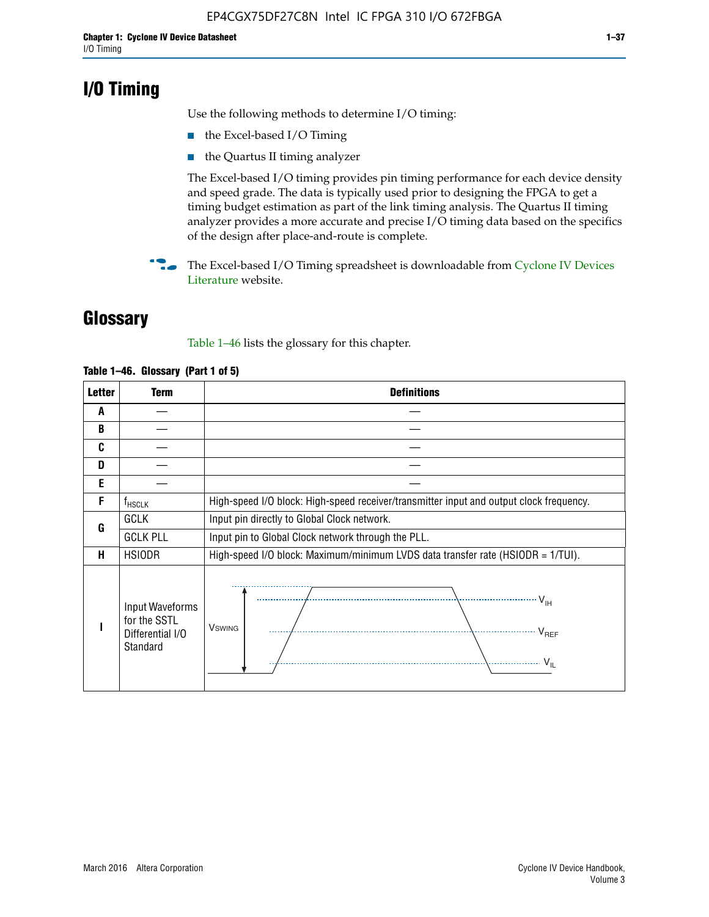# I/O Timing

Use the following methods to determine I/O timing:

- the Excel-based I/O Timing
- the Quartus II timing analyzer

The Excel-based I/O timing provides pin timing performance for each device density and speed grade. The data is typically used prior to designing the FPGA to get a timing budget estimation as part of the link timing analysis. The Quartus II timing analyzer provides a more accurate and precise I/O timing data based on the specifics of the design after place-and-route is complete.

The Excel-based I/O Timing spreadsheet is downloadable from Cyclone IV Devices Literature website.

# Glossary

Table 1–46 lists the glossary for this chapter.

**Table 1–46. Glossary (Part 1 of 5)**

| Letter | Term | Definitions |
|---|---|---|
| A | — | — |
| B | — | — |
| C | — | — |
| D | — | — |
| E | — | — |
| F | $f_{HSCLK}$ | High-speed I/O block: High-speed receiver/transmitter input and output clock frequency. |
| G | GCLK | Input pin directly to Global Clock network. |
| | GCLK PLL | Input pin to Global Clock network through the PLL. |
| H | HSIODR | High-speed I/O block: Maximum/minimum LVDS data transfer rate (HSIODR = 1/TUI). |
| I | Input Waveforms for the SSTL Differential I/O Standard | $V_{SWING}$, $V_{IH}$, $V_{REF}$, $V_{IL}$ |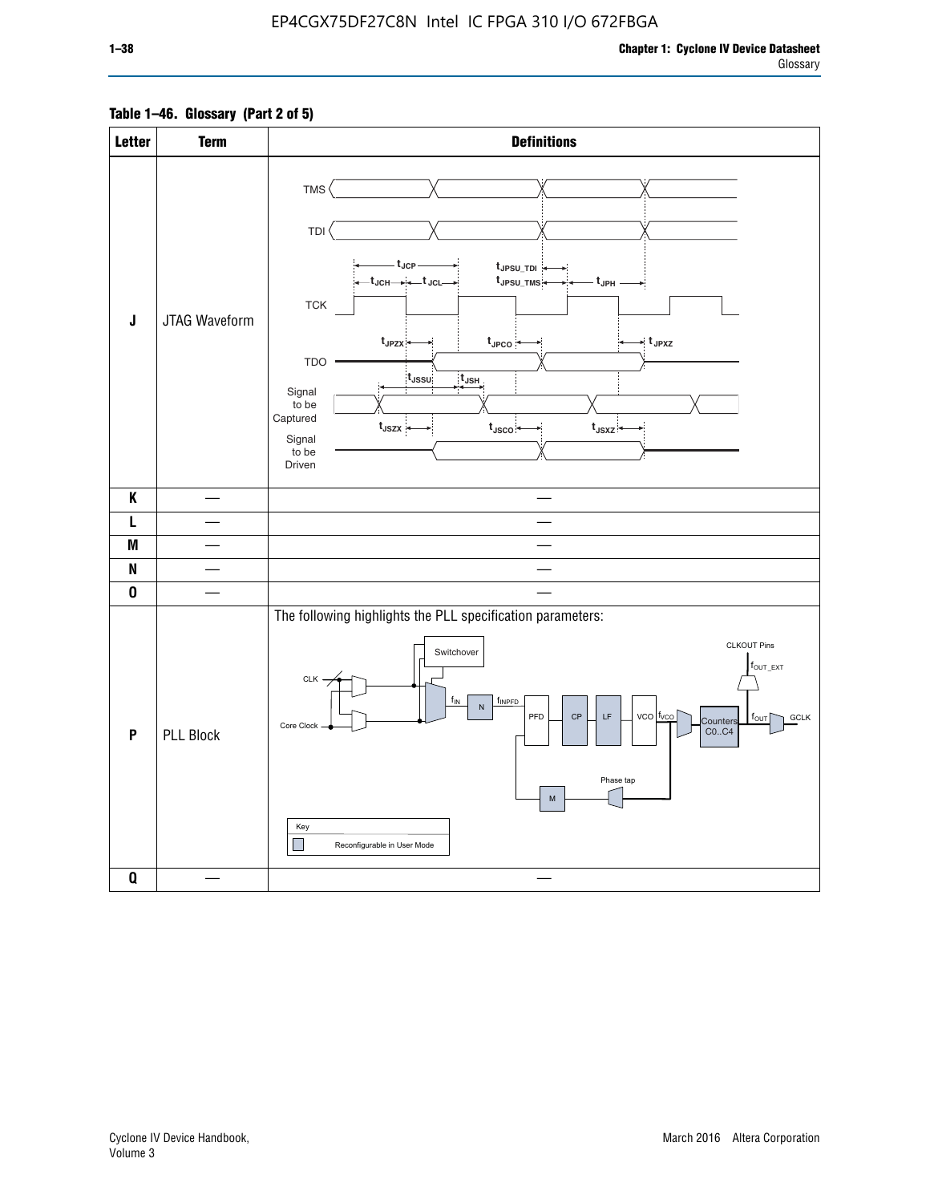**Table 1–46. Glossary (Part 2 of 5)**

| Letter | Term | Definitions |
|---|---|---|
| J | JTAG Waveform | TMS, TDI, TCK, TDO, Signal to be Captured, Signal to be Driven; $t_{JCP}$, $t_{JCH}$, $t_{JCL}$, $t_{JPSU\_TDI}$, $t_{JPSU\_TMS}$, $t_{JPH}$, $t_{JPZX}$, $t_{JPCO}$, $t_{JPXZ}$, $t_{JSSU}$, $t_{JSH}$, $t_{JSZX}$, $t_{JSCO}$, $t_{JSXZ}$ |
| K | — | — |
| L | — | — |
| M | — | — |
| N | — | — |
| O | — | — |
| P | PLL Block | The following highlights the PLL specification parameters: Switchover, CLK, Core Clock, $f_{IN}$, N, $f_{INPFD}$, PFD, CP, LF, VCO, $f_{VCO}$, Counters C0..C4, $f_{OUT}$, GCLK, CLKOUT Pins, $f_{OUT\_EXT}$, Phase tap, M. Key: Reconfigurable in User Mode |
| Q | — | — |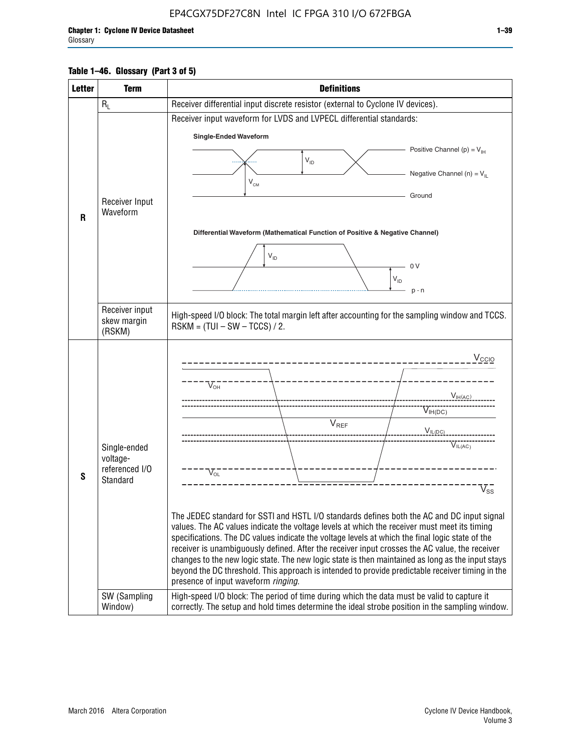**Table 1–46. Glossary (Part 3 of 5)**

| Letter | Term | Definitions |
|---|---|---|
| R | $R_L$ | Receiver differential input discrete resistor (external to Cyclone IV devices). |
| | Receiver Input Waveform | Receiver input waveform for LVDS and LVPECL differential standards:<br><br>Single-Ended Waveform<br>Positive Channel (p) = $V_{IH}$<br>$V_{ID}$<br>Negative Channel (n) = $V_{IL}$<br>$V_{CM}$<br>Ground<br><br>Differential Waveform (Mathematical Function of Positive & Negative Channel)<br>$V_{ID}$<br>0 V<br>$V_{ID}$<br>p - n |
| | Receiver input skew margin (RSKM) | High-speed I/O block: The total margin left after accounting for the sampling window and TCCS. RSKM = (TUI – SW – TCCS) / 2. |
| S | Single-ended voltage-referenced I/O Standard | $V_{CCIO}$<br>$V_{OH}$<br>$V_{IH(AC)}$<br>$V_{IH(DC)}$<br>$V_{REF}$<br>$V_{IL(DC)}$<br>$V_{IL(AC)}$<br>$V_{OL}$<br>$V_{SS}$<br><br>The JEDEC standard for SSTl and HSTL I/O standards defines both the AC and DC input signal values. The AC values indicate the voltage levels at which the receiver must meet its timing specifications. The DC values indicate the voltage levels at which the final logic state of the receiver is unambiguously defined. After the receiver input crosses the AC value, the receiver changes to the new logic state. The new logic state is then maintained as long as the input stays beyond the DC threshold. This approach is intended to provide predictable receiver timing in the presence of input waveform *ringing*. |
| | SW (Sampling Window) | High-speed I/O block: The period of time during which the data must be valid to capture it correctly. The setup and hold times determine the ideal strobe position in the sampling window. |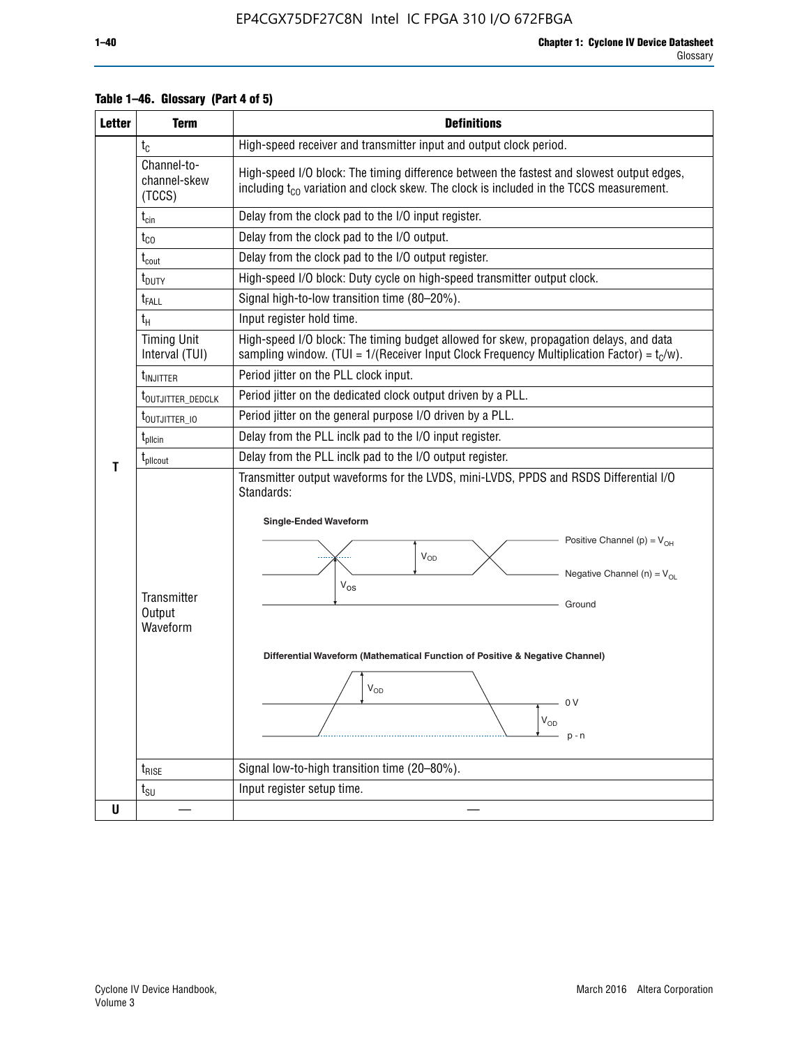**Table 1–46. Glossary (Part 4 of 5)**

| Letter | Term | Definitions |
|---|---|---|
| T | $t_C$ | High-speed receiver and transmitter input and output clock period. |
| | Channel-to-channel-skew (TCCS) | High-speed I/O block: The timing difference between the fastest and slowest output edges, including $t_{CO}$ variation and clock skew. The clock is included in the TCCS measurement. |
| | $t_{cin}$ | Delay from the clock pad to the I/O input register. |
| | $t_{CO}$ | Delay from the clock pad to the I/O output. |
| | $t_{cout}$ | Delay from the clock pad to the I/O output register. |
| | $t_{DUTY}$ | High-speed I/O block: Duty cycle on high-speed transmitter output clock. |
| | $t_{FALL}$ | Signal high-to-low transition time (80–20%). |
| | $t_H$ | Input register hold time. |
| | Timing Unit Interval (TUI) | High-speed I/O block: The timing budget allowed for skew, propagation delays, and data sampling window. (TUI = 1/(Receiver Input Clock Frequency Multiplication Factor) = $t_C/w$). |
| | $t_{INJITTER}$ | Period jitter on the PLL clock input. |
| | $t_{OUTJITTER\_DEDCLK}$ | Period jitter on the dedicated clock output driven by a PLL. |
| | $t_{OUTJITTER\_IO}$ | Period jitter on the general purpose I/O driven by a PLL. |
| | $t_{pllcin}$ | Delay from the PLL inclk pad to the I/O input register. |
| | $t_{pllcout}$ | Delay from the PLL inclk pad to the I/O output register. |
| | Transmitter Output Waveform | Transmitter output waveforms for the LVDS, mini-LVDS, PPDS and RSDS Differential I/O Standards:<br>**Single-Ended Waveform**: Positive Channel (p) = $V_{OH}$; Negative Channel (n) = $V_{OL}$; $V_{OD}$; $V_{OS}$; Ground<br>**Differential Waveform (Mathematical Function of Positive & Negative Channel)**: $V_{OD}$; 0 V; $V_{OD}$; p - n |
| | $t_{RISE}$ | Signal low-to-high transition time (20–80%). |
| | $t_{SU}$ | Input register setup time. |
| U | — | — |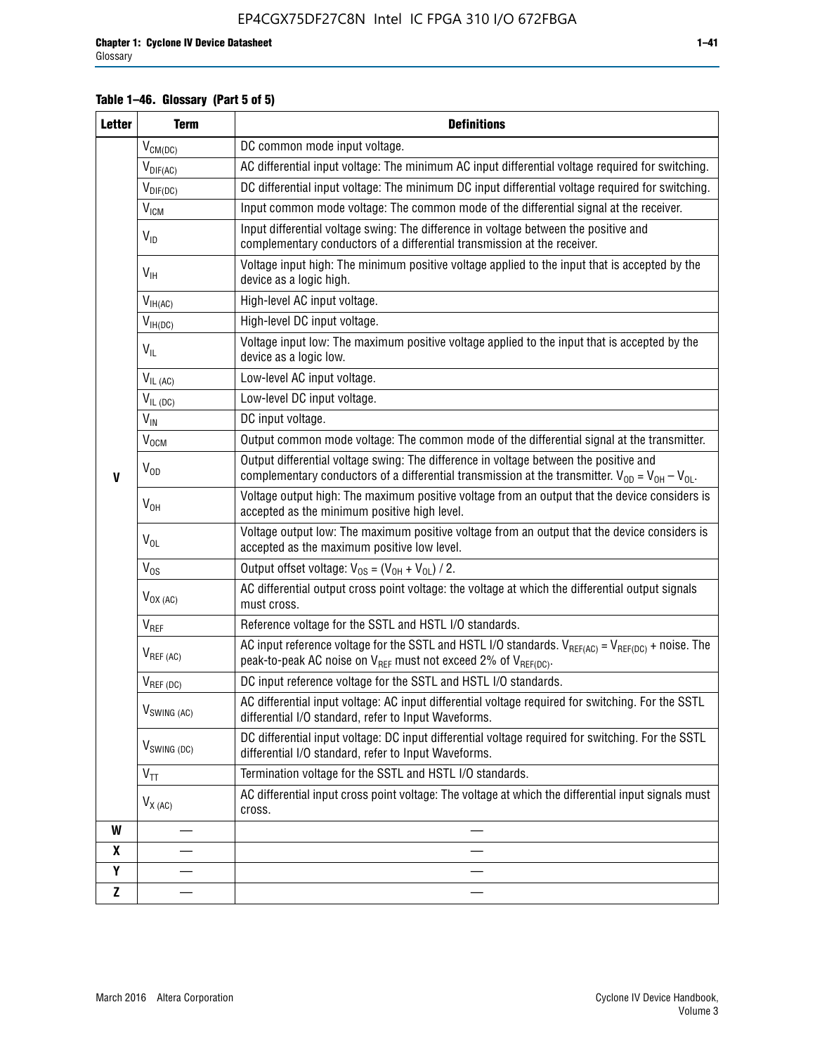**Table 1–46. Glossary (Part 5 of 5)**

| Letter | Term | Definitions |
|---|---|---|
| V | $V_{CM(DC)}$ | DC common mode input voltage. |
| | $V_{DIF(AC)}$ | AC differential input voltage: The minimum AC input differential voltage required for switching. |
| | $V_{DIF(DC)}$ | DC differential input voltage: The minimum DC input differential voltage required for switching. |
| | $V_{ICM}$ | Input common mode voltage: The common mode of the differential signal at the receiver. |
| | $V_{ID}$ | Input differential voltage swing: The difference in voltage between the positive and complementary conductors of a differential transmission at the receiver. |
| | $V_{IH}$ | Voltage input high: The minimum positive voltage applied to the input that is accepted by the device as a logic high. |
| | $V_{IH(AC)}$ | High-level AC input voltage. |
| | $V_{IH(DC)}$ | High-level DC input voltage. |
| | $V_{IL}$ | Voltage input low: The maximum positive voltage applied to the input that is accepted by the device as a logic low. |
| | $V_{IL (AC)}$ | Low-level AC input voltage. |
| | $V_{IL (DC)}$ | Low-level DC input voltage. |
| | $V_{IN}$ | DC input voltage. |
| | $V_{OCM}$ | Output common mode voltage: The common mode of the differential signal at the transmitter. |
| | $V_{OD}$ | Output differential voltage swing: The difference in voltage between the positive and complementary conductors of a differential transmission at the transmitter. $V_{OD} = V_{OH} - V_{OL}$. |
| | $V_{OH}$ | Voltage output high: The maximum positive voltage from an output that the device considers is accepted as the minimum positive high level. |
| | $V_{OL}$ | Voltage output low: The maximum positive voltage from an output that the device considers is accepted as the maximum positive low level. |
| | $V_{OS}$ | Output offset voltage: $V_{OS} = (V_{OH} + V_{OL}) / 2$. |
| | $V_{OX (AC)}$ | AC differential output cross point voltage: the voltage at which the differential output signals must cross. |
| | $V_{REF}$ | Reference voltage for the SSTL and HSTL I/O standards. |
| | $V_{REF (AC)}$ | AC input reference voltage for the SSTL and HSTL I/O standards. $V_{REF(AC)} = V_{REF(DC)}$ + noise. The peak-to-peak AC noise on $V_{REF}$ must not exceed 2% of $V_{REF(DC)}$. |
| | $V_{REF (DC)}$ | DC input reference voltage for the SSTL and HSTL I/O standards. |
| | $V_{SWING (AC)}$ | AC differential input voltage: AC input differential voltage required for switching. For the SSTL differential I/O standard, refer to Input Waveforms. |
| | $V_{SWING (DC)}$ | DC differential input voltage: DC input differential voltage required for switching. For the SSTL differential I/O standard, refer to Input Waveforms. |
| | $V_{TT}$ | Termination voltage for the SSTL and HSTL I/O standards. |
| | $V_{X (AC)}$ | AC differential input cross point voltage: The voltage at which the differential input signals must cross. |
| W | — | — |
| X | — | — |
| Y | — | — |
| Z | — | — |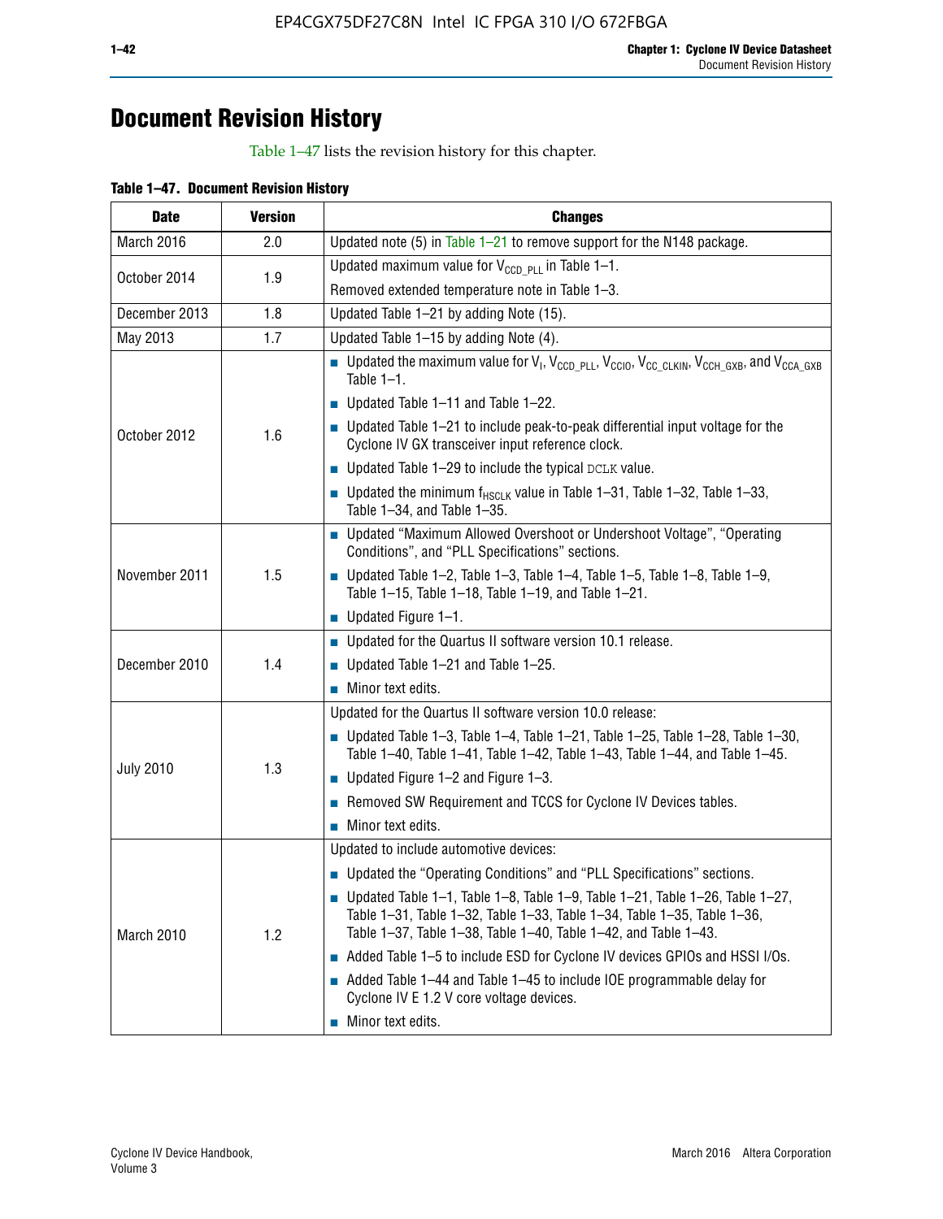# Document Revision History

Table 1–47 lists the revision history for this chapter.

**Table 1–47. Document Revision History**

| Date | Version | Changes |
|---|---|---|
| March 2016 | 2.0 | Updated note (5) in Table 1–21 to remove support for the N148 package. |
| October 2014 | 1.9 | Updated maximum value for $V_{CCD\_PLL}$ in Table 1–1.<br>Removed extended temperature note in Table 1–3. |
| December 2013 | 1.8 | Updated Table 1–21 by adding Note (15). |
| May 2013 | 1.7 | Updated Table 1–15 by adding Note (4). |
| October 2012 | 1.6 | ■ Updated the maximum value for $V_I$, $V_{CCD\_PLL}$, $V_{CCIO}$, $V_{CC\_CLKIN}$, $V_{CCH\_GXB}$, and $V_{CCA\_GXB}$ Table 1–1.<br>■ Updated Table 1–11 and Table 1–22.<br>■ Updated Table 1–21 to include peak-to-peak differential input voltage for the Cyclone IV GX transceiver input reference clock.<br>■ Updated Table 1–29 to include the typical DCLK value.<br>■ Updated the minimum $f_{HSCLK}$ value in Table 1–31, Table 1–32, Table 1–33, Table 1–34, and Table 1–35. |
| November 2011 | 1.5 | ■ Updated "Maximum Allowed Overshoot or Undershoot Voltage", "Operating Conditions", and "PLL Specifications" sections.<br>■ Updated Table 1–2, Table 1–3, Table 1–4, Table 1–5, Table 1–8, Table 1–9, Table 1–15, Table 1–18, Table 1–19, and Table 1–21.<br>■ Updated Figure 1–1. |
| December 2010 | 1.4 | ■ Updated for the Quartus II software version 10.1 release.<br>■ Updated Table 1–21 and Table 1–25.<br>■ Minor text edits. |
| July 2010 | 1.3 | Updated for the Quartus II software version 10.0 release:<br>■ Updated Table 1–3, Table 1–4, Table 1–21, Table 1–25, Table 1–28, Table 1–30, Table 1–40, Table 1–41, Table 1–42, Table 1–43, Table 1–44, and Table 1–45.<br>■ Updated Figure 1–2 and Figure 1–3.<br>■ Removed SW Requirement and TCCS for Cyclone IV Devices tables.<br>■ Minor text edits. |
| March 2010 | 1.2 | Updated to include automotive devices:<br>■ Updated the "Operating Conditions" and "PLL Specifications" sections.<br>■ Updated Table 1–1, Table 1–8, Table 1–9, Table 1–21, Table 1–26, Table 1–27, Table 1–31, Table 1–32, Table 1–33, Table 1–34, Table 1–35, Table 1–36, Table 1–37, Table 1–38, Table 1–40, Table 1–42, and Table 1–43.<br>■ Added Table 1–5 to include ESD for Cyclone IV devices GPIOs and HSSI I/Os.<br>■ Added Table 1–44 and Table 1–45 to include IOE programmable delay for Cyclone IV E 1.2 V core voltage devices.<br>■ Minor text edits. |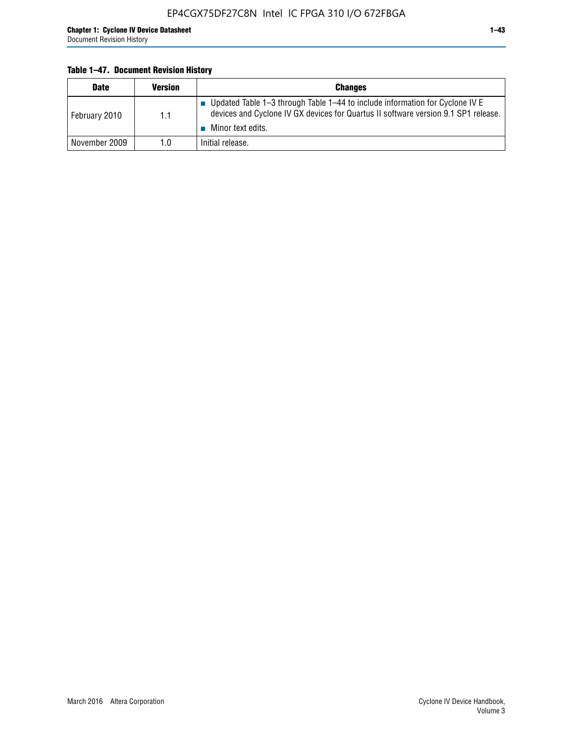**Table 1–47. Document Revision History**

| Date | Version | Changes |
|---|---|---|
| February 2010 | 1.1 | ■ Updated Table 1–3 through Table 1–44 to include information for Cyclone IV E devices and Cyclone IV GX devices for Quartus II software version 9.1 SP1 release.<br>■ Minor text edits. |
| November 2009 | 1.0 | Initial release. |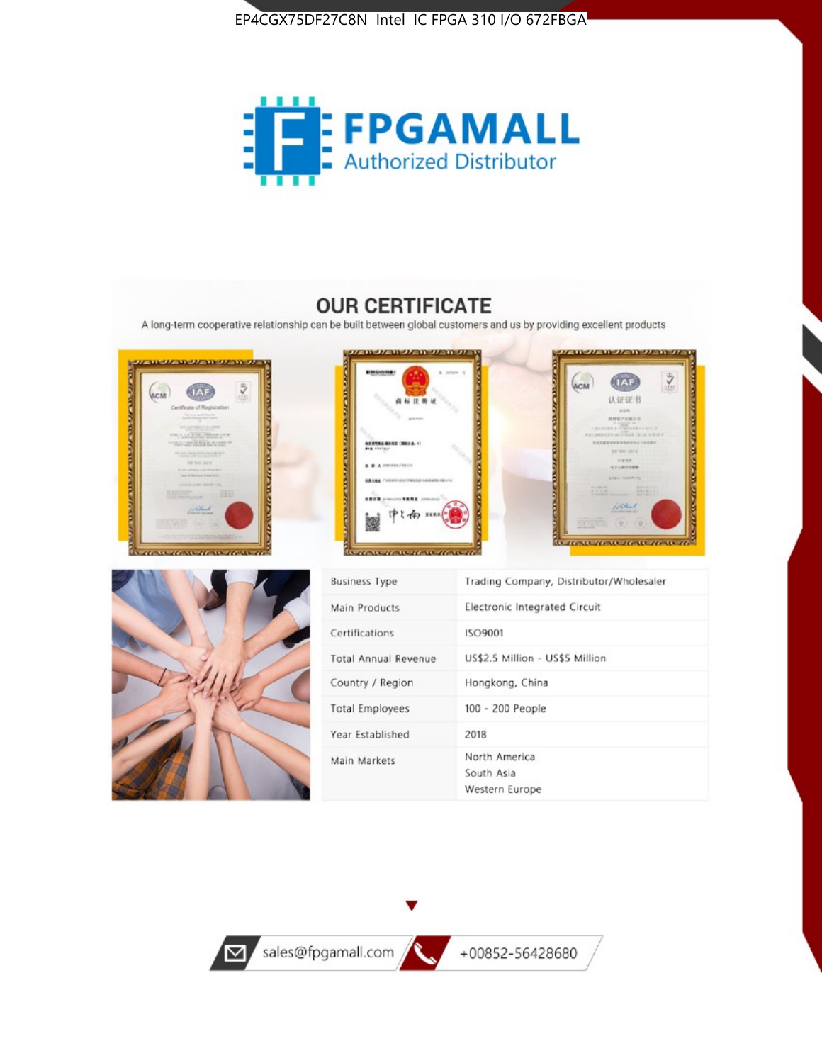FPGAMALL
Authorized Distributor

## OUR CERTIFICATE

A long-term cooperative relationship can be built between global customers and us by providing excellent products

| | |
|---|---|
| Business Type | Trading Company, Distributor/Wholesaler |
| Main Products | Electronic Integrated Circuit |
| Certifications | ISO9001 |
| Total Annual Revenue | US$2.5 Million - US$5 Million |
| Country / Region | Hongkong, China |
| Total Employees | 100 - 200 People |
| Year Established | 2018 |
| Main Markets | North America<br>South Asia<br>Western Europe |

sales@fpgamall.com

+00852-56428680